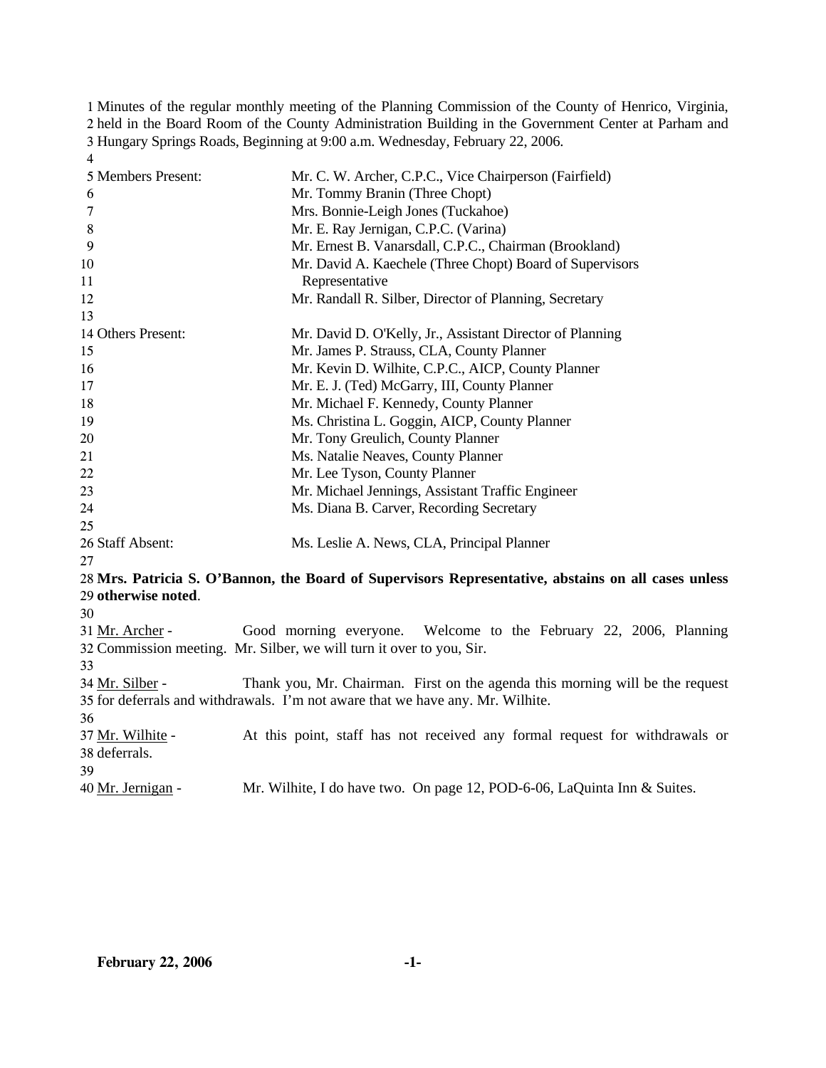Minutes of the regular monthly meeting of the Planning Commission of the County of Henrico, Virginia, held in the Board Room of the County Administration Building in the Government Center at Parham and Hungary Springs Roads, Beginning at 9:00 a.m. Wednesday, February 22, 2006.

| | |
|---|---|
| Members Present: | Mr. C. W. Archer, C.P.C., Vice Chairperson (Fairfield) |
| | Mr. Tommy Branin (Three Chopt) |
| | Mrs. Bonnie-Leigh Jones (Tuckahoe) |
| | Mr. E. Ray Jernigan, C.P.C. (Varina) |
| | Mr. Ernest B. Vanarsdall, C.P.C., Chairman (Brookland) |
| | Mr. David A. Kaechele (Three Chopt) Board of Supervisors Representative |
| | Mr. Randall R. Silber, Director of Planning, Secretary |
| Others Present: | Mr. David D. O'Kelly, Jr., Assistant Director of Planning |
| | Mr. James P. Strauss, CLA, County Planner |
| | Mr. Kevin D. Wilhite, C.P.C., AICP, County Planner |
| | Mr. E. J. (Ted) McGarry, III, County Planner |
| | Mr. Michael F. Kennedy, County Planner |
| | Ms. Christina L. Goggin, AICP, County Planner |
| | Mr. Tony Greulich, County Planner |
| | Ms. Natalie Neaves, County Planner |
| | Mr. Lee Tyson, County Planner |
| | Mr. Michael Jennings, Assistant Traffic Engineer |
| | Ms. Diana B. Carver, Recording Secretary |
| Staff Absent: | Ms. Leslie A. News, CLA, Principal Planner |

**Mrs. Patricia S. O'Bannon, the Board of Supervisors Representative, abstains on all cases unless otherwise noted**.

Mr. Archer - Good morning everyone. Welcome to the February 22, 2006, Planning Commission meeting. Mr. Silber, we will turn it over to you, Sir.

Mr. Silber - Thank you, Mr. Chairman. First on the agenda this morning will be the request for deferrals and withdrawals. I'm not aware that we have any. Mr. Wilhite.

Mr. Wilhite - At this point, staff has not received any formal request for withdrawals or deferrals.

Mr. Jernigan - Mr. Wilhite, I do have two. On page 12, POD-6-06, LaQuinta Inn & Suites.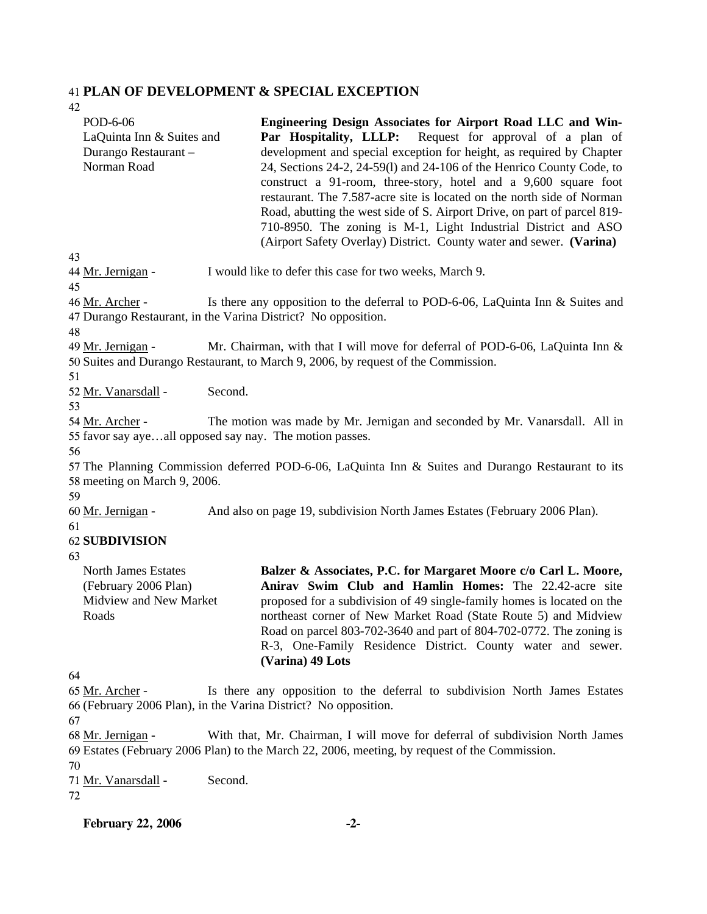**PLAN OF DEVELOPMENT & SPECIAL EXCEPTION**

POD-6-06
LaQuinta Inn & Suites and Durango Restaurant – Norman Road

**Engineering Design Associates for Airport Road LLC and Win-Par Hospitality, LLLP:** Request for approval of a plan of development and special exception for height, as required by Chapter 24, Sections 24-2, 24-59(l) and 24-106 of the Henrico County Code, to construct a 91-room, three-story, hotel and a 9,600 square foot restaurant. The 7.587-acre site is located on the north side of Norman Road, abutting the west side of S. Airport Drive, on part of parcel 819-710-8950. The zoning is M-1, Light Industrial District and ASO (Airport Safety Overlay) District. County water and sewer. **(Varina)**

Mr. Jernigan - I would like to defer this case for two weeks, March 9.

Mr. Archer - Is there any opposition to the deferral to POD-6-06, LaQuinta Inn & Suites and Durango Restaurant, in the Varina District? No opposition.

Mr. Jernigan - Mr. Chairman, with that I will move for deferral of POD-6-06, LaQuinta Inn & Suites and Durango Restaurant, to March 9, 2006, by request of the Commission.

Mr. Vanarsdall - Second.

Mr. Archer - The motion was made by Mr. Jernigan and seconded by Mr. Vanarsdall. All in favor say aye…all opposed say nay. The motion passes.

The Planning Commission deferred POD-6-06, LaQuinta Inn & Suites and Durango Restaurant to its meeting on March 9, 2006.

Mr. Jernigan - And also on page 19, subdivision North James Estates (February 2006 Plan).

**SUBDIVISION**

North James Estates (February 2006 Plan)
Midview and New Market Roads

**Balzer & Associates, P.C. for Margaret Moore c/o Carl L. Moore, Anirav Swim Club and Hamlin Homes:** The 22.42-acre site proposed for a subdivision of 49 single-family homes is located on the northeast corner of New Market Road (State Route 5) and Midview Road on parcel 803-702-3640 and part of 804-702-0772. The zoning is R-3, One-Family Residence District. County water and sewer. **(Varina) 49 Lots**

Mr. Archer - Is there any opposition to the deferral to subdivision North James Estates (February 2006 Plan), in the Varina District? No opposition.

Mr. Jernigan - With that, Mr. Chairman, I will move for deferral of subdivision North James Estates (February 2006 Plan) to the March 22, 2006, meeting, by request of the Commission.

Mr. Vanarsdall - Second.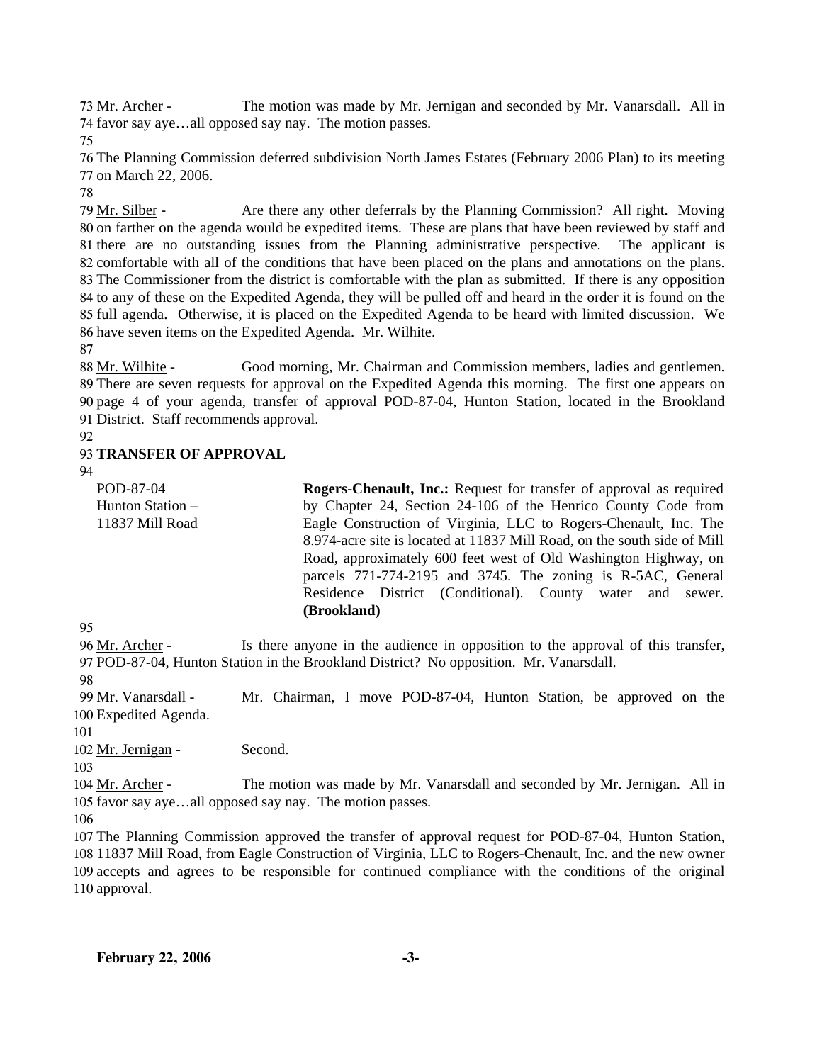Mr. Archer - The motion was made by Mr. Jernigan and seconded by Mr. Vanarsdall. All in favor say aye…all opposed say nay. The motion passes.

The Planning Commission deferred subdivision North James Estates (February 2006 Plan) to its meeting on March 22, 2006.

Mr. Silber - Are there any other deferrals by the Planning Commission? All right. Moving on farther on the agenda would be expedited items. These are plans that have been reviewed by staff and there are no outstanding issues from the Planning administrative perspective. The applicant is comfortable with all of the conditions that have been placed on the plans and annotations on the plans. The Commissioner from the district is comfortable with the plan as submitted. If there is any opposition to any of these on the Expedited Agenda, they will be pulled off and heard in the order it is found on the full agenda. Otherwise, it is placed on the Expedited Agenda to be heard with limited discussion. We have seven items on the Expedited Agenda. Mr. Wilhite.

Mr. Wilhite - Good morning, Mr. Chairman and Commission members, ladies and gentlemen. There are seven requests for approval on the Expedited Agenda this morning. The first one appears on page 4 of your agenda, transfer of approval POD-87-04, Hunton Station, located in the Brookland District. Staff recommends approval.

**TRANSFER OF APPROVAL**

POD-87-04
Hunton Station –
11837 Mill Road

**Rogers-Chenault, Inc.:** Request for transfer of approval as required by Chapter 24, Section 24-106 of the Henrico County Code from Eagle Construction of Virginia, LLC to Rogers-Chenault, Inc. The 8.974-acre site is located at 11837 Mill Road, on the south side of Mill Road, approximately 600 feet west of Old Washington Highway, on parcels 771-774-2195 and 3745. The zoning is R-5AC, General Residence District (Conditional). County water and sewer. **(Brookland)**

Mr. Archer - Is there anyone in the audience in opposition to the approval of this transfer, POD-87-04, Hunton Station in the Brookland District? No opposition. Mr. Vanarsdall.

Mr. Vanarsdall - Mr. Chairman, I move POD-87-04, Hunton Station, be approved on the Expedited Agenda.

Mr. Jernigan - Second.

Mr. Archer - The motion was made by Mr. Vanarsdall and seconded by Mr. Jernigan. All in favor say aye…all opposed say nay. The motion passes.

The Planning Commission approved the transfer of approval request for POD-87-04, Hunton Station, 11837 Mill Road, from Eagle Construction of Virginia, LLC to Rogers-Chenault, Inc. and the new owner accepts and agrees to be responsible for continued compliance with the conditions of the original approval.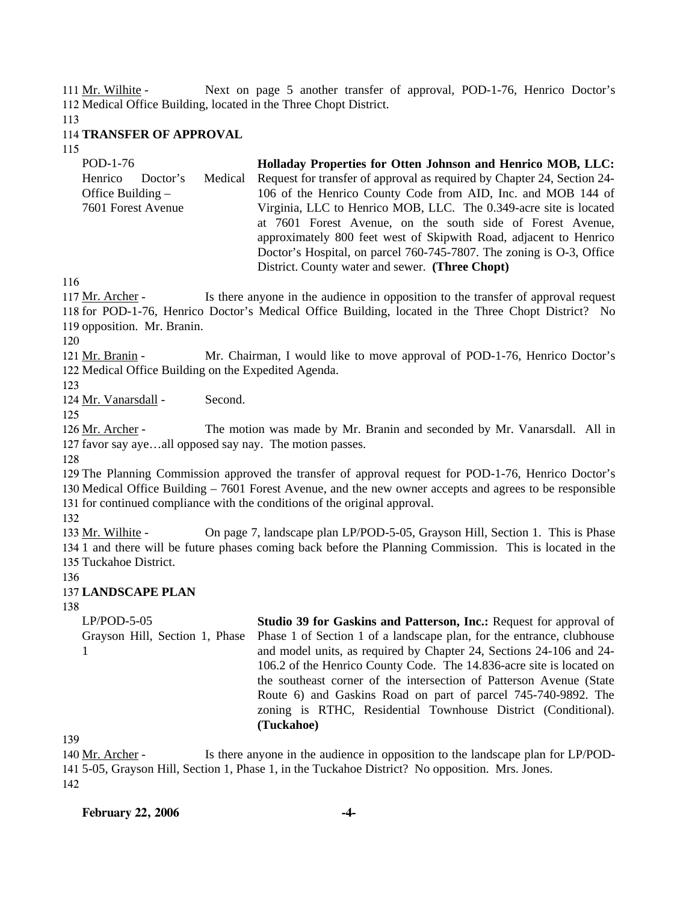111 Mr. Wilhite - Next on page 5 another transfer of approval, POD-1-76, Henrico Doctor's
112 Medical Office Building, located in the Three Chopt District.
113
114 **TRANSFER OF APPROVAL**
115

| | |
|---|---|
| POD-1-76<br>Henrico Doctor's Medical Office Building – 7601 Forest Avenue | **Holladay Properties for Otten Johnson and Henrico MOB, LLC:** Request for transfer of approval as required by Chapter 24, Section 24-106 of the Henrico County Code from AID, Inc. and MOB 144 of Virginia, LLC to Henrico MOB, LLC. The 0.349-acre site is located at 7601 Forest Avenue, on the south side of Forest Avenue, approximately 800 feet west of Skipwith Road, adjacent to Henrico Doctor's Hospital, on parcel 760-745-7807. The zoning is O-3, Office District. County water and sewer. **(Three Chopt)** |

116
117 Mr. Archer - Is there anyone in the audience in opposition to the transfer of approval request
118 for POD-1-76, Henrico Doctor's Medical Office Building, located in the Three Chopt District? No
119 opposition. Mr. Branin.
120
121 Mr. Branin - Mr. Chairman, I would like to move approval of POD-1-76, Henrico Doctor's
122 Medical Office Building on the Expedited Agenda.
123
124 Mr. Vanarsdall - Second.
125
126 Mr. Archer - The motion was made by Mr. Branin and seconded by Mr. Vanarsdall. All in
127 favor say aye…all opposed say nay. The motion passes.
128
129 The Planning Commission approved the transfer of approval request for POD-1-76, Henrico Doctor's
130 Medical Office Building – 7601 Forest Avenue, and the new owner accepts and agrees to be responsible
131 for continued compliance with the conditions of the original approval.
132
133 Mr. Wilhite - On page 7, landscape plan LP/POD-5-05, Grayson Hill, Section 1. This is Phase
134 1 and there will be future phases coming back before the Planning Commission. This is located in the
135 Tuckahoe District.
136
137 **LANDSCAPE PLAN**
138

| | |
|---|---|
| LP/POD-5-05<br>Grayson Hill, Section 1, Phase 1 | **Studio 39 for Gaskins and Patterson, Inc.:** Request for approval of Phase 1 of Section 1 of a landscape plan, for the entrance, clubhouse and model units, as required by Chapter 24, Sections 24-106 and 24-106.2 of the Henrico County Code. The 14.836-acre site is located on the southeast corner of the intersection of Patterson Avenue (State Route 6) and Gaskins Road on part of parcel 745-740-9892. The zoning is RTHC, Residential Townhouse District (Conditional). **(Tuckahoe)** |

139
140 Mr. Archer - Is there anyone in the audience in opposition to the landscape plan for LP/POD-
141 5-05, Grayson Hill, Section 1, Phase 1, in the Tuckahoe District? No opposition. Mrs. Jones.
142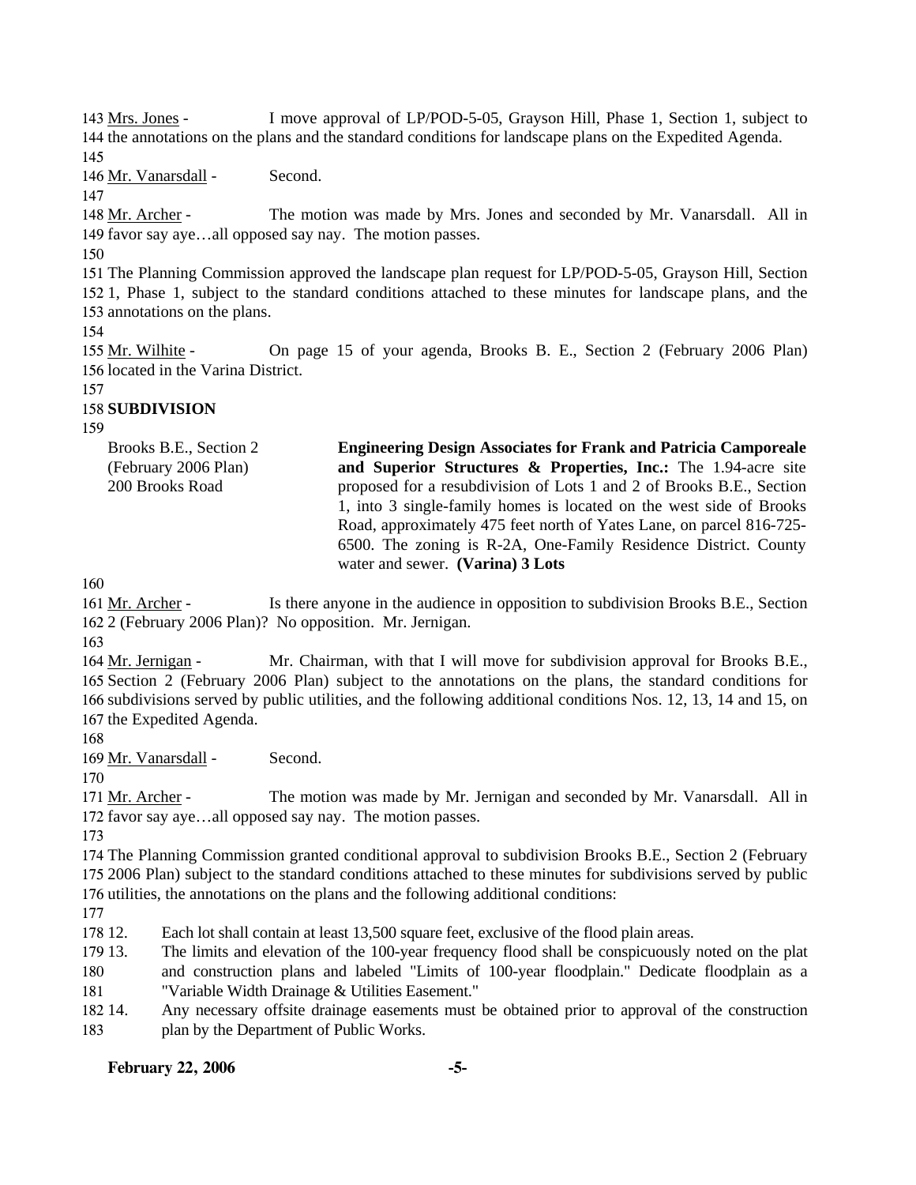143 Mrs. Jones - I move approval of LP/POD-5-05, Grayson Hill, Phase 1, Section 1, subject to 144 the annotations on the plans and the standard conditions for landscape plans on the Expedited Agenda.

145

146 Mr. Vanarsdall - Second.

147

148 Mr. Archer - The motion was made by Mrs. Jones and seconded by Mr. Vanarsdall. All in 149 favor say aye…all opposed say nay. The motion passes.

150

151 The Planning Commission approved the landscape plan request for LP/POD-5-05, Grayson Hill, Section 152 1, Phase 1, subject to the standard conditions attached to these minutes for landscape plans, and the 153 annotations on the plans.

154

155 Mr. Wilhite - On page 15 of your agenda, Brooks B. E., Section 2 (February 2006 Plan) 156 located in the Varina District.

157

158 **SUBDIVISION**

159

| | |
|---|---|
| Brooks B.E., Section 2 (February 2006 Plan) 200 Brooks Road | **Engineering Design Associates for Frank and Patricia Camporeale and Superior Structures & Properties, Inc.:** The 1.94-acre site proposed for a resubdivision of Lots 1 and 2 of Brooks B.E., Section 1, into 3 single-family homes is located on the west side of Brooks Road, approximately 475 feet north of Yates Lane, on parcel 816-725-6500. The zoning is R-2A, One-Family Residence District. County water and sewer. **(Varina) 3 Lots** |

160

161 Mr. Archer - Is there anyone in the audience in opposition to subdivision Brooks B.E., Section 162 2 (February 2006 Plan)? No opposition. Mr. Jernigan.

163

164 Mr. Jernigan - Mr. Chairman, with that I will move for subdivision approval for Brooks B.E., 165 Section 2 (February 2006 Plan) subject to the annotations on the plans, the standard conditions for 166 subdivisions served by public utilities, and the following additional conditions Nos. 12, 13, 14 and 15, on 167 the Expedited Agenda.

168

169 Mr. Vanarsdall - Second.

170

171 Mr. Archer - The motion was made by Mr. Jernigan and seconded by Mr. Vanarsdall. All in 172 favor say aye…all opposed say nay. The motion passes.

173

174 The Planning Commission granted conditional approval to subdivision Brooks B.E., Section 2 (February 175 2006 Plan) subject to the standard conditions attached to these minutes for subdivisions served by public 176 utilities, the annotations on the plans and the following additional conditions:

177

178 12. Each lot shall contain at least 13,500 square feet, exclusive of the flood plain areas.

179 13. The limits and elevation of the 100-year frequency flood shall be conspicuously noted on the plat 180 and construction plans and labeled "Limits of 100-year floodplain." Dedicate floodplain as a 181 "Variable Width Drainage & Utilities Easement."

182 14. Any necessary offsite drainage easements must be obtained prior to approval of the construction 183 plan by the Department of Public Works.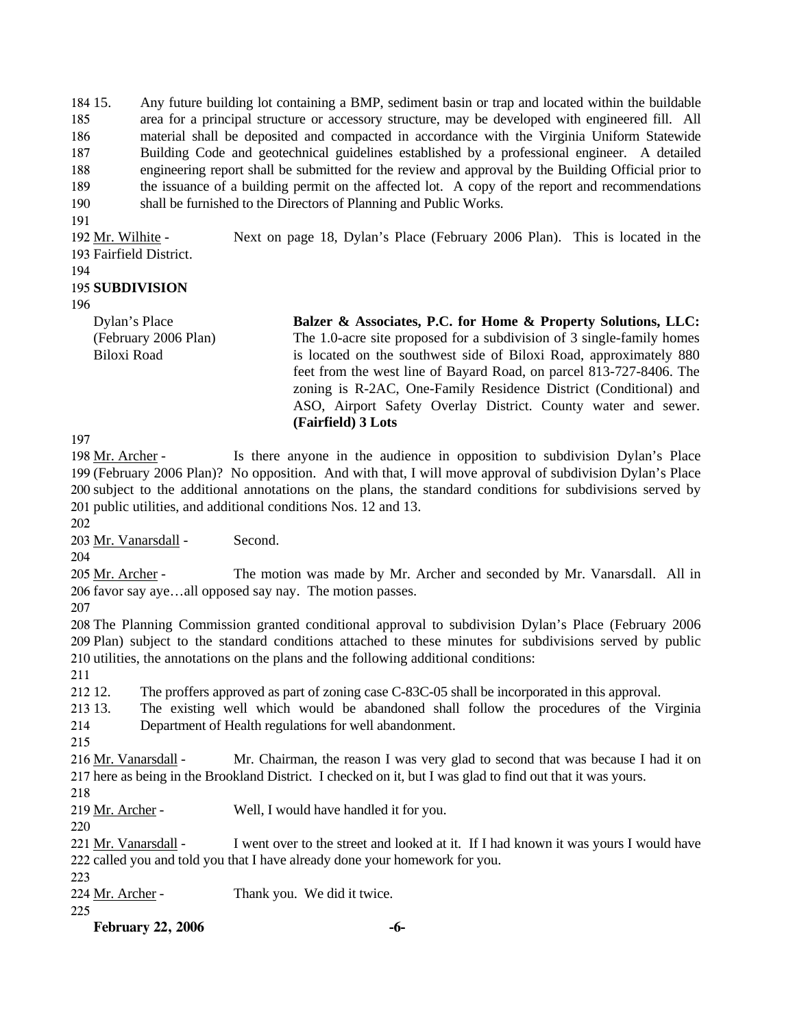15. Any future building lot containing a BMP, sediment basin or trap and located within the buildable area for a principal structure or accessory structure, may be developed with engineered fill. All material shall be deposited and compacted in accordance with the Virginia Uniform Statewide Building Code and geotechnical guidelines established by a professional engineer. A detailed engineering report shall be submitted for the review and approval by the Building Official prior to the issuance of a building permit on the affected lot. A copy of the report and recommendations shall be furnished to the Directors of Planning and Public Works.

Mr. Wilhite - Next on page 18, Dylan's Place (February 2006 Plan). This is located in the Fairfield District.

**SUBDIVISION**

| | |
|---|---|
| Dylan's Place (February 2006 Plan) Biloxi Road | **Balzer & Associates, P.C. for Home & Property Solutions, LLC:** The 1.0-acre site proposed for a subdivision of 3 single-family homes is located on the southwest side of Biloxi Road, approximately 880 feet from the west line of Bayard Road, on parcel 813-727-8406. The zoning is R-2AC, One-Family Residence District (Conditional) and ASO, Airport Safety Overlay District. County water and sewer. **(Fairfield) 3 Lots** |

Mr. Archer - Is there anyone in the audience in opposition to subdivision Dylan's Place (February 2006 Plan)? No opposition. And with that, I will move approval of subdivision Dylan's Place subject to the additional annotations on the plans, the standard conditions for subdivisions served by public utilities, and additional conditions Nos. 12 and 13.

Mr. Vanarsdall - Second.

Mr. Archer - The motion was made by Mr. Archer and seconded by Mr. Vanarsdall. All in favor say aye…all opposed say nay. The motion passes.

The Planning Commission granted conditional approval to subdivision Dylan's Place (February 2006 Plan) subject to the standard conditions attached to these minutes for subdivisions served by public utilities, the annotations on the plans and the following additional conditions:

12. The proffers approved as part of zoning case C-83C-05 shall be incorporated in this approval.
13. The existing well which would be abandoned shall follow the procedures of the Virginia Department of Health regulations for well abandonment.

Mr. Vanarsdall - Mr. Chairman, the reason I was very glad to second that was because I had it on here as being in the Brookland District. I checked on it, but I was glad to find out that it was yours.

Mr. Archer - Well, I would have handled it for you.

Mr. Vanarsdall - I went over to the street and looked at it. If I had known it was yours I would have called you and told you that I have already done your homework for you.

Mr. Archer - Thank you. We did it twice.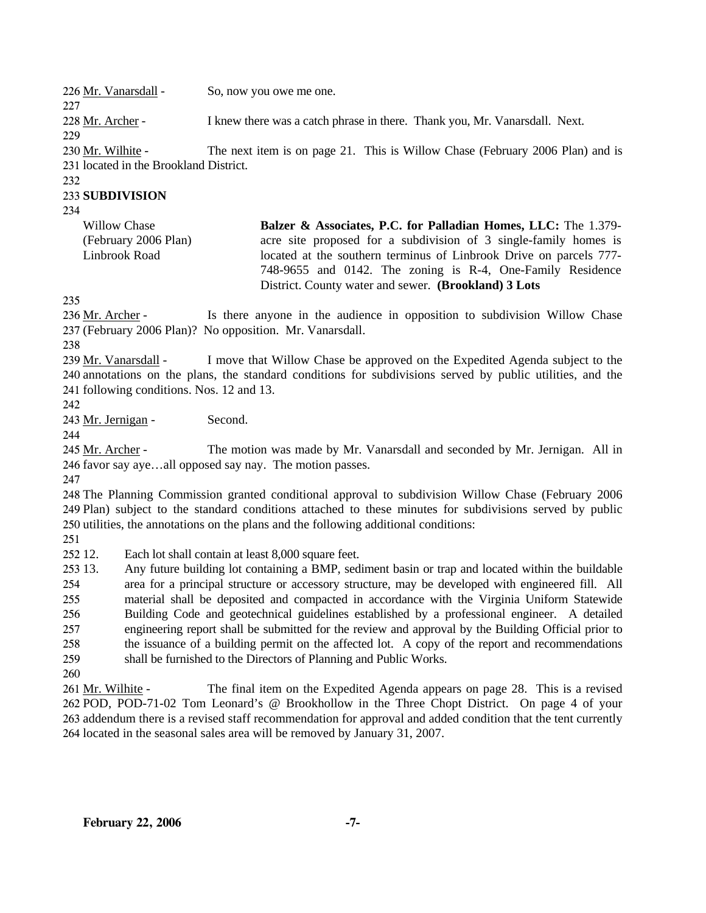Mr. Vanarsdall - So, now you owe me one.

Mr. Archer - I knew there was a catch phrase in there. Thank you, Mr. Vanarsdall. Next.

Mr. Wilhite - The next item is on page 21. This is Willow Chase (February 2006 Plan) and is located in the Brookland District.

**SUBDIVISION**

| | |
|---|---|
| Willow Chase (February 2006 Plan) Linbrook Road | **Balzer & Associates, P.C. for Palladian Homes, LLC:** The 1.379-acre site proposed for a subdivision of 3 single-family homes is located at the southern terminus of Linbrook Drive on parcels 777-748-9655 and 0142. The zoning is R-4, One-Family Residence District. County water and sewer. **(Brookland) 3 Lots** |

Mr. Archer - Is there anyone in the audience in opposition to subdivision Willow Chase (February 2006 Plan)? No opposition. Mr. Vanarsdall.

Mr. Vanarsdall - I move that Willow Chase be approved on the Expedited Agenda subject to the annotations on the plans, the standard conditions for subdivisions served by public utilities, and the following conditions. Nos. 12 and 13.

Mr. Jernigan - Second.

Mr. Archer - The motion was made by Mr. Vanarsdall and seconded by Mr. Jernigan. All in favor say aye…all opposed say nay. The motion passes.

The Planning Commission granted conditional approval to subdivision Willow Chase (February 2006 Plan) subject to the standard conditions attached to these minutes for subdivisions served by public utilities, the annotations on the plans and the following additional conditions:

12. Each lot shall contain at least 8,000 square feet.
13. Any future building lot containing a BMP, sediment basin or trap and located within the buildable area for a principal structure or accessory structure, may be developed with engineered fill. All material shall be deposited and compacted in accordance with the Virginia Uniform Statewide Building Code and geotechnical guidelines established by a professional engineer. A detailed engineering report shall be submitted for the review and approval by the Building Official prior to the issuance of a building permit on the affected lot. A copy of the report and recommendations shall be furnished to the Directors of Planning and Public Works.

Mr. Wilhite - The final item on the Expedited Agenda appears on page 28. This is a revised POD, POD-71-02 Tom Leonard's @ Brookhollow in the Three Chopt District. On page 4 of your addendum there is a revised staff recommendation for approval and added condition that the tent currently located in the seasonal sales area will be removed by January 31, 2007.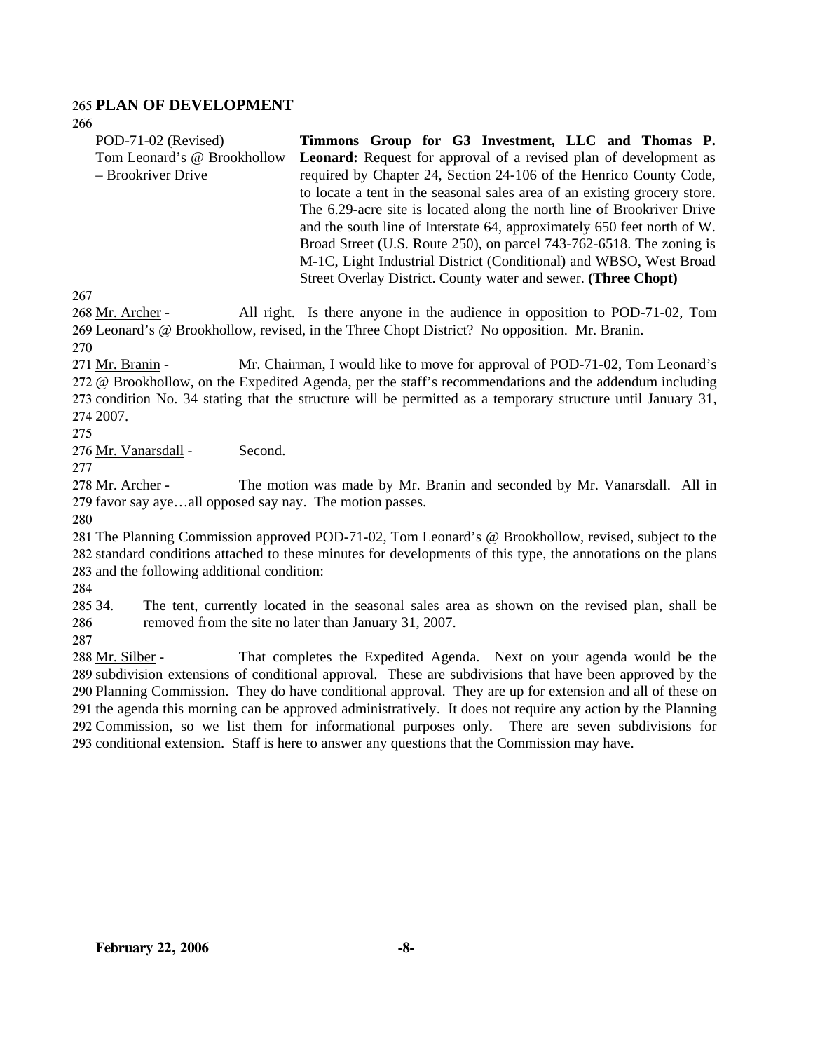## PLAN OF DEVELOPMENT

POD-71-02 (Revised)
Tom Leonard's @ Brookhollow – Brookriver Drive

**Timmons Group for G3 Investment, LLC and Thomas P. Leonard:** Request for approval of a revised plan of development as required by Chapter 24, Section 24-106 of the Henrico County Code, to locate a tent in the seasonal sales area of an existing grocery store. The 6.29-acre site is located along the north line of Brookriver Drive and the south line of Interstate 64, approximately 650 feet north of W. Broad Street (U.S. Route 250), on parcel 743-762-6518. The zoning is M-1C, Light Industrial District (Conditional) and WBSO, West Broad Street Overlay District. County water and sewer. **(Three Chopt)**

Mr. Archer - All right. Is there anyone in the audience in opposition to POD-71-02, Tom Leonard's @ Brookhollow, revised, in the Three Chopt District? No opposition. Mr. Branin.

Mr. Branin - Mr. Chairman, I would like to move for approval of POD-71-02, Tom Leonard's @ Brookhollow, on the Expedited Agenda, per the staff's recommendations and the addendum including condition No. 34 stating that the structure will be permitted as a temporary structure until January 31, 2007.

Mr. Vanarsdall - Second.

Mr. Archer - The motion was made by Mr. Branin and seconded by Mr. Vanarsdall. All in favor say aye…all opposed say nay. The motion passes.

The Planning Commission approved POD-71-02, Tom Leonard's @ Brookhollow, revised, subject to the standard conditions attached to these minutes for developments of this type, the annotations on the plans and the following additional condition:

34. The tent, currently located in the seasonal sales area as shown on the revised plan, shall be removed from the site no later than January 31, 2007.

Mr. Silber - That completes the Expedited Agenda. Next on your agenda would be the subdivision extensions of conditional approval. These are subdivisions that have been approved by the Planning Commission. They do have conditional approval. They are up for extension and all of these on the agenda this morning can be approved administratively. It does not require any action by the Planning Commission, so we list them for informational purposes only. There are seven subdivisions for conditional extension. Staff is here to answer any questions that the Commission may have.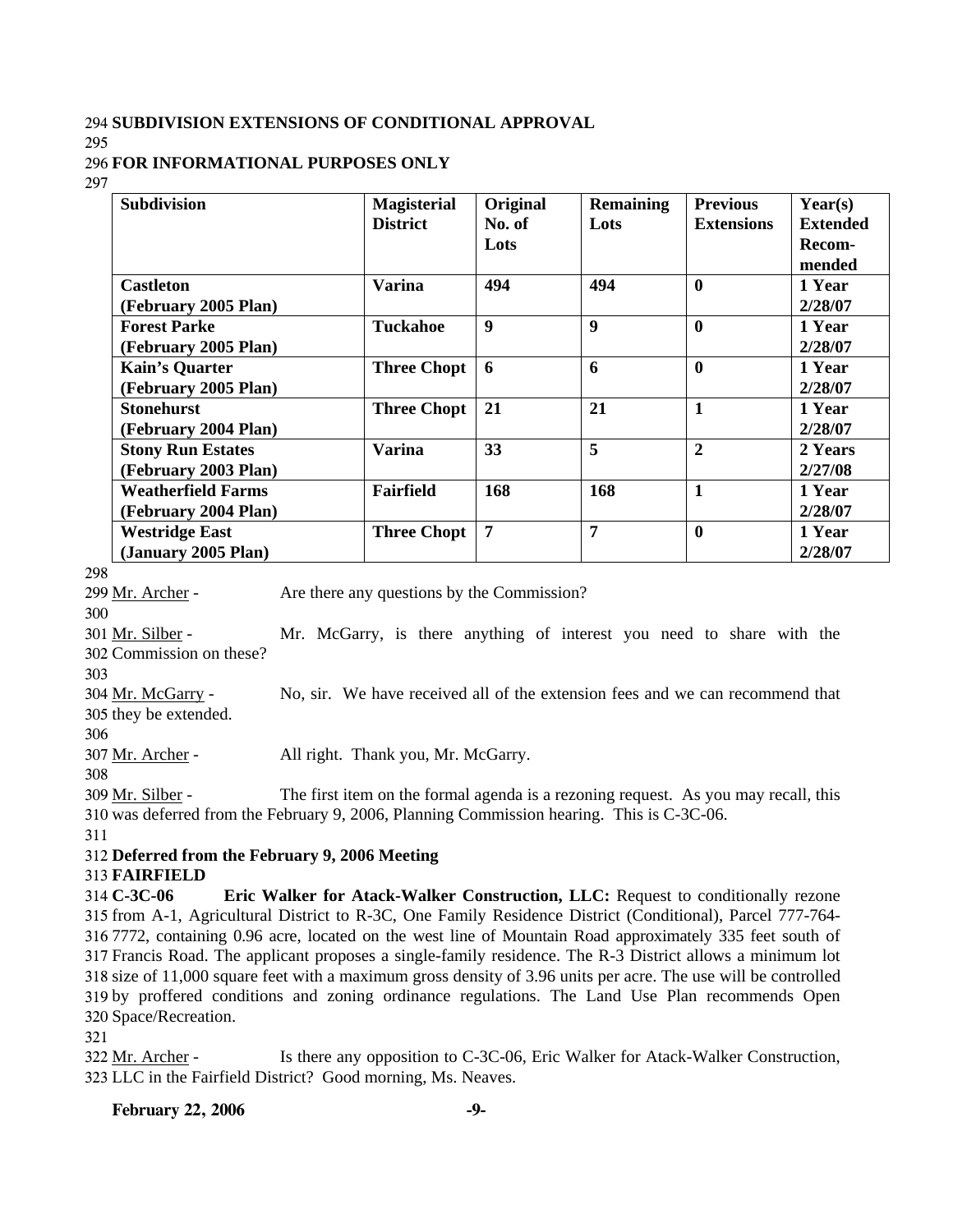294 **SUBDIVISION EXTENSIONS OF CONDITIONAL APPROVAL**
295
296 **FOR INFORMATIONAL PURPOSES ONLY**
297

| Subdivision | Magisterial District | Original No. of Lots | Remaining Lots | Previous Extensions | Year(s) Extended Recom-mended |
|---|---|---|---|---|---|
| **Castleton (February 2005 Plan)** | **Varina** | **494** | **494** | **0** | **1 Year 2/28/07** |
| **Forest Parke (February 2005 Plan)** | **Tuckahoe** | **9** | **9** | **0** | **1 Year 2/28/07** |
| **Kain's Quarter (February 2005 Plan)** | **Three Chopt** | **6** | **6** | **0** | **1 Year 2/28/07** |
| **Stonehurst (February 2004 Plan)** | **Three Chopt** | **21** | **21** | **1** | **1 Year 2/28/07** |
| **Stony Run Estates (February 2003 Plan)** | **Varina** | **33** | **5** | **2** | **2 Years 2/27/08** |
| **Weatherfield Farms (February 2004 Plan)** | **Fairfield** | **168** | **168** | **1** | **1 Year 2/28/07** |
| **Westridge East (January 2005 Plan)** | **Three Chopt** | **7** | **7** | **0** | **1 Year 2/28/07** |

298
299 Mr. Archer - Are there any questions by the Commission?
300
301 Mr. Silber - Mr. McGarry, is there anything of interest you need to share with the
302 Commission on these?
303
304 Mr. McGarry - No, sir. We have received all of the extension fees and we can recommend that
305 they be extended.
306
307 Mr. Archer - All right. Thank you, Mr. McGarry.
308
309 Mr. Silber - The first item on the formal agenda is a rezoning request. As you may recall, this
310 was deferred from the February 9, 2006, Planning Commission hearing. This is C-3C-06.
311
312 **Deferred from the February 9, 2006 Meeting**
313 **FAIRFIELD**
314 **C-3C-06 Eric Walker for Atack-Walker Construction, LLC:** Request to conditionally rezone
315 from A-1, Agricultural District to R-3C, One Family Residence District (Conditional), Parcel 777-764-
316 7772, containing 0.96 acre, located on the west line of Mountain Road approximately 335 feet south of
317 Francis Road. The applicant proposes a single-family residence. The R-3 District allows a minimum lot
318 size of 11,000 square feet with a maximum gross density of 3.96 units per acre. The use will be controlled
319 by proffered conditions and zoning ordinance regulations. The Land Use Plan recommends Open
320 Space/Recreation.
321
322 Mr. Archer - Is there any opposition to C-3C-06, Eric Walker for Atack-Walker Construction,
323 LLC in the Fairfield District? Good morning, Ms. Neaves.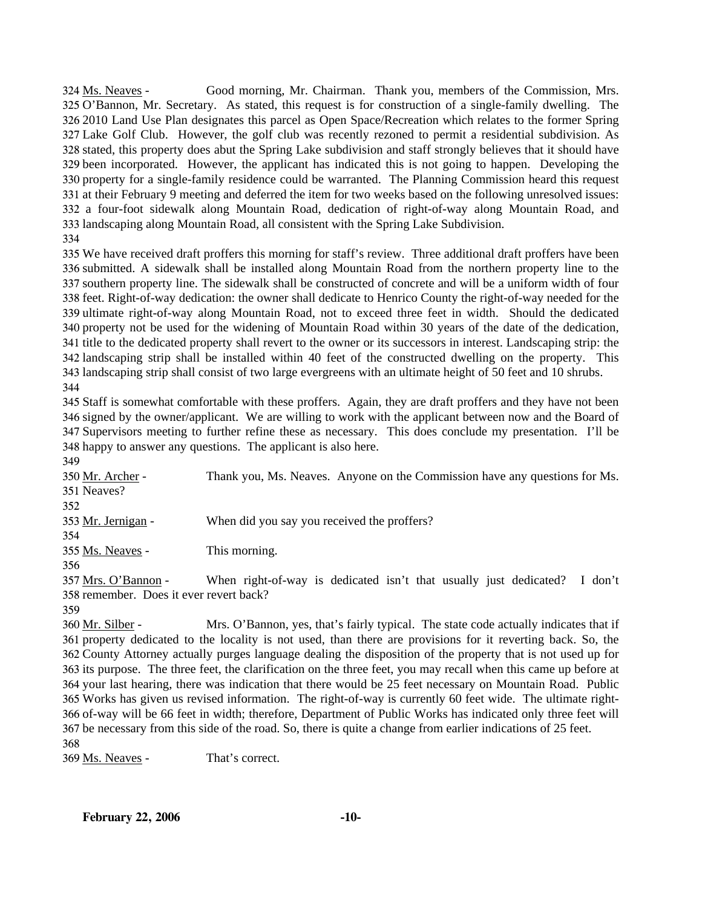324 Ms. Neaves - Good morning, Mr. Chairman. Thank you, members of the Commission, Mrs. 325 O'Bannon, Mr. Secretary. As stated, this request is for construction of a single-family dwelling. The 326 2010 Land Use Plan designates this parcel as Open Space/Recreation which relates to the former Spring 327 Lake Golf Club. However, the golf club was recently rezoned to permit a residential subdivision. As 328 stated, this property does abut the Spring Lake subdivision and staff strongly believes that it should have 329 been incorporated. However, the applicant has indicated this is not going to happen. Developing the 330 property for a single-family residence could be warranted. The Planning Commission heard this request 331 at their February 9 meeting and deferred the item for two weeks based on the following unresolved issues: 332 a four-foot sidewalk along Mountain Road, dedication of right-of-way along Mountain Road, and 333 landscaping along Mountain Road, all consistent with the Spring Lake Subdivision.
334
335 We have received draft proffers this morning for staff's review. Three additional draft proffers have been 336 submitted. A sidewalk shall be installed along Mountain Road from the northern property line to the 337 southern property line. The sidewalk shall be constructed of concrete and will be a uniform width of four 338 feet. Right-of-way dedication: the owner shall dedicate to Henrico County the right-of-way needed for the 339 ultimate right-of-way along Mountain Road, not to exceed three feet in width. Should the dedicated 340 property not be used for the widening of Mountain Road within 30 years of the date of the dedication, 341 title to the dedicated property shall revert to the owner or its successors in interest. Landscaping strip: the 342 landscaping strip shall be installed within 40 feet of the constructed dwelling on the property. This 343 landscaping strip shall consist of two large evergreens with an ultimate height of 50 feet and 10 shrubs.
344
345 Staff is somewhat comfortable with these proffers. Again, they are draft proffers and they have not been 346 signed by the owner/applicant. We are willing to work with the applicant between now and the Board of 347 Supervisors meeting to further refine these as necessary. This does conclude my presentation. I'll be 348 happy to answer any questions. The applicant is also here.
349
350 Mr. Archer - Thank you, Ms. Neaves. Anyone on the Commission have any questions for Ms. 351 Neaves?
352
353 Mr. Jernigan - When did you say you received the proffers?
354
355 Ms. Neaves - This morning.
356
357 Mrs. O'Bannon - When right-of-way is dedicated isn't that usually just dedicated? I don't 358 remember. Does it ever revert back?
359
360 Mr. Silber - Mrs. O'Bannon, yes, that's fairly typical. The state code actually indicates that if 361 property dedicated to the locality is not used, than there are provisions for it reverting back. So, the 362 County Attorney actually purges language dealing the disposition of the property that is not used up for 363 its purpose. The three feet, the clarification on the three feet, you may recall when this came up before at 364 your last hearing, there was indication that there would be 25 feet necessary on Mountain Road. Public 365 Works has given us revised information. The right-of-way is currently 60 feet wide. The ultimate right-366 of-way will be 66 feet in width; therefore, Department of Public Works has indicated only three feet will 367 be necessary from this side of the road. So, there is quite a change from earlier indications of 25 feet.
368
369 Ms. Neaves - That's correct.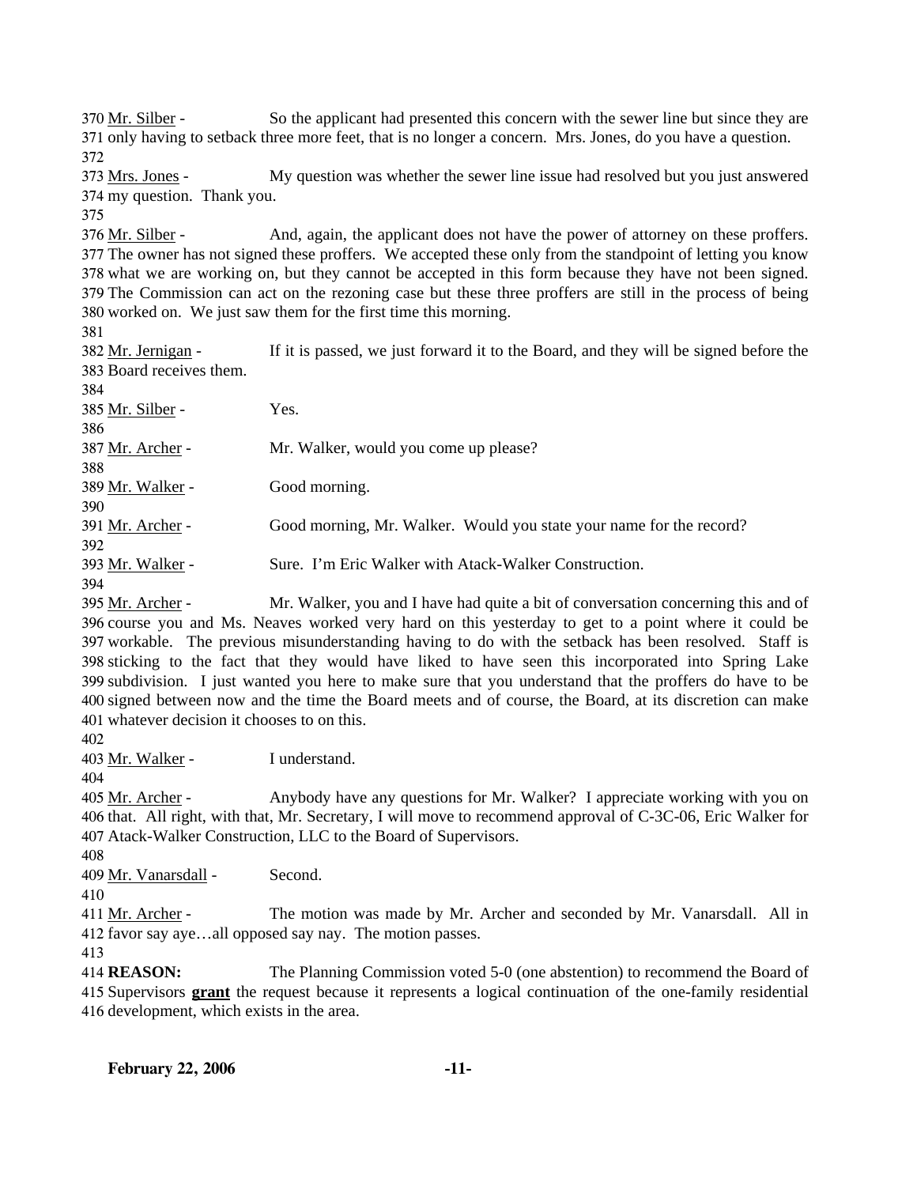370 Mr. Silber - So the applicant had presented this concern with the sewer line but since they are
371 only having to setback three more feet, that is no longer a concern. Mrs. Jones, do you have a question.
372
373 Mrs. Jones - My question was whether the sewer line issue had resolved but you just answered
374 my question. Thank you.
375
376 Mr. Silber - And, again, the applicant does not have the power of attorney on these proffers.
377 The owner has not signed these proffers. We accepted these only from the standpoint of letting you know
378 what we are working on, but they cannot be accepted in this form because they have not been signed.
379 The Commission can act on the rezoning case but these three proffers are still in the process of being
380 worked on. We just saw them for the first time this morning.
381
382 Mr. Jernigan - If it is passed, we just forward it to the Board, and they will be signed before the
383 Board receives them.
384
385 Mr. Silber - Yes.
386
387 Mr. Archer - Mr. Walker, would you come up please?
388
389 Mr. Walker - Good morning.
390
391 Mr. Archer - Good morning, Mr. Walker. Would you state your name for the record?
392
393 Mr. Walker - Sure. I'm Eric Walker with Atack-Walker Construction.
394
395 Mr. Archer - Mr. Walker, you and I have had quite a bit of conversation concerning this and of
396 course you and Ms. Neaves worked very hard on this yesterday to get to a point where it could be
397 workable. The previous misunderstanding having to do with the setback has been resolved. Staff is
398 sticking to the fact that they would have liked to have seen this incorporated into Spring Lake
399 subdivision. I just wanted you here to make sure that you understand that the proffers do have to be
400 signed between now and the time the Board meets and of course, the Board, at its discretion can make
401 whatever decision it chooses to on this.
402
403 Mr. Walker - I understand.
404
405 Mr. Archer - Anybody have any questions for Mr. Walker? I appreciate working with you on
406 that. All right, with that, Mr. Secretary, I will move to recommend approval of C-3C-06, Eric Walker for
407 Atack-Walker Construction, LLC to the Board of Supervisors.
408
409 Mr. Vanarsdall - Second.
410
411 Mr. Archer - The motion was made by Mr. Archer and seconded by Mr. Vanarsdall. All in
412 favor say aye…all opposed say nay. The motion passes.
413
414 **REASON:** The Planning Commission voted 5-0 (one abstention) to recommend the Board of
415 Supervisors **grant** the request because it represents a logical continuation of the one-family residential
416 development, which exists in the area.

**February 22, 2006**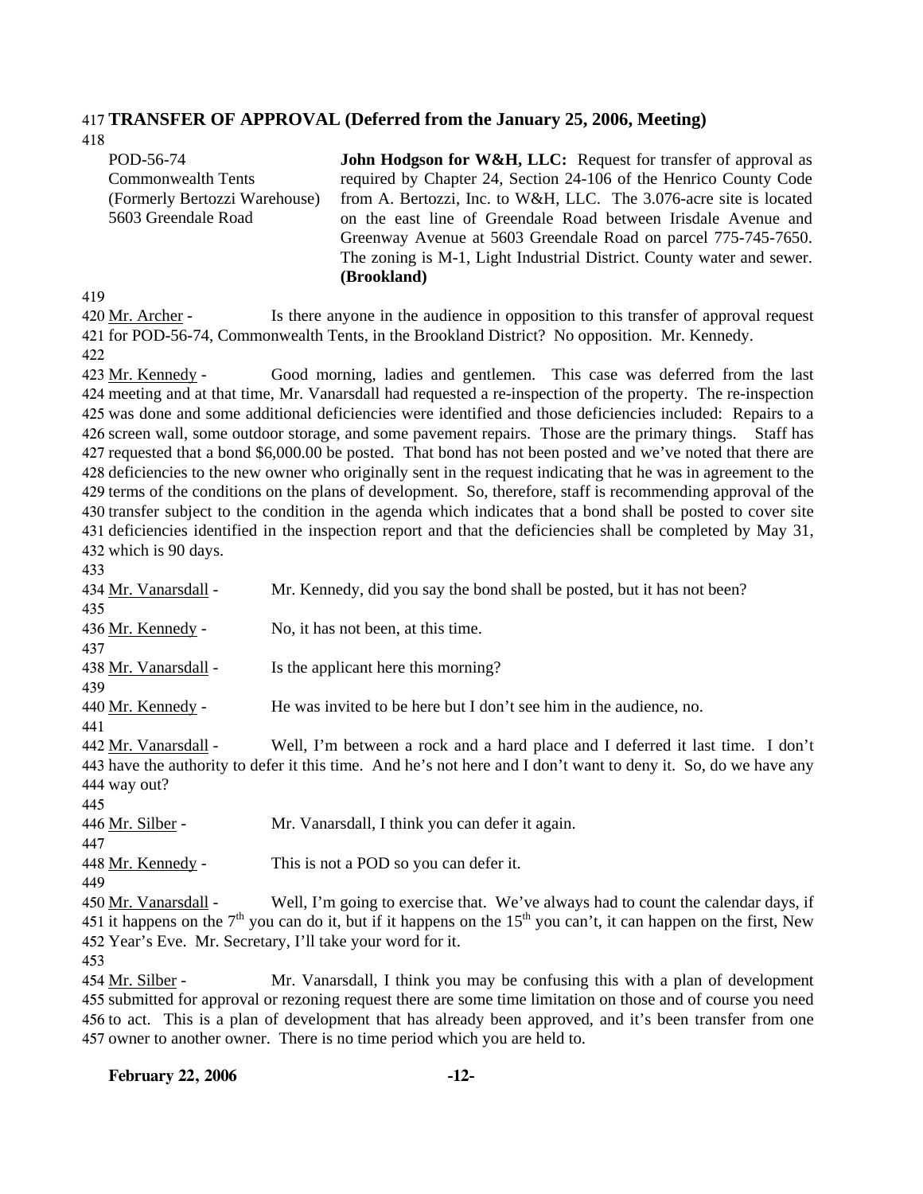## TRANSFER OF APPROVAL (Deferred from the January 25, 2006, Meeting)

POD-56-74
Commonwealth Tents
(Formerly Bertozzi Warehouse)
5603 Greendale Road

**John Hodgson for W&H, LLC:** Request for transfer of approval as required by Chapter 24, Section 24-106 of the Henrico County Code from A. Bertozzi, Inc. to W&H, LLC. The 3.076-acre site is located on the east line of Greendale Road between Irisdale Avenue and Greenway Avenue at 5603 Greendale Road on parcel 775-745-7650. The zoning is M-1, Light Industrial District. County water and sewer. **(Brookland)**

Mr. Archer - Is there anyone in the audience in opposition to this transfer of approval request for POD-56-74, Commonwealth Tents, in the Brookland District? No opposition. Mr. Kennedy.

Mr. Kennedy - Good morning, ladies and gentlemen. This case was deferred from the last meeting and at that time, Mr. Vanarsdall had requested a re-inspection of the property. The re-inspection was done and some additional deficiencies were identified and those deficiencies included: Repairs to a screen wall, some outdoor storage, and some pavement repairs. Those are the primary things. Staff has requested that a bond $6,000.00 be posted. That bond has not been posted and we've noted that there are deficiencies to the new owner who originally sent in the request indicating that he was in agreement to the terms of the conditions on the plans of development. So, therefore, staff is recommending approval of the transfer subject to the condition in the agenda which indicates that a bond shall be posted to cover site deficiencies identified in the inspection report and that the deficiencies shall be completed by May 31, which is 90 days.

Mr. Vanarsdall - Mr. Kennedy, did you say the bond shall be posted, but it has not been?

Mr. Kennedy - No, it has not been, at this time.

Mr. Vanarsdall - Is the applicant here this morning?

Mr. Kennedy - He was invited to be here but I don't see him in the audience, no.

Mr. Vanarsdall - Well, I'm between a rock and a hard place and I deferred it last time. I don't have the authority to defer it this time. And he's not here and I don't want to deny it. So, do we have any way out?

Mr. Silber - Mr. Vanarsdall, I think you can defer it again.

Mr. Kennedy - This is not a POD so you can defer it.

Mr. Vanarsdall - Well, I'm going to exercise that. We've always had to count the calendar days, if it happens on the 7th you can do it, but if it happens on the 15th you can't, it can happen on the first, New Year's Eve. Mr. Secretary, I'll take your word for it.

Mr. Silber - Mr. Vanarsdall, I think you may be confusing this with a plan of development submitted for approval or rezoning request there are some time limitation on those and of course you need to act. This is a plan of development that has already been approved, and it's been transfer from one owner to another owner. There is no time period which you are held to.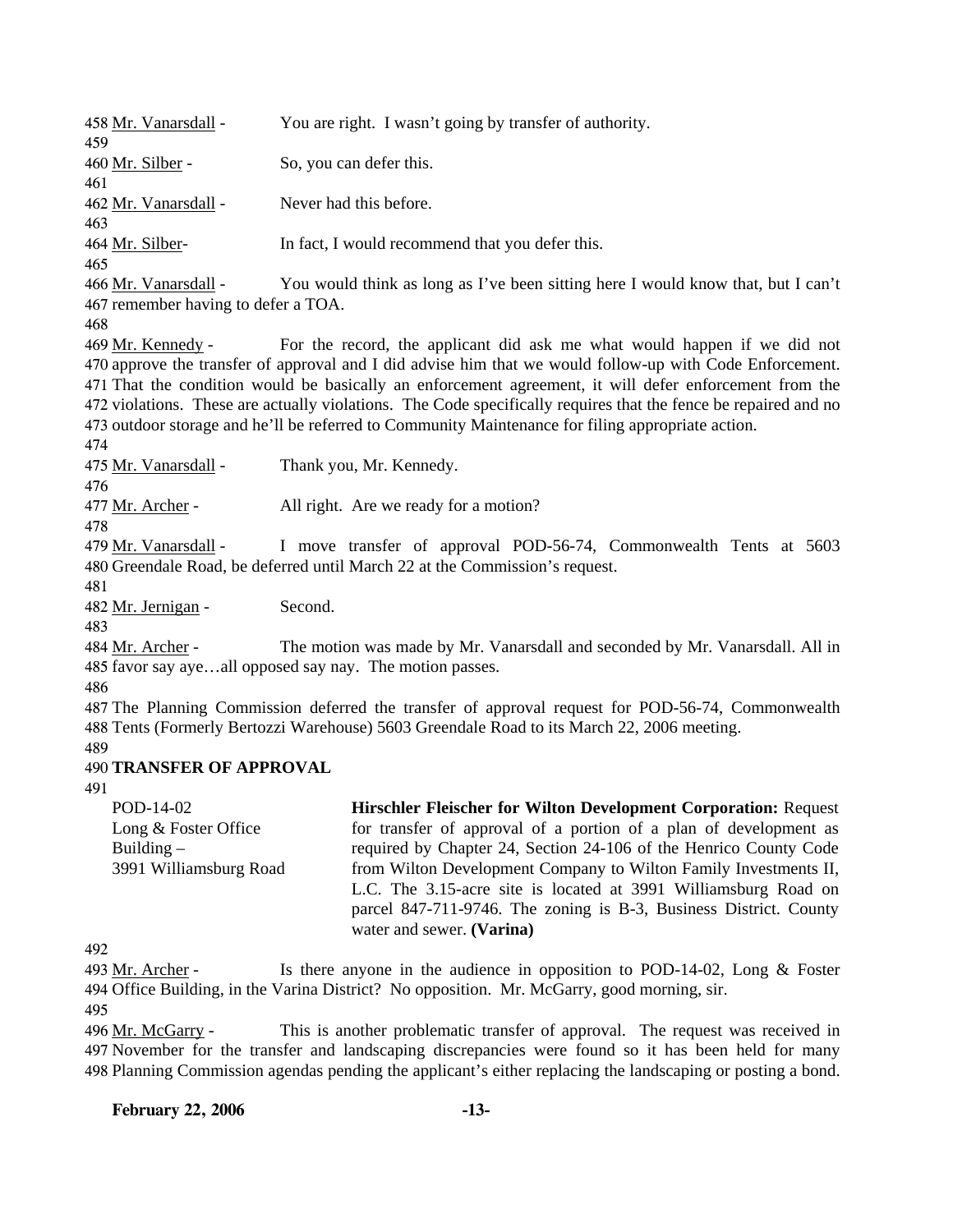458 Mr. Vanarsdall - You are right. I wasn't going by transfer of authority.

460 Mr. Silber - So, you can defer this.

462 Mr. Vanarsdall - Never had this before.

464 Mr. Silber- In fact, I would recommend that you defer this.

466 Mr. Vanarsdall - You would think as long as I've been sitting here I would know that, but I can't remember having to defer a TOA.

469 Mr. Kennedy - For the record, the applicant did ask me what would happen if we did not approve the transfer of approval and I did advise him that we would follow-up with Code Enforcement. That the condition would be basically an enforcement agreement, it will defer enforcement from the violations. These are actually violations. The Code specifically requires that the fence be repaired and no outdoor storage and he'll be referred to Community Maintenance for filing appropriate action.

475 Mr. Vanarsdall - Thank you, Mr. Kennedy.

477 Mr. Archer - All right. Are we ready for a motion?

479 Mr. Vanarsdall - I move transfer of approval POD-56-74, Commonwealth Tents at 5603 Greendale Road, be deferred until March 22 at the Commission's request.

482 Mr. Jernigan - Second.

484 Mr. Archer - The motion was made by Mr. Vanarsdall and seconded by Mr. Vanarsdall. All in favor say aye…all opposed say nay. The motion passes.

487 The Planning Commission deferred the transfer of approval request for POD-56-74, Commonwealth Tents (Formerly Bertozzi Warehouse) 5603 Greendale Road to its March 22, 2006 meeting.

490 **TRANSFER OF APPROVAL**

POD-14-02
Long & Foster Office Building –
3991 Williamsburg Road

**Hirschler Fleischer for Wilton Development Corporation:** Request for transfer of approval of a portion of a plan of development as required by Chapter 24, Section 24-106 of the Henrico County Code from Wilton Development Company to Wilton Family Investments II, L.C. The 3.15-acre site is located at 3991 Williamsburg Road on parcel 847-711-9746. The zoning is B-3, Business District. County water and sewer. **(Varina)**

493 Mr. Archer - Is there anyone in the audience in opposition to POD-14-02, Long & Foster Office Building, in the Varina District? No opposition. Mr. McGarry, good morning, sir.

496 Mr. McGarry - This is another problematic transfer of approval. The request was received in November for the transfer and landscaping discrepancies were found so it has been held for many Planning Commission agendas pending the applicant's either replacing the landscaping or posting a bond.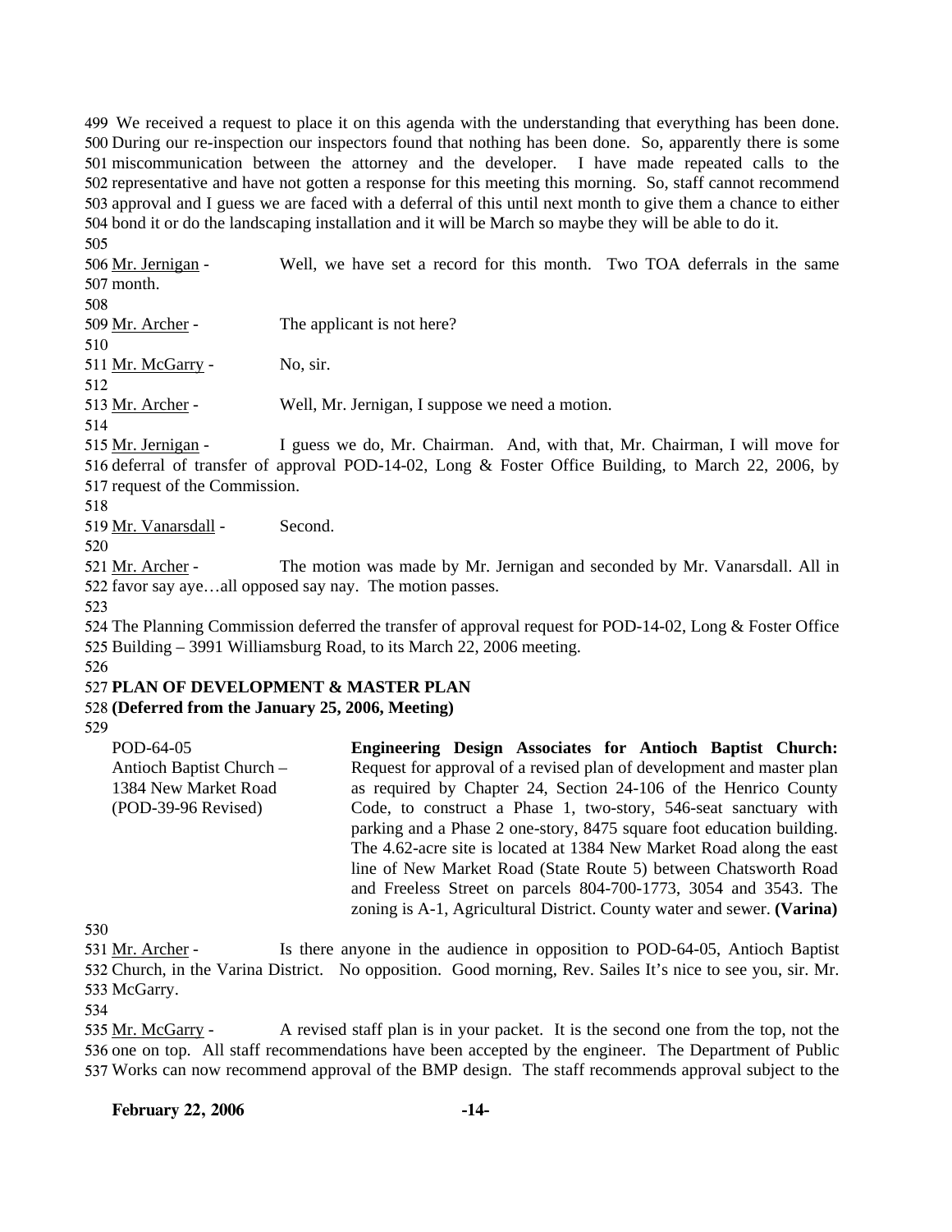We received a request to place it on this agenda with the understanding that everything has been done. During our re-inspection our inspectors found that nothing has been done. So, apparently there is some miscommunication between the attorney and the developer. I have made repeated calls to the representative and have not gotten a response for this meeting this morning. So, staff cannot recommend approval and I guess we are faced with a deferral of this until next month to give them a chance to either bond it or do the landscaping installation and it will be March so maybe they will be able to do it.

Mr. Jernigan - Well, we have set a record for this month. Two TOA deferrals in the same month.

Mr. Archer - The applicant is not here?

Mr. McGarry - No, sir.

Mr. Archer - Well, Mr. Jernigan, I suppose we need a motion.

Mr. Jernigan - I guess we do, Mr. Chairman. And, with that, Mr. Chairman, I will move for deferral of transfer of approval POD-14-02, Long & Foster Office Building, to March 22, 2006, by request of the Commission.

Mr. Vanarsdall - Second.

Mr. Archer - The motion was made by Mr. Jernigan and seconded by Mr. Vanarsdall. All in favor say aye…all opposed say nay. The motion passes.

The Planning Commission deferred the transfer of approval request for POD-14-02, Long & Foster Office Building – 3991 Williamsburg Road, to its March 22, 2006 meeting.

**PLAN OF DEVELOPMENT & MASTER PLAN**
**(Deferred from the January 25, 2006, Meeting)**

POD-64-05
Antioch Baptist Church – 1384 New Market Road
(POD-39-96 Revised)

**Engineering Design Associates for Antioch Baptist Church:** Request for approval of a revised plan of development and master plan as required by Chapter 24, Section 24-106 of the Henrico County Code, to construct a Phase 1, two-story, 546-seat sanctuary with parking and a Phase 2 one-story, 8475 square foot education building. The 4.62-acre site is located at 1384 New Market Road along the east line of New Market Road (State Route 5) between Chatsworth Road and Freeless Street on parcels 804-700-1773, 3054 and 3543. The zoning is A-1, Agricultural District. County water and sewer. **(Varina)**

Mr. Archer - Is there anyone in the audience in opposition to POD-64-05, Antioch Baptist Church, in the Varina District. No opposition. Good morning, Rev. Sailes It's nice to see you, sir. Mr. McGarry.

Mr. McGarry - A revised staff plan is in your packet. It is the second one from the top, not the one on top. All staff recommendations have been accepted by the engineer. The Department of Public Works can now recommend approval of the BMP design. The staff recommends approval subject to the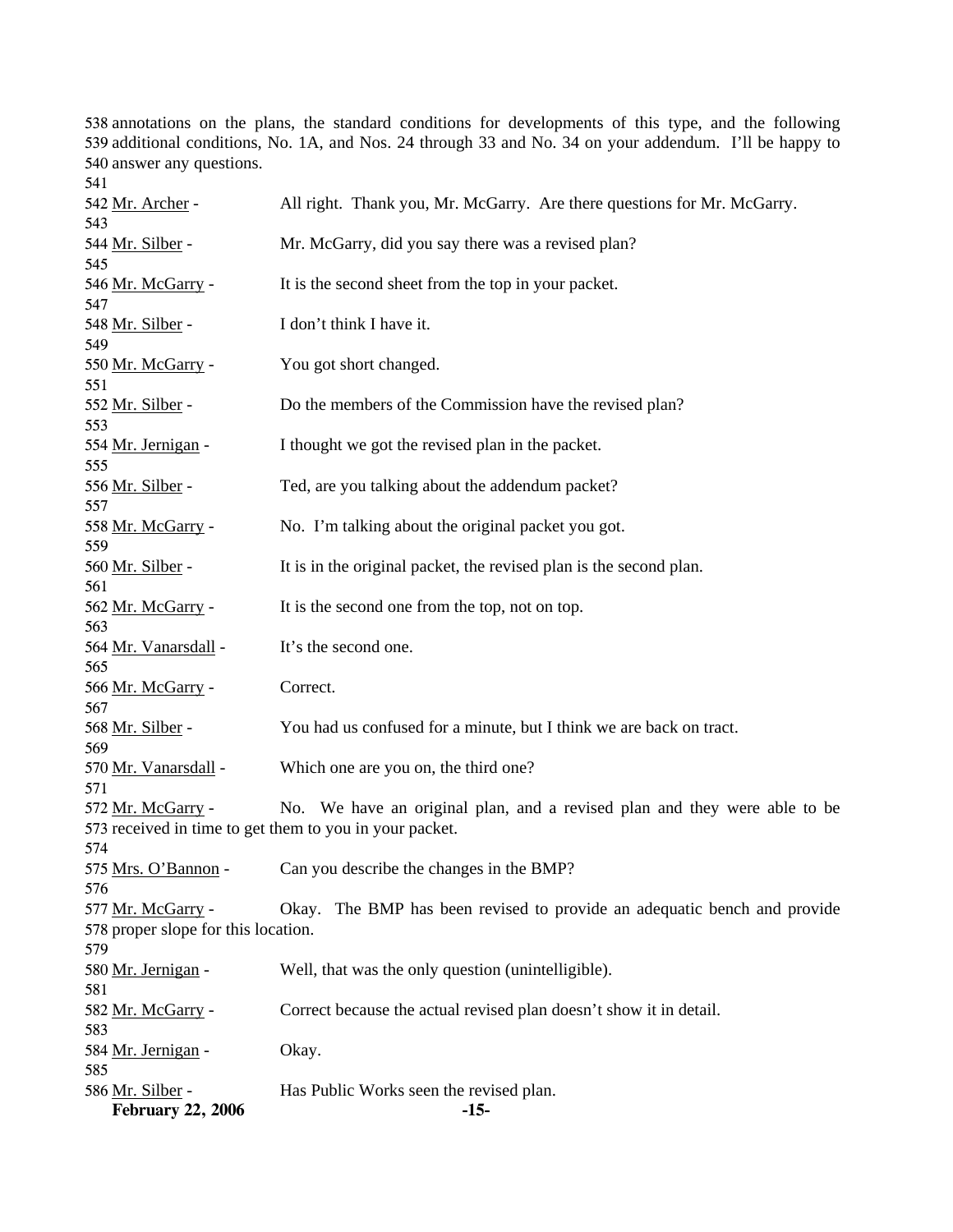annotations on the plans, the standard conditions for developments of this type, and the following additional conditions, No. 1A, and Nos. 24 through 33 and No. 34 on your addendum. I'll be happy to answer any questions.

Mr. Archer - All right. Thank you, Mr. McGarry. Are there questions for Mr. McGarry.

Mr. Silber - Mr. McGarry, did you say there was a revised plan?

Mr. McGarry - It is the second sheet from the top in your packet.

Mr. Silber - I don't think I have it.

Mr. McGarry - You got short changed.

Mr. Silber - Do the members of the Commission have the revised plan?

Mr. Jernigan - I thought we got the revised plan in the packet.

Mr. Silber - Ted, are you talking about the addendum packet?

Mr. McGarry - No. I'm talking about the original packet you got.

Mr. Silber - It is in the original packet, the revised plan is the second plan.

Mr. McGarry - It is the second one from the top, not on top.

Mr. Vanarsdall - It's the second one.

Mr. McGarry - Correct.

Mr. Silber - You had us confused for a minute, but I think we are back on tract.

Mr. Vanarsdall - Which one are you on, the third one?

Mr. McGarry - No. We have an original plan, and a revised plan and they were able to be received in time to get them to you in your packet.

Mrs. O'Bannon - Can you describe the changes in the BMP?

Mr. McGarry - Okay. The BMP has been revised to provide an adequatic bench and provide proper slope for this location.

Mr. Jernigan - Well, that was the only question (unintelligible).

Mr. McGarry - Correct because the actual revised plan doesn't show it in detail.

Mr. Jernigan - Okay.

Mr. Silber - Has Public Works seen the revised plan.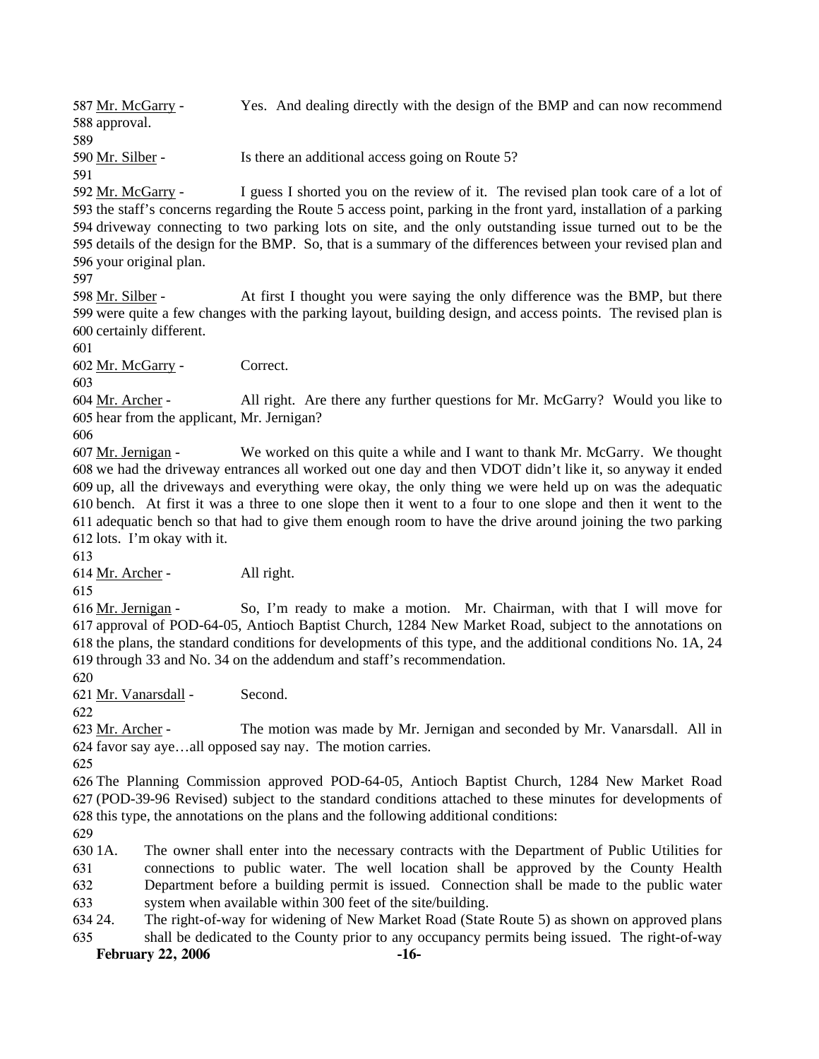587 Mr. McGarry - Yes. And dealing directly with the design of the BMP and can now recommend 588 approval.

589

590 Mr. Silber - Is there an additional access going on Route 5?

591

592 Mr. McGarry - I guess I shorted you on the review of it. The revised plan took care of a lot of 593 the staff's concerns regarding the Route 5 access point, parking in the front yard, installation of a parking 594 driveway connecting to two parking lots on site, and the only outstanding issue turned out to be the 595 details of the design for the BMP. So, that is a summary of the differences between your revised plan and 596 your original plan.

597

598 Mr. Silber - At first I thought you were saying the only difference was the BMP, but there 599 were quite a few changes with the parking layout, building design, and access points. The revised plan is 600 certainly different.

601

602 Mr. McGarry - Correct.

603

604 Mr. Archer - All right. Are there any further questions for Mr. McGarry? Would you like to 605 hear from the applicant, Mr. Jernigan?

606

607 Mr. Jernigan - We worked on this quite a while and I want to thank Mr. McGarry. We thought 608 we had the driveway entrances all worked out one day and then VDOT didn't like it, so anyway it ended 609 up, all the driveways and everything were okay, the only thing we were held up on was the adequatic 610 bench. At first it was a three to one slope then it went to a four to one slope and then it went to the 611 adequatic bench so that had to give them enough room to have the drive around joining the two parking 612 lots. I'm okay with it.

613

614 Mr. Archer - All right.

615

616 Mr. Jernigan - So, I'm ready to make a motion. Mr. Chairman, with that I will move for 617 approval of POD-64-05, Antioch Baptist Church, 1284 New Market Road, subject to the annotations on 618 the plans, the standard conditions for developments of this type, and the additional conditions No. 1A, 24 619 through 33 and No. 34 on the addendum and staff's recommendation.

620

621 Mr. Vanarsdall - Second.

622

623 Mr. Archer - The motion was made by Mr. Jernigan and seconded by Mr. Vanarsdall. All in 624 favor say aye…all opposed say nay. The motion carries.

625

626 The Planning Commission approved POD-64-05, Antioch Baptist Church, 1284 New Market Road 627 (POD-39-96 Revised) subject to the standard conditions attached to these minutes for developments of 628 this type, the annotations on the plans and the following additional conditions:

629

630 1A. The owner shall enter into the necessary contracts with the Department of Public Utilities for 631 connections to public water. The well location shall be approved by the County Health 632 Department before a building permit is issued. Connection shall be made to the public water 633 system when available within 300 feet of the site/building.

634 24. The right-of-way for widening of New Market Road (State Route 5) as shown on approved plans 635 shall be dedicated to the County prior to any occupancy permits being issued. The right-of-way

**February 22, 2006**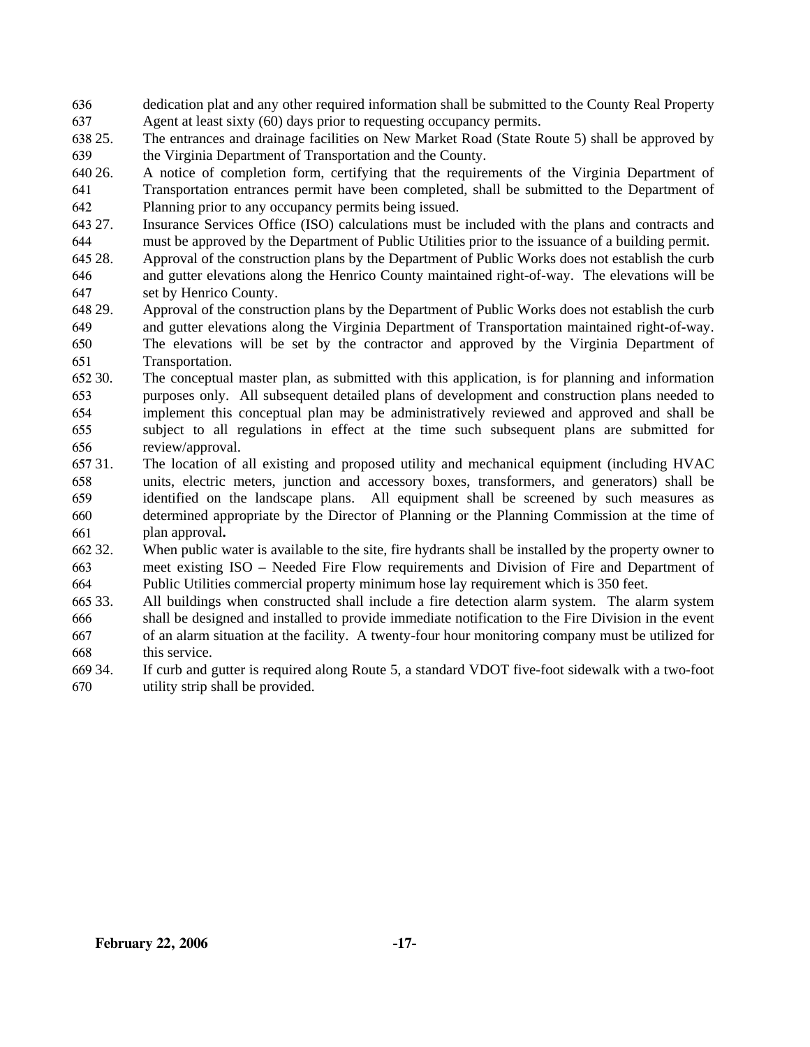636 dedication plat and any other required information shall be submitted to the County Real Property
637 Agent at least sixty (60) days prior to requesting occupancy permits.

638 25. The entrances and drainage facilities on New Market Road (State Route 5) shall be approved by
639 the Virginia Department of Transportation and the County.

640 26. A notice of completion form, certifying that the requirements of the Virginia Department of
641 Transportation entrances permit have been completed, shall be submitted to the Department of
642 Planning prior to any occupancy permits being issued.

643 27. Insurance Services Office (ISO) calculations must be included with the plans and contracts and
644 must be approved by the Department of Public Utilities prior to the issuance of a building permit.

645 28. Approval of the construction plans by the Department of Public Works does not establish the curb
646 and gutter elevations along the Henrico County maintained right-of-way. The elevations will be
647 set by Henrico County.

648 29. Approval of the construction plans by the Department of Public Works does not establish the curb
649 and gutter elevations along the Virginia Department of Transportation maintained right-of-way.
650 The elevations will be set by the contractor and approved by the Virginia Department of
651 Transportation.

652 30. The conceptual master plan, as submitted with this application, is for planning and information
653 purposes only. All subsequent detailed plans of development and construction plans needed to
654 implement this conceptual plan may be administratively reviewed and approved and shall be
655 subject to all regulations in effect at the time such subsequent plans are submitted for
656 review/approval.

657 31. The location of all existing and proposed utility and mechanical equipment (including HVAC
658 units, electric meters, junction and accessory boxes, transformers, and generators) shall be
659 identified on the landscape plans. All equipment shall be screened by such measures as
660 determined appropriate by the Director of Planning or the Planning Commission at the time of
661 plan approval**.**

662 32. When public water is available to the site, fire hydrants shall be installed by the property owner to
663 meet existing ISO – Needed Fire Flow requirements and Division of Fire and Department of
664 Public Utilities commercial property minimum hose lay requirement which is 350 feet.

665 33. All buildings when constructed shall include a fire detection alarm system. The alarm system
666 shall be designed and installed to provide immediate notification to the Fire Division in the event
667 of an alarm situation at the facility. A twenty-four hour monitoring company must be utilized for
668 this service.

669 34. If curb and gutter is required along Route 5, a standard VDOT five-foot sidewalk with a two-foot
670 utility strip shall be provided.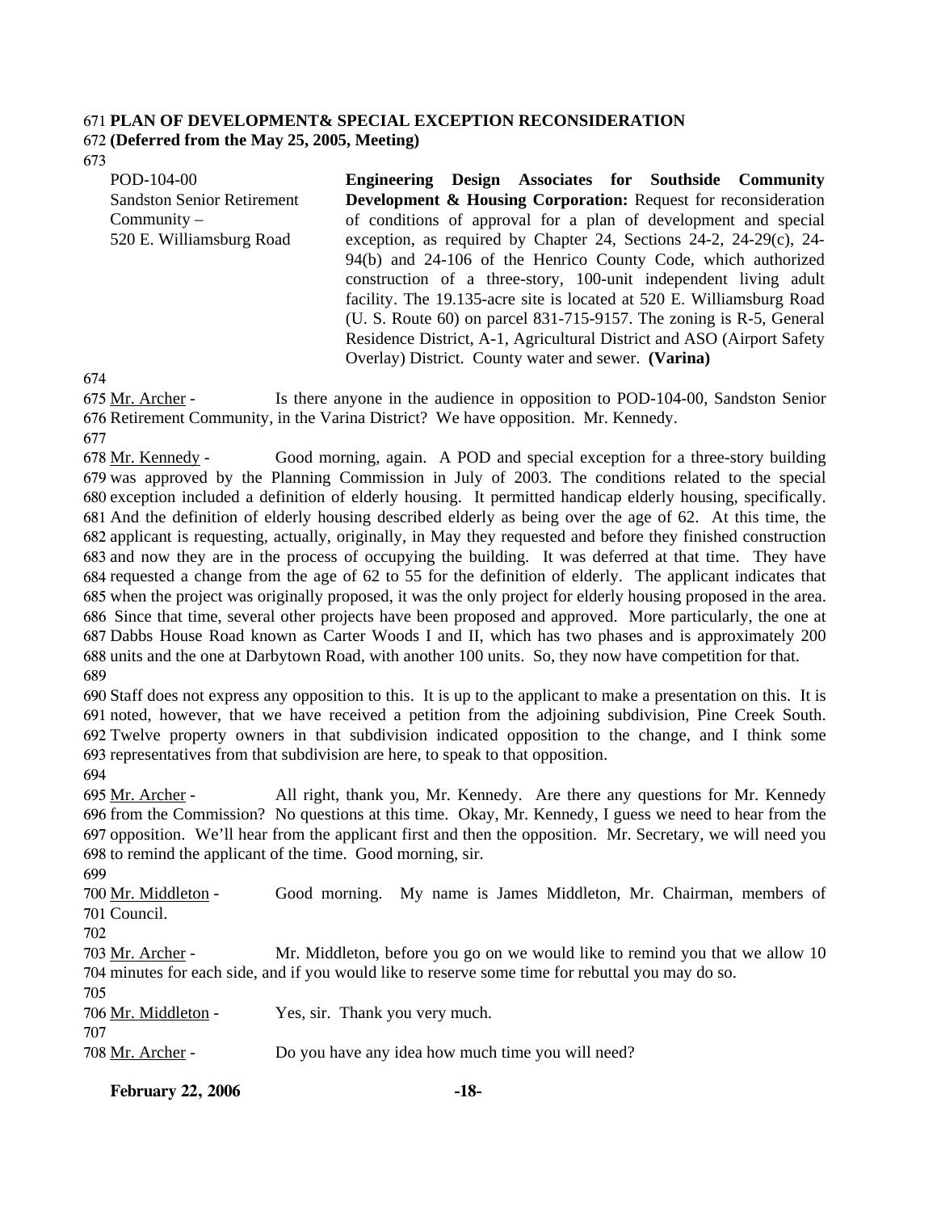**PLAN OF DEVELOPMENT& SPECIAL EXCEPTION RECONSIDERATION**
**(Deferred from the May 25, 2005, Meeting)**

| | |
|---|---|
| POD-104-00<br>Sandston Senior Retirement Community –<br>520 E. Williamsburg Road | **Engineering Design Associates for Southside Community Development & Housing Corporation:** Request for reconsideration of conditions of approval for a plan of development and special exception, as required by Chapter 24, Sections 24-2, 24-29(c), 24-94(b) and 24-106 of the Henrico County Code, which authorized construction of a three-story, 100-unit independent living adult facility. The 19.135-acre site is located at 520 E. Williamsburg Road (U. S. Route 60) on parcel 831-715-9157. The zoning is R-5, General Residence District, A-1, Agricultural District and ASO (Airport Safety Overlay) District. County water and sewer. **(Varina)** |

Mr. Archer - Is there anyone in the audience in opposition to POD-104-00, Sandston Senior Retirement Community, in the Varina District? We have opposition. Mr. Kennedy.

Mr. Kennedy - Good morning, again. A POD and special exception for a three-story building was approved by the Planning Commission in July of 2003. The conditions related to the special exception included a definition of elderly housing. It permitted handicap elderly housing, specifically. And the definition of elderly housing described elderly as being over the age of 62. At this time, the applicant is requesting, actually, originally, in May they requested and before they finished construction and now they are in the process of occupying the building. It was deferred at that time. They have requested a change from the age of 62 to 55 for the definition of elderly. The applicant indicates that when the project was originally proposed, it was the only project for elderly housing proposed in the area. Since that time, several other projects have been proposed and approved. More particularly, the one at Dabbs House Road known as Carter Woods I and II, which has two phases and is approximately 200 units and the one at Darbytown Road, with another 100 units. So, they now have competition for that.

Staff does not express any opposition to this. It is up to the applicant to make a presentation on this. It is noted, however, that we have received a petition from the adjoining subdivision, Pine Creek South. Twelve property owners in that subdivision indicated opposition to the change, and I think some representatives from that subdivision are here, to speak to that opposition.

Mr. Archer - All right, thank you, Mr. Kennedy. Are there any questions for Mr. Kennedy from the Commission? No questions at this time. Okay, Mr. Kennedy, I guess we need to hear from the opposition. We'll hear from the applicant first and then the opposition. Mr. Secretary, we will need you to remind the applicant of the time. Good morning, sir.

Mr. Middleton - Good morning. My name is James Middleton, Mr. Chairman, members of Council.

Mr. Archer - Mr. Middleton, before you go on we would like to remind you that we allow 10 minutes for each side, and if you would like to reserve some time for rebuttal you may do so.

Mr. Middleton - Yes, sir. Thank you very much.

Mr. Archer - Do you have any idea how much time you will need?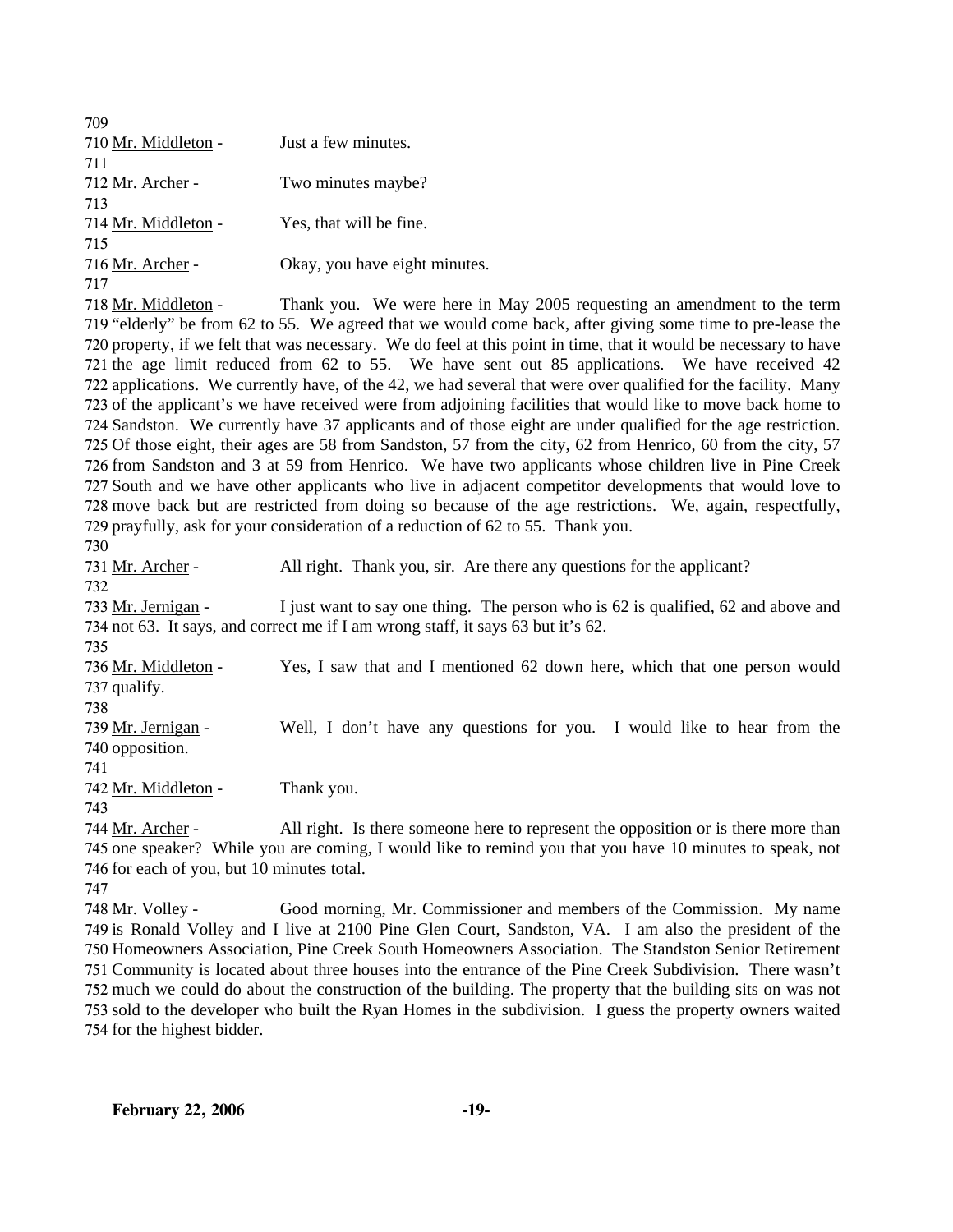709

710 Mr. Middleton - Just a few minutes.

711

712 Mr. Archer - Two minutes maybe?

713

714 Mr. Middleton - Yes, that will be fine.

715

716 Mr. Archer - Okay, you have eight minutes.

717

718 Mr. Middleton - Thank you. We were here in May 2005 requesting an amendment to the term
719 "elderly" be from 62 to 55. We agreed that we would come back, after giving some time to pre-lease the
720 property, if we felt that was necessary. We do feel at this point in time, that it would be necessary to have
721 the age limit reduced from 62 to 55. We have sent out 85 applications. We have received 42
722 applications. We currently have, of the 42, we had several that were over qualified for the facility. Many
723 of the applicant's we have received were from adjoining facilities that would like to move back home to
724 Sandston. We currently have 37 applicants and of those eight are under qualified for the age restriction.
725 Of those eight, their ages are 58 from Sandston, 57 from the city, 62 from Henrico, 60 from the city, 57
726 from Sandston and 3 at 59 from Henrico. We have two applicants whose children live in Pine Creek
727 South and we have other applicants who live in adjacent competitor developments that would love to
728 move back but are restricted from doing so because of the age restrictions. We, again, respectfully,
729 prayfully, ask for your consideration of a reduction of 62 to 55. Thank you.

730

731 Mr. Archer - All right. Thank you, sir. Are there any questions for the applicant?

732

733 Mr. Jernigan - I just want to say one thing. The person who is 62 is qualified, 62 and above and
734 not 63. It says, and correct me if I am wrong staff, it says 63 but it's 62.

735

736 Mr. Middleton - Yes, I saw that and I mentioned 62 down here, which that one person would
737 qualify.

738

739 Mr. Jernigan - Well, I don't have any questions for you. I would like to hear from the
740 opposition.

741

742 Mr. Middleton - Thank you.

743

744 Mr. Archer - All right. Is there someone here to represent the opposition or is there more than
745 one speaker? While you are coming, I would like to remind you that you have 10 minutes to speak, not
746 for each of you, but 10 minutes total.

747

748 Mr. Volley - Good morning, Mr. Commissioner and members of the Commission. My name
749 is Ronald Volley and I live at 2100 Pine Glen Court, Sandston, VA. I am also the president of the
750 Homeowners Association, Pine Creek South Homeowners Association. The Standston Senior Retirement
751 Community is located about three houses into the entrance of the Pine Creek Subdivision. There wasn't
752 much we could do about the construction of the building. The property that the building sits on was not
753 sold to the developer who built the Ryan Homes in the subdivision. I guess the property owners waited
754 for the highest bidder.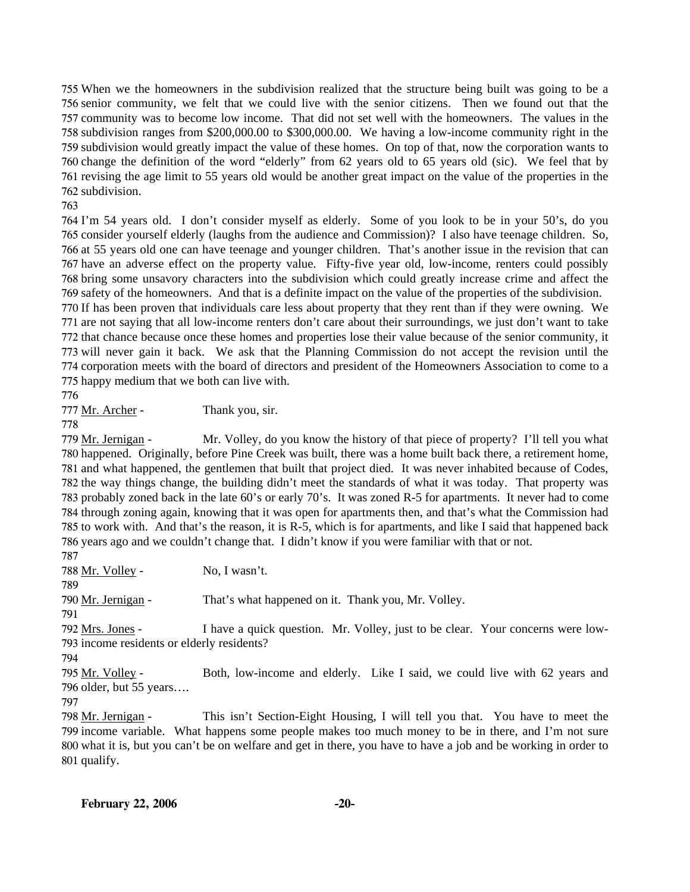755 When we the homeowners in the subdivision realized that the structure being built was going to be a 756 senior community, we felt that we could live with the senior citizens. Then we found out that the 757 community was to become low income. That did not set well with the homeowners. The values in the 758 subdivision ranges from $200,000.00 to $300,000.00. We having a low-income community right in the 759 subdivision would greatly impact the value of these homes. On top of that, now the corporation wants to 760 change the definition of the word "elderly" from 62 years old to 65 years old (sic). We feel that by 761 revising the age limit to 55 years old would be another great impact on the value of the properties in the 762 subdivision.

763

764 I'm 54 years old. I don't consider myself as elderly. Some of you look to be in your 50's, do you 765 consider yourself elderly (laughs from the audience and Commission)? I also have teenage children. So, 766 at 55 years old one can have teenage and younger children. That's another issue in the revision that can 767 have an adverse effect on the property value. Fifty-five year old, low-income, renters could possibly 768 bring some unsavory characters into the subdivision which could greatly increase crime and affect the 769 safety of the homeowners. And that is a definite impact on the value of the properties of the subdivision. 770 If has been proven that individuals care less about property that they rent than if they were owning. We 771 are not saying that all low-income renters don't care about their surroundings, we just don't want to take 772 that chance because once these homes and properties lose their value because of the senior community, it 773 will never gain it back. We ask that the Planning Commission do not accept the revision until the 774 corporation meets with the board of directors and president of the Homeowners Association to come to a 775 happy medium that we both can live with.

776

777 Mr. Archer - Thank you, sir.

778

779 Mr. Jernigan - Mr. Volley, do you know the history of that piece of property? I'll tell you what 780 happened. Originally, before Pine Creek was built, there was a home built back there, a retirement home, 781 and what happened, the gentlemen that built that project died. It was never inhabited because of Codes, 782 the way things change, the building didn't meet the standards of what it was today. That property was 783 probably zoned back in the late 60's or early 70's. It was zoned R-5 for apartments. It never had to come 784 through zoning again, knowing that it was open for apartments then, and that's what the Commission had 785 to work with. And that's the reason, it is R-5, which is for apartments, and like I said that happened back 786 years ago and we couldn't change that. I didn't know if you were familiar with that or not.

787

788 Mr. Volley - No, I wasn't.

789

790 Mr. Jernigan - That's what happened on it. Thank you, Mr. Volley.

791

792 Mrs. Jones - I have a quick question. Mr. Volley, just to be clear. Your concerns were low-793 income residents or elderly residents?

794

795 Mr. Volley - Both, low-income and elderly. Like I said, we could live with 62 years and 796 older, but 55 years….

797

798 Mr. Jernigan - This isn't Section-Eight Housing, I will tell you that. You have to meet the 799 income variable. What happens some people makes too much money to be in there, and I'm not sure 800 what it is, but you can't be on welfare and get in there, you have to have a job and be working in order to 801 qualify.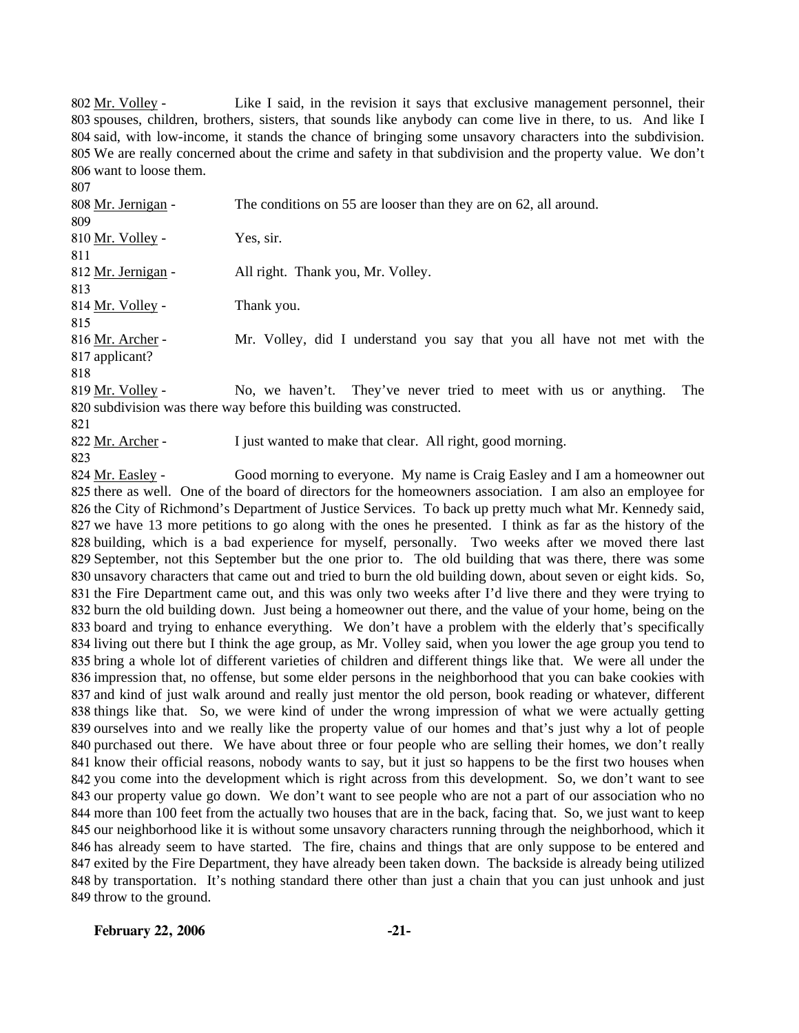802 Mr. Volley - Like I said, in the revision it says that exclusive management personnel, their 803 spouses, children, brothers, sisters, that sounds like anybody can come live in there, to us. And like I 804 said, with low-income, it stands the chance of bringing some unsavory characters into the subdivision. 805 We are really concerned about the crime and safety in that subdivision and the property value. We don't 806 want to loose them.

807

808 Mr. Jernigan - The conditions on 55 are looser than they are on 62, all around.

809

810 Mr. Volley - Yes, sir.

811

812 Mr. Jernigan - All right. Thank you, Mr. Volley.

813

814 Mr. Volley - Thank you.

815

816 Mr. Archer - Mr. Volley, did I understand you say that you all have not met with the 817 applicant?

818

819 Mr. Volley - No, we haven't. They've never tried to meet with us or anything. The 820 subdivision was there way before this building was constructed.

821

822 Mr. Archer - I just wanted to make that clear. All right, good morning.

823

824 Mr. Easley - Good morning to everyone. My name is Craig Easley and I am a homeowner out 825 there as well. One of the board of directors for the homeowners association. I am also an employee for 826 the City of Richmond's Department of Justice Services. To back up pretty much what Mr. Kennedy said, 827 we have 13 more petitions to go along with the ones he presented. I think as far as the history of the 828 building, which is a bad experience for myself, personally. Two weeks after we moved there last 829 September, not this September but the one prior to. The old building that was there, there was some 830 unsavory characters that came out and tried to burn the old building down, about seven or eight kids. So, 831 the Fire Department came out, and this was only two weeks after I'd live there and they were trying to 832 burn the old building down. Just being a homeowner out there, and the value of your home, being on the 833 board and trying to enhance everything. We don't have a problem with the elderly that's specifically 834 living out there but I think the age group, as Mr. Volley said, when you lower the age group you tend to 835 bring a whole lot of different varieties of children and different things like that. We were all under the 836 impression that, no offense, but some elder persons in the neighborhood that you can bake cookies with 837 and kind of just walk around and really just mentor the old person, book reading or whatever, different 838 things like that. So, we were kind of under the wrong impression of what we were actually getting 839 ourselves into and we really like the property value of our homes and that's just why a lot of people 840 purchased out there. We have about three or four people who are selling their homes, we don't really 841 know their official reasons, nobody wants to say, but it just so happens to be the first two houses when 842 you come into the development which is right across from this development. So, we don't want to see 843 our property value go down. We don't want to see people who are not a part of our association who no 844 more than 100 feet from the actually two houses that are in the back, facing that. So, we just want to keep 845 our neighborhood like it is without some unsavory characters running through the neighborhood, which it 846 has already seem to have started. The fire, chains and things that are only suppose to be entered and 847 exited by the Fire Department, they have already been taken down. The backside is already being utilized 848 by transportation. It's nothing standard there other than just a chain that you can just unhook and just 849 throw to the ground.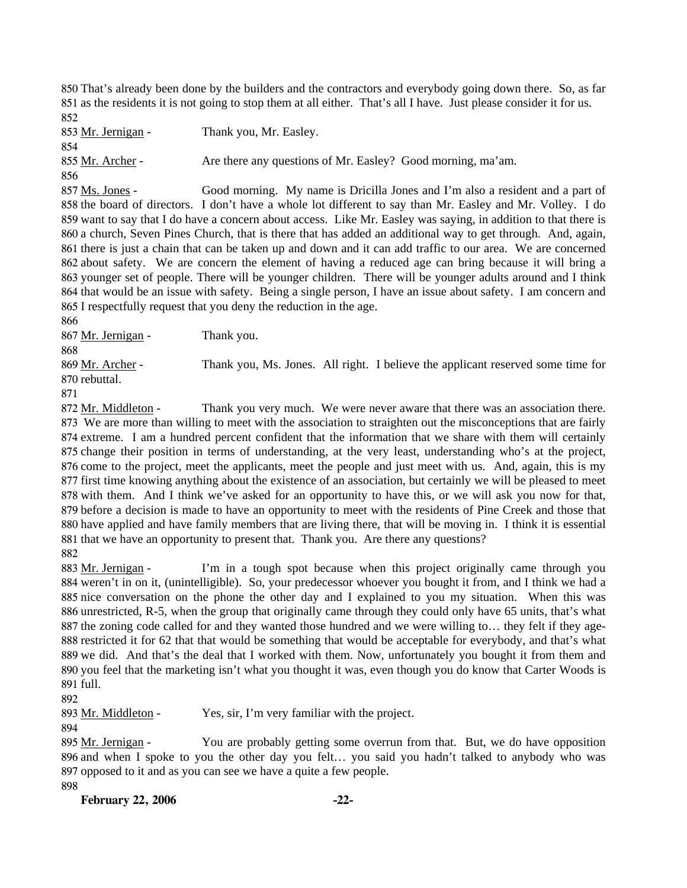850 That's already been done by the builders and the contractors and everybody going down there. So, as far
851 as the residents it is not going to stop them at all either. That's all I have. Just please consider it for us.
852
853 Mr. Jernigan - Thank you, Mr. Easley.
854
855 Mr. Archer - Are there any questions of Mr. Easley? Good morning, ma'am.
856
857 Ms. Jones - Good morning. My name is Dricilla Jones and I'm also a resident and a part of
858 the board of directors. I don't have a whole lot different to say than Mr. Easley and Mr. Volley. I do
859 want to say that I do have a concern about access. Like Mr. Easley was saying, in addition to that there is
860 a church, Seven Pines Church, that is there that has added an additional way to get through. And, again,
861 there is just a chain that can be taken up and down and it can add traffic to our area. We are concerned
862 about safety. We are concern the element of having a reduced age can bring because it will bring a
863 younger set of people. There will be younger children. There will be younger adults around and I think
864 that would be an issue with safety. Being a single person, I have an issue about safety. I am concern and
865 I respectfully request that you deny the reduction in the age.
866
867 Mr. Jernigan - Thank you.
868
869 Mr. Archer - Thank you, Ms. Jones. All right. I believe the applicant reserved some time for
870 rebuttal.
871
872 Mr. Middleton - Thank you very much. We were never aware that there was an association there.
873 We are more than willing to meet with the association to straighten out the misconceptions that are fairly
874 extreme. I am a hundred percent confident that the information that we share with them will certainly
875 change their position in terms of understanding, at the very least, understanding who's at the project,
876 come to the project, meet the applicants, meet the people and just meet with us. And, again, this is my
877 first time knowing anything about the existence of an association, but certainly we will be pleased to meet
878 with them. And I think we've asked for an opportunity to have this, or we will ask you now for that,
879 before a decision is made to have an opportunity to meet with the residents of Pine Creek and those that
880 have applied and have family members that are living there, that will be moving in. I think it is essential
881 that we have an opportunity to present that. Thank you. Are there any questions?
882
883 Mr. Jernigan - I'm in a tough spot because when this project originally came through you
884 weren't in on it, (unintelligible). So, your predecessor whoever you bought it from, and I think we had a
885 nice conversation on the phone the other day and I explained to you my situation. When this was
886 unrestricted, R-5, when the group that originally came through they could only have 65 units, that's what
887 the zoning code called for and they wanted those hundred and we were willing to… they felt if they age-
888 restricted it for 62 that that would be something that would be acceptable for everybody, and that's what
889 we did. And that's the deal that I worked with them. Now, unfortunately you bought it from them and
890 you feel that the marketing isn't what you thought it was, even though you do know that Carter Woods is
891 full.
892
893 Mr. Middleton - Yes, sir, I'm very familiar with the project.
894
895 Mr. Jernigan - You are probably getting some overrun from that. But, we do have opposition
896 and when I spoke to you the other day you felt… you said you hadn't talked to anybody who was
897 opposed to it and as you can see we have a quite a few people.
898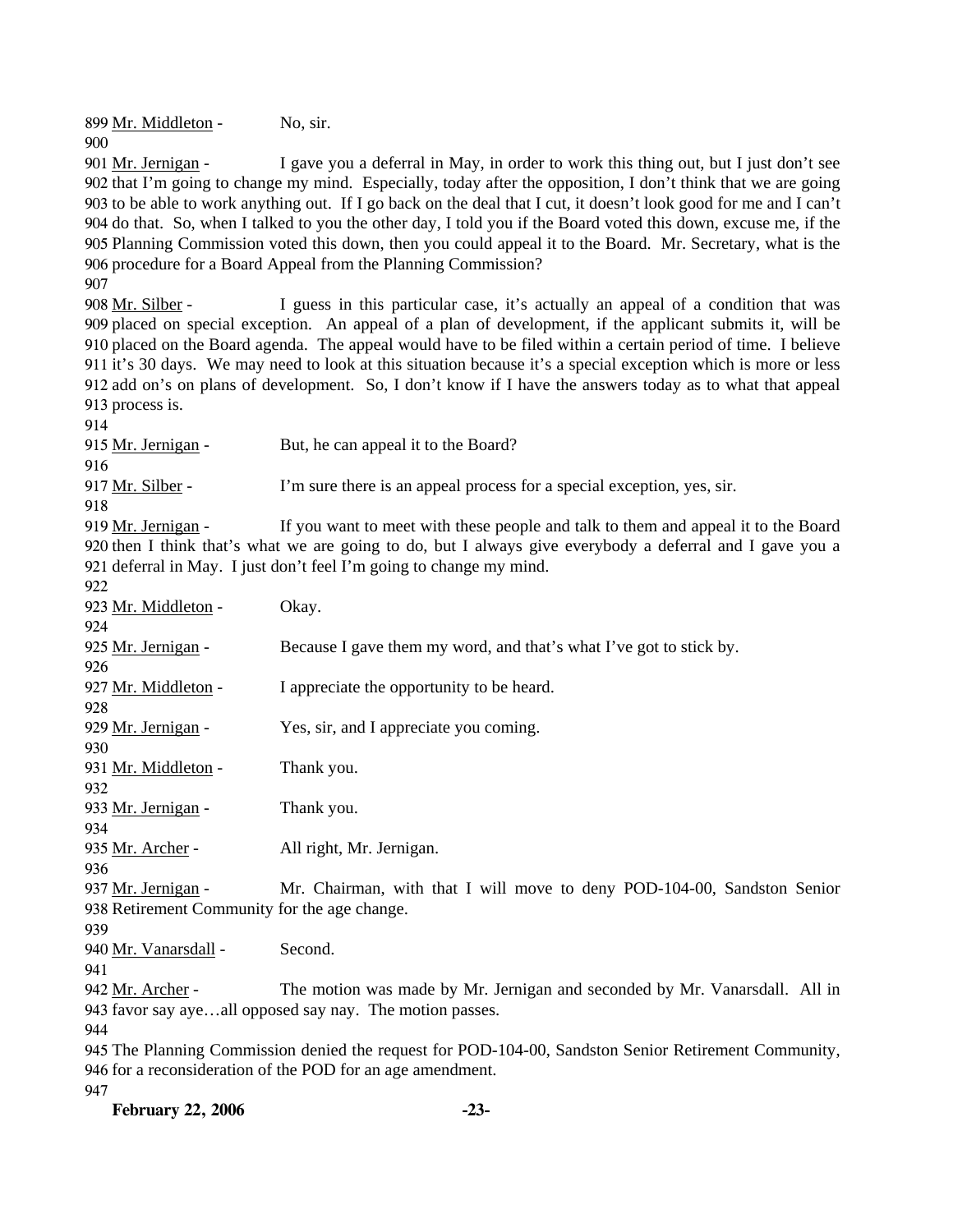899 Mr. Middleton - No, sir.

900

901 Mr. Jernigan - I gave you a deferral in May, in order to work this thing out, but I just don't see 902 that I'm going to change my mind. Especially, today after the opposition, I don't think that we are going 903 to be able to work anything out. If I go back on the deal that I cut, it doesn't look good for me and I can't 904 do that. So, when I talked to you the other day, I told you if the Board voted this down, excuse me, if the 905 Planning Commission voted this down, then you could appeal it to the Board. Mr. Secretary, what is the 906 procedure for a Board Appeal from the Planning Commission?

907

908 Mr. Silber - I guess in this particular case, it's actually an appeal of a condition that was 909 placed on special exception. An appeal of a plan of development, if the applicant submits it, will be 910 placed on the Board agenda. The appeal would have to be filed within a certain period of time. I believe 911 it's 30 days. We may need to look at this situation because it's a special exception which is more or less 912 add on's on plans of development. So, I don't know if I have the answers today as to what that appeal 913 process is.

914

915 Mr. Jernigan - But, he can appeal it to the Board?

916

917 Mr. Silber - I'm sure there is an appeal process for a special exception, yes, sir.

918

919 Mr. Jernigan - If you want to meet with these people and talk to them and appeal it to the Board 920 then I think that's what we are going to do, but I always give everybody a deferral and I gave you a 921 deferral in May. I just don't feel I'm going to change my mind.

922

923 Mr. Middleton - Okay.

924

925 Mr. Jernigan - Because I gave them my word, and that's what I've got to stick by.

926

927 Mr. Middleton - I appreciate the opportunity to be heard.

928

929 Mr. Jernigan - Yes, sir, and I appreciate you coming.

930

931 Mr. Middleton - Thank you.

932

933 Mr. Jernigan - Thank you.

934

935 Mr. Archer - All right, Mr. Jernigan.

936

937 Mr. Jernigan - Mr. Chairman, with that I will move to deny POD-104-00, Sandston Senior 938 Retirement Community for the age change.

939

940 Mr. Vanarsdall - Second.

941

942 Mr. Archer - The motion was made by Mr. Jernigan and seconded by Mr. Vanarsdall. All in 943 favor say aye…all opposed say nay. The motion passes.

944

945 The Planning Commission denied the request for POD-104-00, Sandston Senior Retirement Community, 946 for a reconsideration of the POD for an age amendment.

947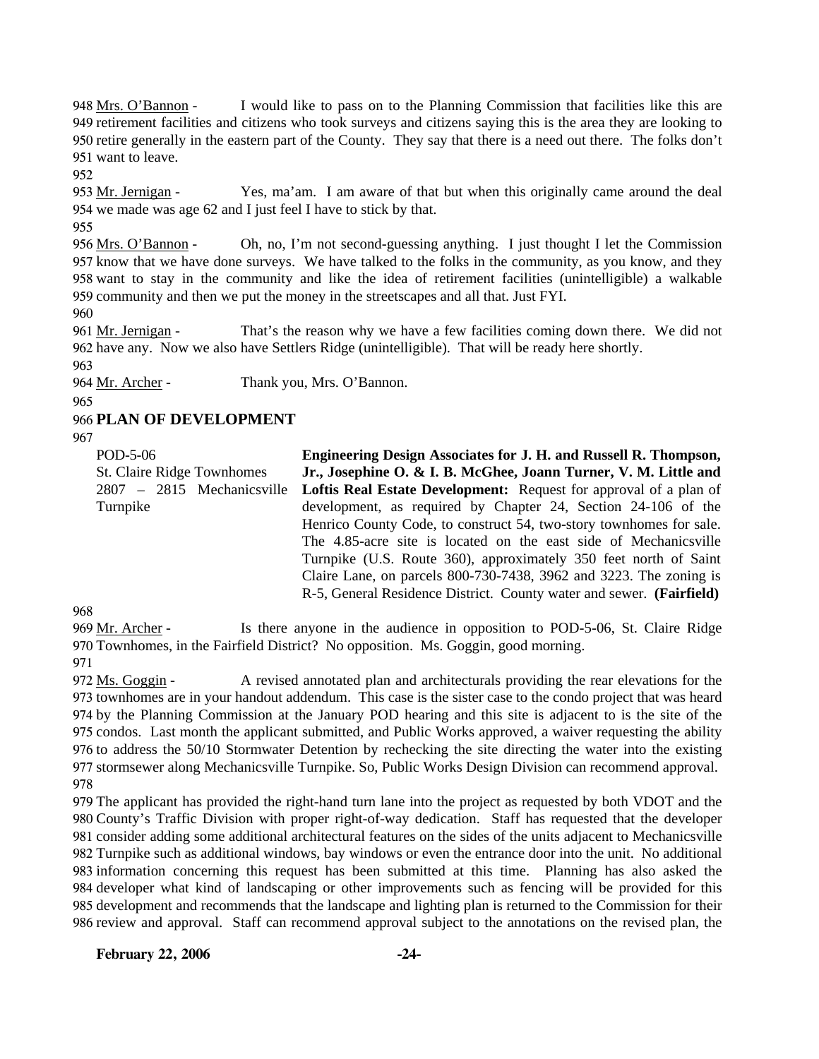948 Mrs. O'Bannon - I would like to pass on to the Planning Commission that facilities like this are 949 retirement facilities and citizens who took surveys and citizens saying this is the area they are looking to 950 retire generally in the eastern part of the County. They say that there is a need out there. The folks don't 951 want to leave.

952

953 Mr. Jernigan - Yes, ma'am. I am aware of that but when this originally came around the deal 954 we made was age 62 and I just feel I have to stick by that.

955

956 Mrs. O'Bannon - Oh, no, I'm not second-guessing anything. I just thought I let the Commission 957 know that we have done surveys. We have talked to the folks in the community, as you know, and they 958 want to stay in the community and like the idea of retirement facilities (unintelligible) a walkable 959 community and then we put the money in the streetscapes and all that. Just FYI.

960

961 Mr. Jernigan - That's the reason why we have a few facilities coming down there. We did not 962 have any. Now we also have Settlers Ridge (unintelligible). That will be ready here shortly.

963

964 Mr. Archer - Thank you, Mrs. O'Bannon.

965

966 **PLAN OF DEVELOPMENT**

967

| | |
|---|---|
| POD-5-06<br>St. Claire Ridge Townhomes<br>2807 – 2815 Mechanicsville Turnpike | **Engineering Design Associates for J. H. and Russell R. Thompson, Jr., Josephine O. & I. B. McGhee, Joann Turner, V. M. Little and Loftis Real Estate Development:** Request for approval of a plan of development, as required by Chapter 24, Section 24-106 of the Henrico County Code, to construct 54, two-story townhomes for sale. The 4.85-acre site is located on the east side of Mechanicsville Turnpike (U.S. Route 360), approximately 350 feet north of Saint Claire Lane, on parcels 800-730-7438, 3962 and 3223. The zoning is R-5, General Residence District. County water and sewer. **(Fairfield)** |

968

969 Mr. Archer - Is there anyone in the audience in opposition to POD-5-06, St. Claire Ridge 970 Townhomes, in the Fairfield District? No opposition. Ms. Goggin, good morning.

971

972 Ms. Goggin - A revised annotated plan and architecturals providing the rear elevations for the 973 townhomes are in your handout addendum. This case is the sister case to the condo project that was heard 974 by the Planning Commission at the January POD hearing and this site is adjacent to is the site of the 975 condos. Last month the applicant submitted, and Public Works approved, a waiver requesting the ability 976 to address the 50/10 Stormwater Detention by rechecking the site directing the water into the existing 977 stormsewer along Mechanicsville Turnpike. So, Public Works Design Division can recommend approval.

978

979 The applicant has provided the right-hand turn lane into the project as requested by both VDOT and the 980 County's Traffic Division with proper right-of-way dedication. Staff has requested that the developer 981 consider adding some additional architectural features on the sides of the units adjacent to Mechanicsville 982 Turnpike such as additional windows, bay windows or even the entrance door into the unit. No additional 983 information concerning this request has been submitted at this time. Planning has also asked the 984 developer what kind of landscaping or other improvements such as fencing will be provided for this 985 development and recommends that the landscape and lighting plan is returned to the Commission for their 986 review and approval. Staff can recommend approval subject to the annotations on the revised plan, the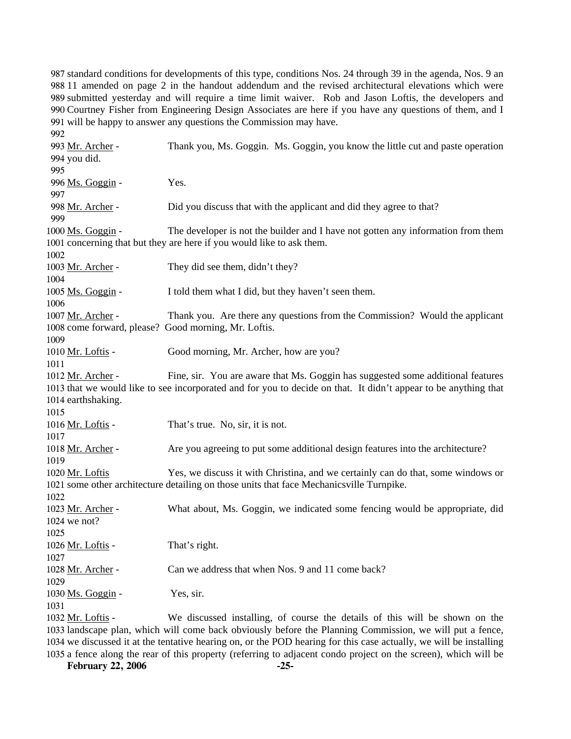987 standard conditions for developments of this type, conditions Nos. 24 through 39 in the agenda, Nos. 9 an
988 11 amended on page 2 in the handout addendum and the revised architectural elevations which were
989 submitted yesterday and will require a time limit waiver. Rob and Jason Loftis, the developers and
990 Courtney Fisher from Engineering Design Associates are here if you have any questions of them, and I
991 will be happy to answer any questions the Commission may have.
992
993 Mr. Archer - Thank you, Ms. Goggin. Ms. Goggin, you know the little cut and paste operation
994 you did.
995
996 Ms. Goggin - Yes.
997
998 Mr. Archer - Did you discuss that with the applicant and did they agree to that?
999
1000 Ms. Goggin - The developer is not the builder and I have not gotten any information from them
1001 concerning that but they are here if you would like to ask them.
1002
1003 Mr. Archer - They did see them, didn't they?
1004
1005 Ms. Goggin - I told them what I did, but they haven't seen them.
1006
1007 Mr. Archer - Thank you. Are there any questions from the Commission? Would the applicant
1008 come forward, please? Good morning, Mr. Loftis.
1009
1010 Mr. Loftis - Good morning, Mr. Archer, how are you?
1011
1012 Mr. Archer - Fine, sir. You are aware that Ms. Goggin has suggested some additional features
1013 that we would like to see incorporated and for you to decide on that. It didn't appear to be anything that
1014 earthshaking.
1015
1016 Mr. Loftis - That's true. No, sir, it is not.
1017
1018 Mr. Archer - Are you agreeing to put some additional design features into the architecture?
1019
1020 Mr. Loftis Yes, we discuss it with Christina, and we certainly can do that, some windows or
1021 some other architecture detailing on those units that face Mechanicsville Turnpike.
1022
1023 Mr. Archer - What about, Ms. Goggin, we indicated some fencing would be appropriate, did
1024 we not?
1025
1026 Mr. Loftis - That's right.
1027
1028 Mr. Archer - Can we address that when Nos. 9 and 11 come back?
1029
1030 Ms. Goggin - Yes, sir.
1031
1032 Mr. Loftis - We discussed installing, of course the details of this will be shown on the
1033 landscape plan, which will come back obviously before the Planning Commission, we will put a fence,
1034 we discussed it at the tentative hearing on, or the POD hearing for this case actually, we will be installing
1035 a fence along the rear of this property (referring to adjacent condo project on the screen), which will be

**February 22, 2006**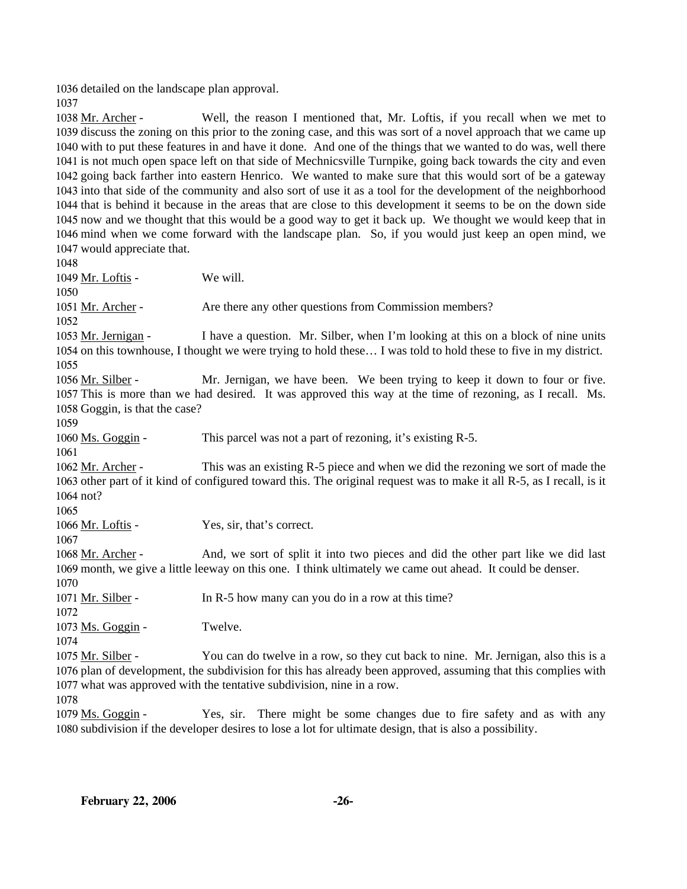1036 detailed on the landscape plan approval.
1037
1038 Mr. Archer - Well, the reason I mentioned that, Mr. Loftis, if you recall when we met to 1039 discuss the zoning on this prior to the zoning case, and this was sort of a novel approach that we came up 1040 with to put these features in and have it done. And one of the things that we wanted to do was, well there 1041 is not much open space left on that side of Mechnicsville Turnpike, going back towards the city and even 1042 going back farther into eastern Henrico. We wanted to make sure that this would sort of be a gateway 1043 into that side of the community and also sort of use it as a tool for the development of the neighborhood 1044 that is behind it because in the areas that are close to this development it seems to be on the down side 1045 now and we thought that this would be a good way to get it back up. We thought we would keep that in 1046 mind when we come forward with the landscape plan. So, if you would just keep an open mind, we 1047 would appreciate that.
1048
1049 Mr. Loftis - We will.
1050
1051 Mr. Archer - Are there any other questions from Commission members?
1052
1053 Mr. Jernigan - I have a question. Mr. Silber, when I'm looking at this on a block of nine units 1054 on this townhouse, I thought we were trying to hold these… I was told to hold these to five in my district.
1055
1056 Mr. Silber - Mr. Jernigan, we have been. We been trying to keep it down to four or five. 1057 This is more than we had desired. It was approved this way at the time of rezoning, as I recall. Ms. 1058 Goggin, is that the case?
1059
1060 Ms. Goggin - This parcel was not a part of rezoning, it's existing R-5.
1061
1062 Mr. Archer - This was an existing R-5 piece and when we did the rezoning we sort of made the 1063 other part of it kind of configured toward this. The original request was to make it all R-5, as I recall, is it 1064 not?
1065
1066 Mr. Loftis - Yes, sir, that's correct.
1067
1068 Mr. Archer - And, we sort of split it into two pieces and did the other part like we did last 1069 month, we give a little leeway on this one. I think ultimately we came out ahead. It could be denser.
1070
1071 Mr. Silber - In R-5 how many can you do in a row at this time?
1072
1073 Ms. Goggin - Twelve.
1074
1075 Mr. Silber - You can do twelve in a row, so they cut back to nine. Mr. Jernigan, also this is a 1076 plan of development, the subdivision for this has already been approved, assuming that this complies with 1077 what was approved with the tentative subdivision, nine in a row.
1078
1079 Ms. Goggin - Yes, sir. There might be some changes due to fire safety and as with any 1080 subdivision if the developer desires to lose a lot for ultimate design, that is also a possibility.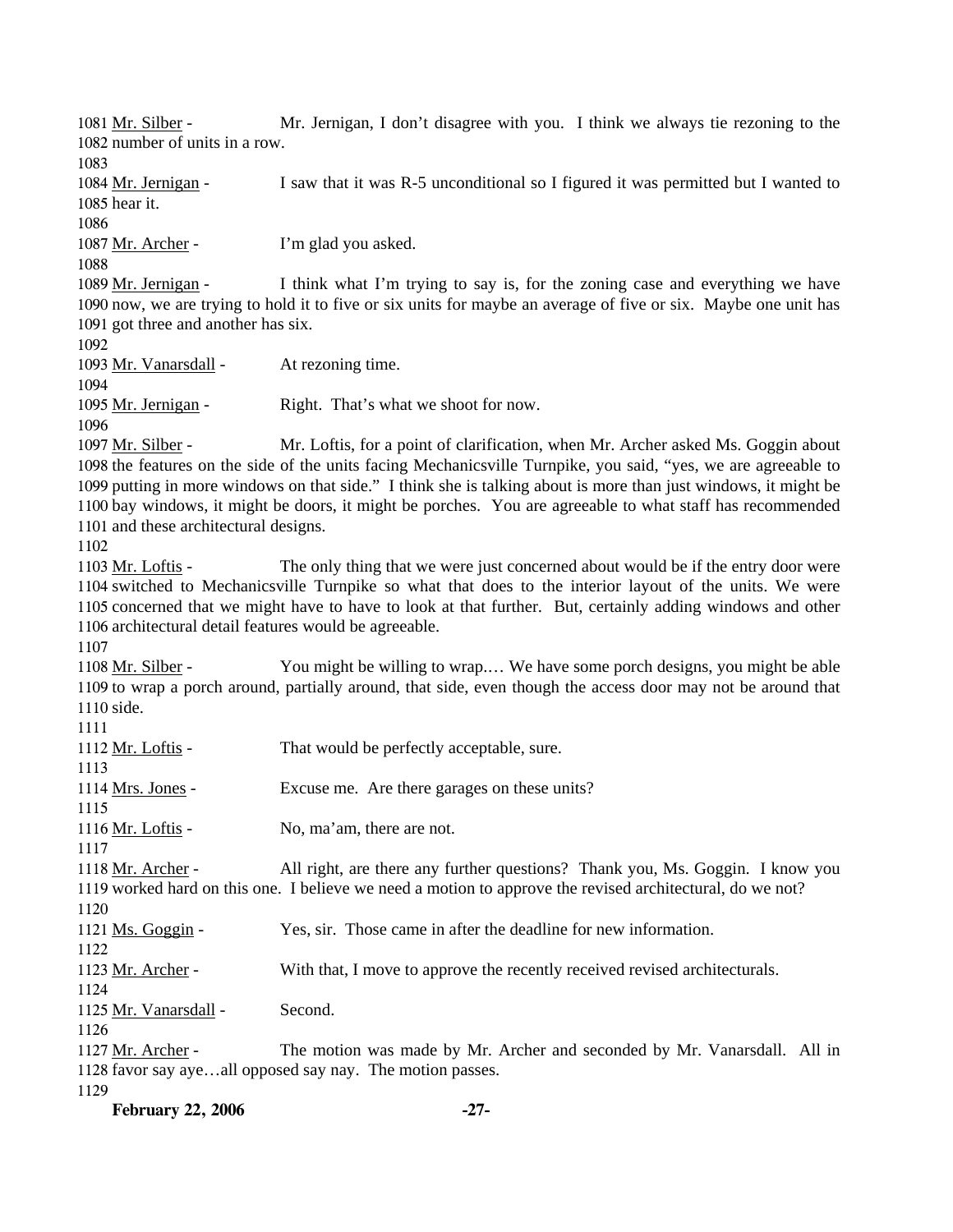Mr. Silber - Mr. Jernigan, I don't disagree with you. I think we always tie rezoning to the number of units in a row.

Mr. Jernigan - I saw that it was R-5 unconditional so I figured it was permitted but I wanted to hear it.

Mr. Archer - I'm glad you asked.

Mr. Jernigan - I think what I'm trying to say is, for the zoning case and everything we have now, we are trying to hold it to five or six units for maybe an average of five or six. Maybe one unit has got three and another has six.

Mr. Vanarsdall - At rezoning time.

Mr. Jernigan - Right. That's what we shoot for now.

Mr. Silber - Mr. Loftis, for a point of clarification, when Mr. Archer asked Ms. Goggin about the features on the side of the units facing Mechanicsville Turnpike, you said, "yes, we are agreeable to putting in more windows on that side." I think she is talking about is more than just windows, it might be bay windows, it might be doors, it might be porches. You are agreeable to what staff has recommended and these architectural designs.

Mr. Loftis - The only thing that we were just concerned about would be if the entry door were switched to Mechanicsville Turnpike so what that does to the interior layout of the units. We were concerned that we might have to have to look at that further. But, certainly adding windows and other architectural detail features would be agreeable.

Mr. Silber - You might be willing to wrap.… We have some porch designs, you might be able to wrap a porch around, partially around, that side, even though the access door may not be around that side.

Mr. Loftis - That would be perfectly acceptable, sure.

Mrs. Jones - Excuse me. Are there garages on these units?

Mr. Loftis - No, ma'am, there are not.

Mr. Archer - All right, are there any further questions? Thank you, Ms. Goggin. I know you worked hard on this one. I believe we need a motion to approve the revised architectural, do we not?

Ms. Goggin - Yes, sir. Those came in after the deadline for new information.

Mr. Archer - With that, I move to approve the recently received revised architecturals.

Mr. Vanarsdall - Second.

Mr. Archer - The motion was made by Mr. Archer and seconded by Mr. Vanarsdall. All in favor say aye…all opposed say nay. The motion passes.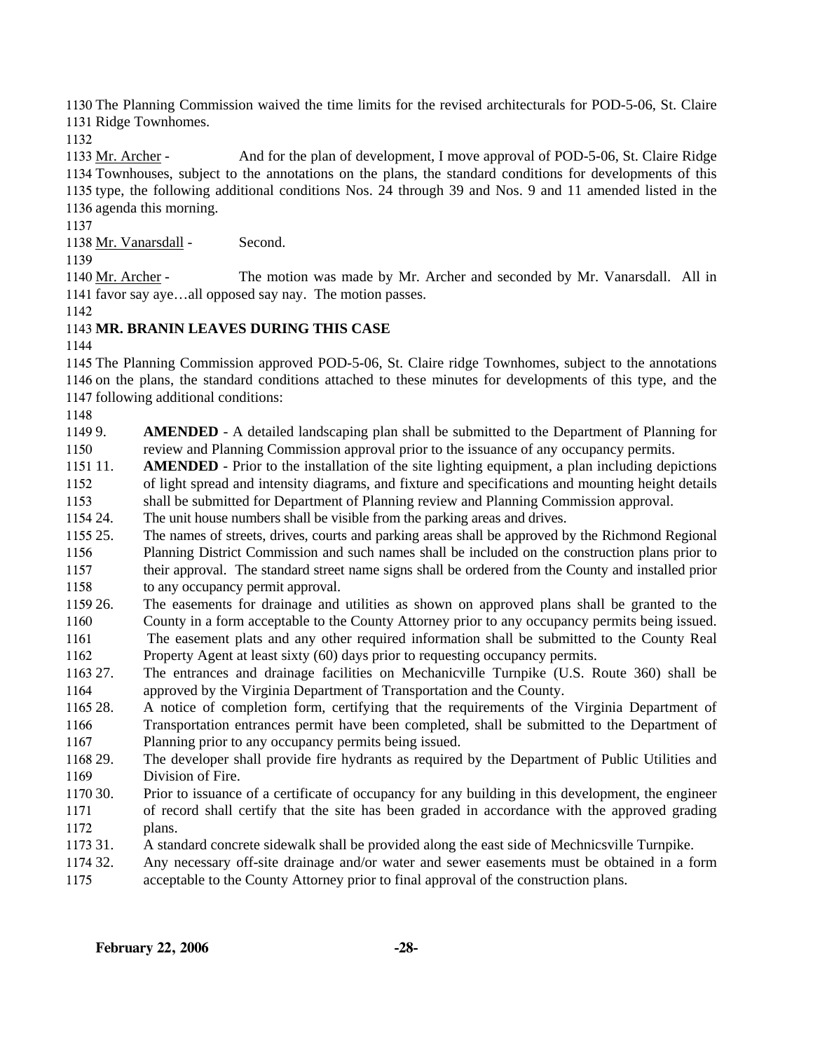The Planning Commission waived the time limits for the revised architecturals for POD-5-06, St. Claire Ridge Townhomes.

Mr. Archer - And for the plan of development, I move approval of POD-5-06, St. Claire Ridge Townhouses, subject to the annotations on the plans, the standard conditions for developments of this type, the following additional conditions Nos. 24 through 39 and Nos. 9 and 11 amended listed in the agenda this morning.

Mr. Vanarsdall - Second.

Mr. Archer - The motion was made by Mr. Archer and seconded by Mr. Vanarsdall. All in favor say aye…all opposed say nay. The motion passes.

**MR. BRANIN LEAVES DURING THIS CASE**

The Planning Commission approved POD-5-06, St. Claire ridge Townhomes, subject to the annotations on the plans, the standard conditions attached to these minutes for developments of this type, and the following additional conditions:

9. **AMENDED** - A detailed landscaping plan shall be submitted to the Department of Planning for review and Planning Commission approval prior to the issuance of any occupancy permits.
11. **AMENDED** - Prior to the installation of the site lighting equipment, a plan including depictions of light spread and intensity diagrams, and fixture and specifications and mounting height details shall be submitted for Department of Planning review and Planning Commission approval.
24. The unit house numbers shall be visible from the parking areas and drives.
25. The names of streets, drives, courts and parking areas shall be approved by the Richmond Regional Planning District Commission and such names shall be included on the construction plans prior to their approval. The standard street name signs shall be ordered from the County and installed prior to any occupancy permit approval.
26. The easements for drainage and utilities as shown on approved plans shall be granted to the County in a form acceptable to the County Attorney prior to any occupancy permits being issued. The easement plats and any other required information shall be submitted to the County Real Property Agent at least sixty (60) days prior to requesting occupancy permits.
27. The entrances and drainage facilities on Mechanicville Turnpike (U.S. Route 360) shall be approved by the Virginia Department of Transportation and the County.
28. A notice of completion form, certifying that the requirements of the Virginia Department of Transportation entrances permit have been completed, shall be submitted to the Department of Planning prior to any occupancy permits being issued.
29. The developer shall provide fire hydrants as required by the Department of Public Utilities and Division of Fire.
30. Prior to issuance of a certificate of occupancy for any building in this development, the engineer of record shall certify that the site has been graded in accordance with the approved grading plans.
31. A standard concrete sidewalk shall be provided along the east side of Mechnicsville Turnpike.
32. Any necessary off-site drainage and/or water and sewer easements must be obtained in a form acceptable to the County Attorney prior to final approval of the construction plans.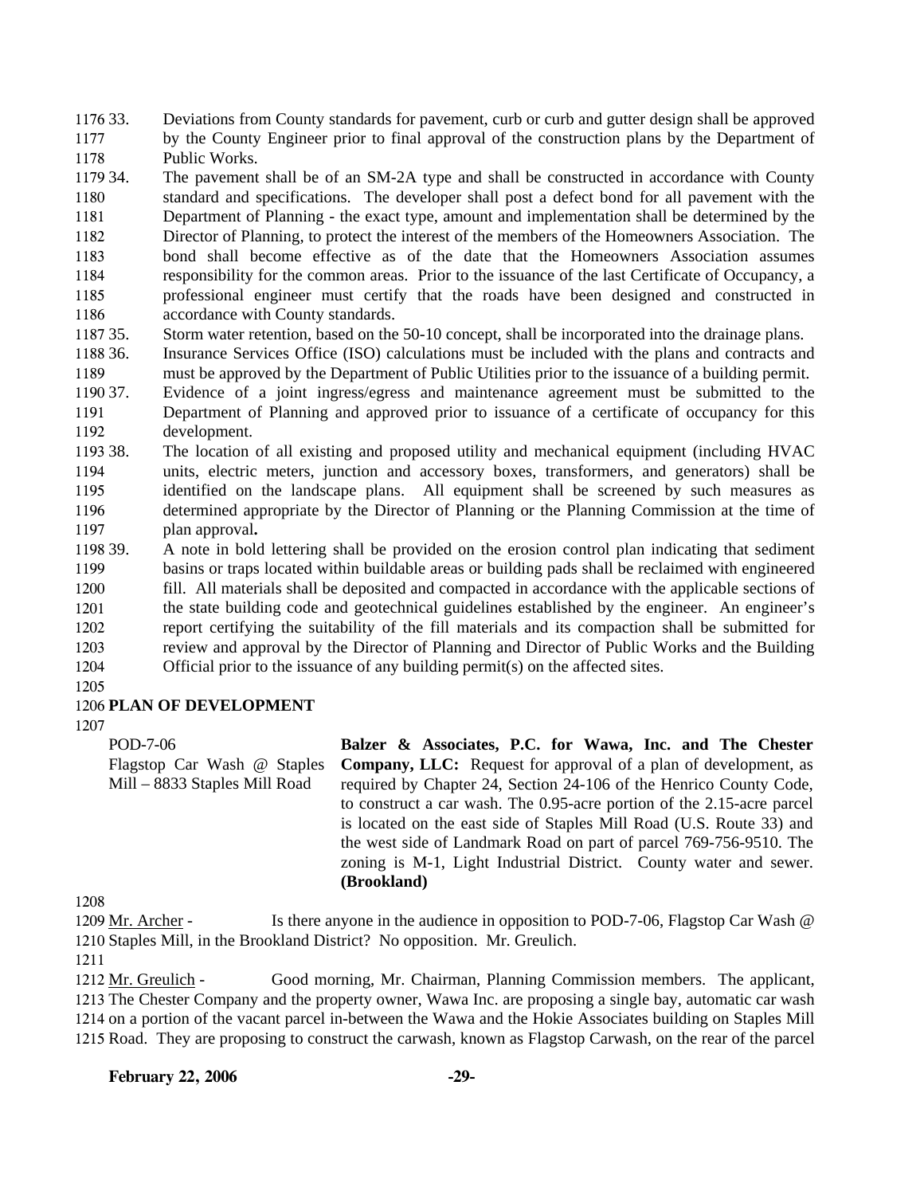33. Deviations from County standards for pavement, curb or curb and gutter design shall be approved by the County Engineer prior to final approval of the construction plans by the Department of Public Works.

34. The pavement shall be of an SM-2A type and shall be constructed in accordance with County standard and specifications. The developer shall post a defect bond for all pavement with the Department of Planning - the exact type, amount and implementation shall be determined by the Director of Planning, to protect the interest of the members of the Homeowners Association. The bond shall become effective as of the date that the Homeowners Association assumes responsibility for the common areas. Prior to the issuance of the last Certificate of Occupancy, a professional engineer must certify that the roads have been designed and constructed in accordance with County standards.

35. Storm water retention, based on the 50-10 concept, shall be incorporated into the drainage plans.

36. Insurance Services Office (ISO) calculations must be included with the plans and contracts and must be approved by the Department of Public Utilities prior to the issuance of a building permit.

37. Evidence of a joint ingress/egress and maintenance agreement must be submitted to the Department of Planning and approved prior to issuance of a certificate of occupancy for this development.

38. The location of all existing and proposed utility and mechanical equipment (including HVAC units, electric meters, junction and accessory boxes, transformers, and generators) shall be identified on the landscape plans. All equipment shall be screened by such measures as determined appropriate by the Director of Planning or the Planning Commission at the time of plan approval**.**

39. A note in bold lettering shall be provided on the erosion control plan indicating that sediment basins or traps located within buildable areas or building pads shall be reclaimed with engineered fill. All materials shall be deposited and compacted in accordance with the applicable sections of the state building code and geotechnical guidelines established by the engineer. An engineer's report certifying the suitability of the fill materials and its compaction shall be submitted for review and approval by the Director of Planning and Director of Public Works and the Building Official prior to the issuance of any building permit(s) on the affected sites.

**PLAN OF DEVELOPMENT**

POD-7-06
Flagstop Car Wash @ Staples Mill – 8833 Staples Mill Road

**Balzer & Associates, P.C. for Wawa, Inc. and The Chester Company, LLC:** Request for approval of a plan of development, as required by Chapter 24, Section 24-106 of the Henrico County Code, to construct a car wash. The 0.95-acre portion of the 2.15-acre parcel is located on the east side of Staples Mill Road (U.S. Route 33) and the west side of Landmark Road on part of parcel 769-756-9510. The zoning is M-1, Light Industrial District. County water and sewer. **(Brookland)**

Mr. Archer - Is there anyone in the audience in opposition to POD-7-06, Flagstop Car Wash @ Staples Mill, in the Brookland District? No opposition. Mr. Greulich.

Mr. Greulich - Good morning, Mr. Chairman, Planning Commission members. The applicant, The Chester Company and the property owner, Wawa Inc. are proposing a single bay, automatic car wash on a portion of the vacant parcel in-between the Wawa and the Hokie Associates building on Staples Mill Road. They are proposing to construct the carwash, known as Flagstop Carwash, on the rear of the parcel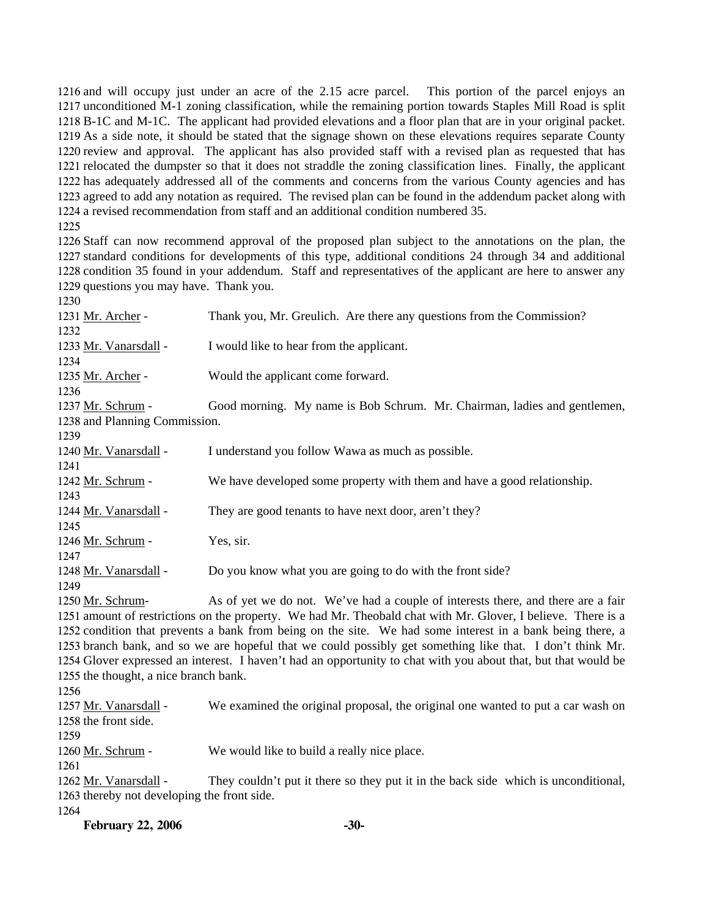and will occupy just under an acre of the 2.15 acre parcel. This portion of the parcel enjoys an unconditioned M-1 zoning classification, while the remaining portion towards Staples Mill Road is split B-1C and M-1C. The applicant had provided elevations and a floor plan that are in your original packet. As a side note, it should be stated that the signage shown on these elevations requires separate County review and approval. The applicant has also provided staff with a revised plan as requested that has relocated the dumpster so that it does not straddle the zoning classification lines. Finally, the applicant has adequately addressed all of the comments and concerns from the various County agencies and has agreed to add any notation as required. The revised plan can be found in the addendum packet along with a revised recommendation from staff and an additional condition numbered 35.

Staff can now recommend approval of the proposed plan subject to the annotations on the plan, the standard conditions for developments of this type, additional conditions 24 through 34 and additional condition 35 found in your addendum. Staff and representatives of the applicant are here to answer any questions you may have. Thank you.

Mr. Archer - Thank you, Mr. Greulich. Are there any questions from the Commission?

Mr. Vanarsdall - I would like to hear from the applicant.

Mr. Archer - Would the applicant come forward.

Mr. Schrum - Good morning. My name is Bob Schrum. Mr. Chairman, ladies and gentlemen, and Planning Commission.

Mr. Vanarsdall - I understand you follow Wawa as much as possible.

Mr. Schrum - We have developed some property with them and have a good relationship.

Mr. Vanarsdall - They are good tenants to have next door, aren't they?

Mr. Schrum - Yes, sir.

Mr. Vanarsdall - Do you know what you are going to do with the front side?

Mr. Schrum- As of yet we do not. We've had a couple of interests there, and there are a fair amount of restrictions on the property. We had Mr. Theobald chat with Mr. Glover, I believe. There is a condition that prevents a bank from being on the site. We had some interest in a bank being there, a branch bank, and so we are hopeful that we could possibly get something like that. I don't think Mr. Glover expressed an interest. I haven't had an opportunity to chat with you about that, but that would be the thought, a nice branch bank.

Mr. Vanarsdall - We examined the original proposal, the original one wanted to put a car wash on the front side.

Mr. Schrum - We would like to build a really nice place.

Mr. Vanarsdall - They couldn't put it there so they put it in the back side which is unconditional, thereby not developing the front side.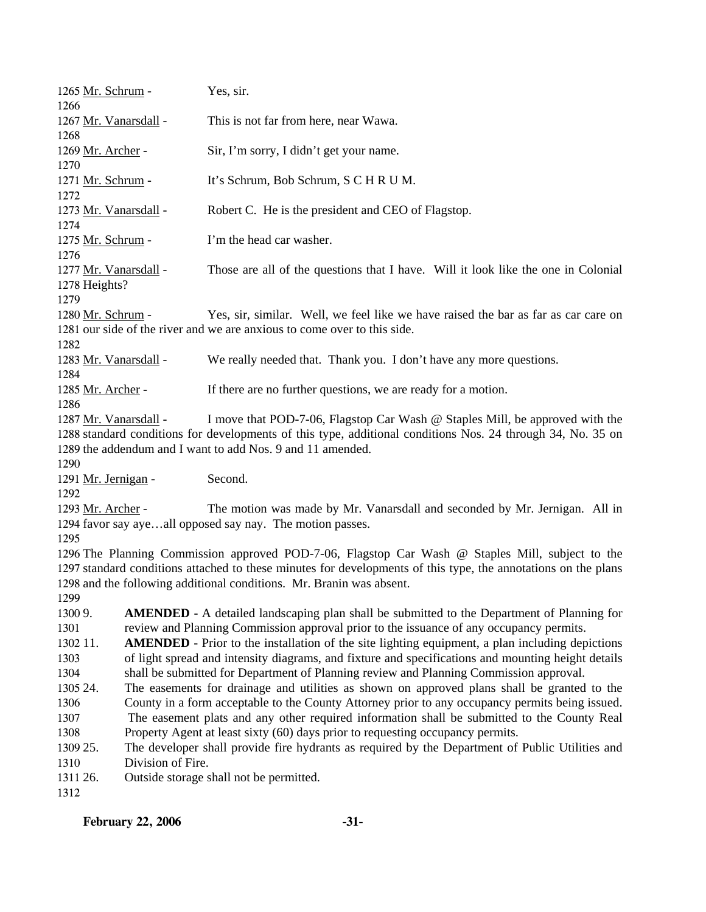Mr. Schrum - Yes, sir.

Mr. Vanarsdall - This is not far from here, near Wawa.

Mr. Archer - Sir, I'm sorry, I didn't get your name.

Mr. Schrum - It's Schrum, Bob Schrum, S C H R U M.

Mr. Vanarsdall - Robert C. He is the president and CEO of Flagstop.

Mr. Schrum - I'm the head car washer.

Mr. Vanarsdall - Those are all of the questions that I have. Will it look like the one in Colonial Heights?

Mr. Schrum - Yes, sir, similar. Well, we feel like we have raised the bar as far as car care on our side of the river and we are anxious to come over to this side.

Mr. Vanarsdall - We really needed that. Thank you. I don't have any more questions.

Mr. Archer - If there are no further questions, we are ready for a motion.

Mr. Vanarsdall - I move that POD-7-06, Flagstop Car Wash @ Staples Mill, be approved with the standard conditions for developments of this type, additional conditions Nos. 24 through 34, No. 35 on the addendum and I want to add Nos. 9 and 11 amended.

Mr. Jernigan - Second.

Mr. Archer - The motion was made by Mr. Vanarsdall and seconded by Mr. Jernigan. All in favor say aye…all opposed say nay. The motion passes.

The Planning Commission approved POD-7-06, Flagstop Car Wash @ Staples Mill, subject to the standard conditions attached to these minutes for developments of this type, the annotations on the plans and the following additional conditions. Mr. Branin was absent.

9. **AMENDED** - A detailed landscaping plan shall be submitted to the Department of Planning for review and Planning Commission approval prior to the issuance of any occupancy permits.

11. **AMENDED** - Prior to the installation of the site lighting equipment, a plan including depictions of light spread and intensity diagrams, and fixture and specifications and mounting height details shall be submitted for Department of Planning review and Planning Commission approval.

24. The easements for drainage and utilities as shown on approved plans shall be granted to the County in a form acceptable to the County Attorney prior to any occupancy permits being issued. The easement plats and any other required information shall be submitted to the County Real Property Agent at least sixty (60) days prior to requesting occupancy permits.

25. The developer shall provide fire hydrants as required by the Department of Public Utilities and Division of Fire.

26. Outside storage shall not be permitted.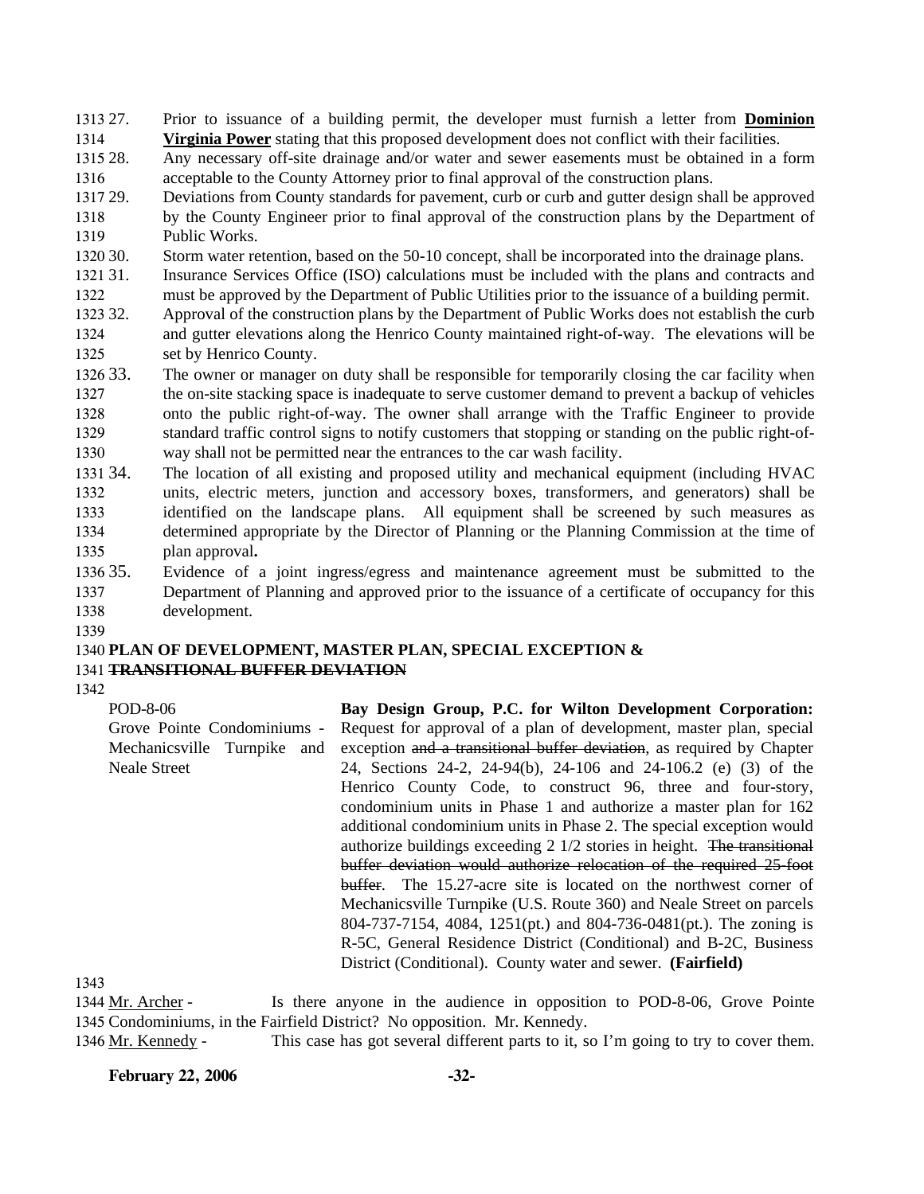27. Prior to issuance of a building permit, the developer must furnish a letter from **Dominion Virginia Power** stating that this proposed development does not conflict with their facilities.
28. Any necessary off-site drainage and/or water and sewer easements must be obtained in a form acceptable to the County Attorney prior to final approval of the construction plans.
29. Deviations from County standards for pavement, curb or curb and gutter design shall be approved by the County Engineer prior to final approval of the construction plans by the Department of Public Works.
30. Storm water retention, based on the 50-10 concept, shall be incorporated into the drainage plans.
31. Insurance Services Office (ISO) calculations must be included with the plans and contracts and must be approved by the Department of Public Utilities prior to the issuance of a building permit.
32. Approval of the construction plans by the Department of Public Works does not establish the curb and gutter elevations along the Henrico County maintained right-of-way. The elevations will be set by Henrico County.
33. The owner or manager on duty shall be responsible for temporarily closing the car facility when the on-site stacking space is inadequate to serve customer demand to prevent a backup of vehicles onto the public right-of-way. The owner shall arrange with the Traffic Engineer to provide standard traffic control signs to notify customers that stopping or standing on the public right-of-way shall not be permitted near the entrances to the car wash facility.
34. The location of all existing and proposed utility and mechanical equipment (including HVAC units, electric meters, junction and accessory boxes, transformers, and generators) shall be identified on the landscape plans. All equipment shall be screened by such measures as determined appropriate by the Director of Planning or the Planning Commission at the time of plan approval**.**
35. Evidence of a joint ingress/egress and maintenance agreement must be submitted to the Department of Planning and approved prior to the issuance of a certificate of occupancy for this development.

**PLAN OF DEVELOPMENT, MASTER PLAN, SPECIAL EXCEPTION & ~~TRANSITIONAL BUFFER DEVIATION~~**

POD-8-06
Grove Pointe Condominiums - Mechanicsville Turnpike and Neale Street

**Bay Design Group, P.C. for Wilton Development Corporation:** Request for approval of a plan of development, master plan, special exception ~~and a transitional buffer deviation~~, as required by Chapter 24, Sections 24-2, 24-94(b), 24-106 and 24-106.2 (e) (3) of the Henrico County Code, to construct 96, three and four-story, condominium units in Phase 1 and authorize a master plan for 162 additional condominium units in Phase 2. The special exception would authorize buildings exceeding 2 1/2 stories in height. ~~The transitional buffer deviation would authorize relocation of the required 25-foot buffer~~. The 15.27-acre site is located on the northwest corner of Mechanicsville Turnpike (U.S. Route 360) and Neale Street on parcels 804-737-7154, 4084, 1251(pt.) and 804-736-0481(pt.). The zoning is R-5C, General Residence District (Conditional) and B-2C, Business District (Conditional). County water and sewer. **(Fairfield)**

Mr. Archer - Is there anyone in the audience in opposition to POD-8-06, Grove Pointe Condominiums, in the Fairfield District? No opposition. Mr. Kennedy.

Mr. Kennedy - This case has got several different parts to it, so I'm going to try to cover them.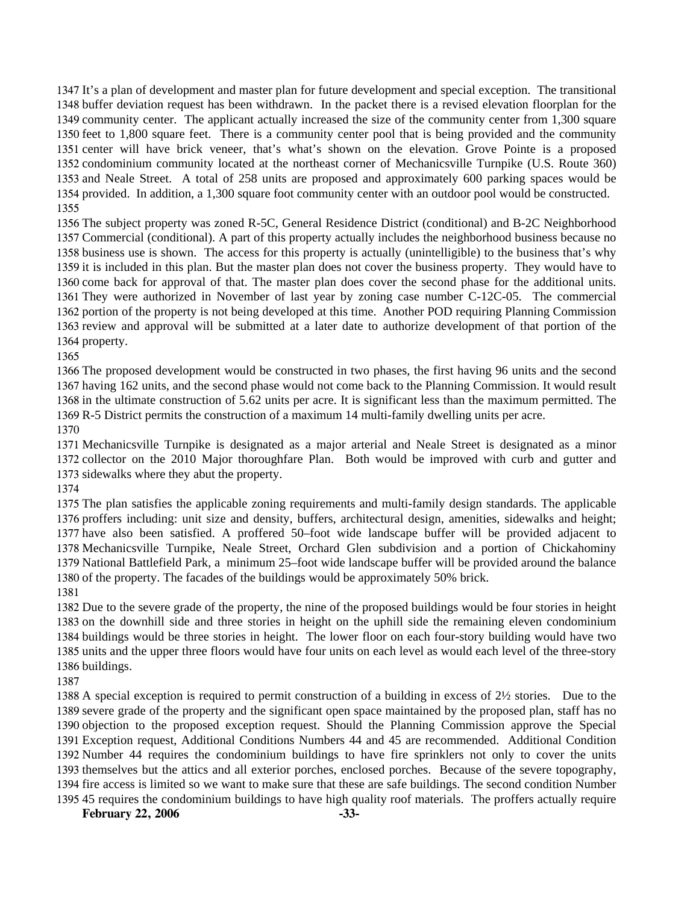It's a plan of development and master plan for future development and special exception. The transitional buffer deviation request has been withdrawn. In the packet there is a revised elevation floorplan for the community center. The applicant actually increased the size of the community center from 1,300 square feet to 1,800 square feet. There is a community center pool that is being provided and the community center will have brick veneer, that's what's shown on the elevation. Grove Pointe is a proposed condominium community located at the northeast corner of Mechanicsville Turnpike (U.S. Route 360) and Neale Street. A total of 258 units are proposed and approximately 600 parking spaces would be provided. In addition, a 1,300 square foot community center with an outdoor pool would be constructed.

The subject property was zoned R-5C, General Residence District (conditional) and B-2C Neighborhood Commercial (conditional). A part of this property actually includes the neighborhood business because no business use is shown. The access for this property is actually (unintelligible) to the business that's why it is included in this plan. But the master plan does not cover the business property. They would have to come back for approval of that. The master plan does cover the second phase for the additional units. They were authorized in November of last year by zoning case number C-12C-05. The commercial portion of the property is not being developed at this time. Another POD requiring Planning Commission review and approval will be submitted at a later date to authorize development of that portion of the property.

The proposed development would be constructed in two phases, the first having 96 units and the second having 162 units, and the second phase would not come back to the Planning Commission. It would result in the ultimate construction of 5.62 units per acre. It is significant less than the maximum permitted. The R-5 District permits the construction of a maximum 14 multi-family dwelling units per acre.

Mechanicsville Turnpike is designated as a major arterial and Neale Street is designated as a minor collector on the 2010 Major thoroughfare Plan. Both would be improved with curb and gutter and sidewalks where they abut the property.

The plan satisfies the applicable zoning requirements and multi-family design standards. The applicable proffers including: unit size and density, buffers, architectural design, amenities, sidewalks and height; have also been satisfied. A proffered 50–foot wide landscape buffer will be provided adjacent to Mechanicsville Turnpike, Neale Street, Orchard Glen subdivision and a portion of Chickahominy National Battlefield Park, a minimum 25–foot wide landscape buffer will be provided around the balance of the property. The facades of the buildings would be approximately 50% brick.

Due to the severe grade of the property, the nine of the proposed buildings would be four stories in height on the downhill side and three stories in height on the uphill side the remaining eleven condominium buildings would be three stories in height. The lower floor on each four-story building would have two units and the upper three floors would have four units on each level as would each level of the three-story buildings.

A special exception is required to permit construction of a building in excess of 2½ stories. Due to the severe grade of the property and the significant open space maintained by the proposed plan, staff has no objection to the proposed exception request. Should the Planning Commission approve the Special Exception request, Additional Conditions Numbers 44 and 45 are recommended. Additional Condition Number 44 requires the condominium buildings to have fire sprinklers not only to cover the units themselves but the attics and all exterior porches, enclosed porches. Because of the severe topography, fire access is limited so we want to make sure that these are safe buildings. The second condition Number 45 requires the condominium buildings to have high quality roof materials. The proffers actually require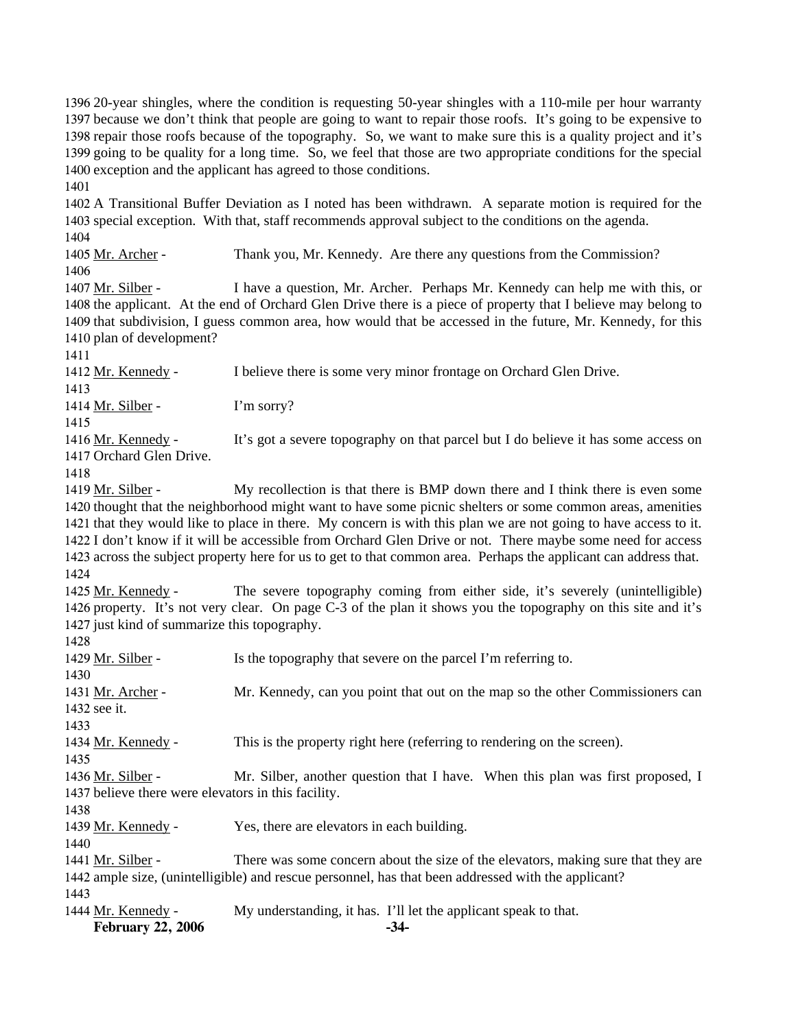1396 20-year shingles, where the condition is requesting 50-year shingles with a 110-mile per hour warranty
1397 because we don't think that people are going to want to repair those roofs. It's going to be expensive to
1398 repair those roofs because of the topography. So, we want to make sure this is a quality project and it's
1399 going to be quality for a long time. So, we feel that those are two appropriate conditions for the special
1400 exception and the applicant has agreed to those conditions.
1401
1402 A Transitional Buffer Deviation as I noted has been withdrawn. A separate motion is required for the
1403 special exception. With that, staff recommends approval subject to the conditions on the agenda.
1404
1405 Mr. Archer - Thank you, Mr. Kennedy. Are there any questions from the Commission?
1406
1407 Mr. Silber - I have a question, Mr. Archer. Perhaps Mr. Kennedy can help me with this, or
1408 the applicant. At the end of Orchard Glen Drive there is a piece of property that I believe may belong to
1409 that subdivision, I guess common area, how would that be accessed in the future, Mr. Kennedy, for this
1410 plan of development?
1411
1412 Mr. Kennedy - I believe there is some very minor frontage on Orchard Glen Drive.
1413
1414 Mr. Silber - I'm sorry?
1415
1416 Mr. Kennedy - It's got a severe topography on that parcel but I do believe it has some access on
1417 Orchard Glen Drive.
1418
1419 Mr. Silber - My recollection is that there is BMP down there and I think there is even some
1420 thought that the neighborhood might want to have some picnic shelters or some common areas, amenities
1421 that they would like to place in there. My concern is with this plan we are not going to have access to it.
1422 I don't know if it will be accessible from Orchard Glen Drive or not. There maybe some need for access
1423 across the subject property here for us to get to that common area. Perhaps the applicant can address that.
1424
1425 Mr. Kennedy - The severe topography coming from either side, it's severely (unintelligible)
1426 property. It's not very clear. On page C-3 of the plan it shows you the topography on this site and it's
1427 just kind of summarize this topography.
1428
1429 Mr. Silber - Is the topography that severe on the parcel I'm referring to.
1430
1431 Mr. Archer - Mr. Kennedy, can you point that out on the map so the other Commissioners can
1432 see it.
1433
1434 Mr. Kennedy - This is the property right here (referring to rendering on the screen).
1435
1436 Mr. Silber - Mr. Silber, another question that I have. When this plan was first proposed, I
1437 believe there were elevators in this facility.
1438
1439 Mr. Kennedy - Yes, there are elevators in each building.
1440
1441 Mr. Silber - There was some concern about the size of the elevators, making sure that they are
1442 ample size, (unintelligible) and rescue personnel, has that been addressed with the applicant?
1443
1444 Mr. Kennedy - My understanding, it has. I'll let the applicant speak to that.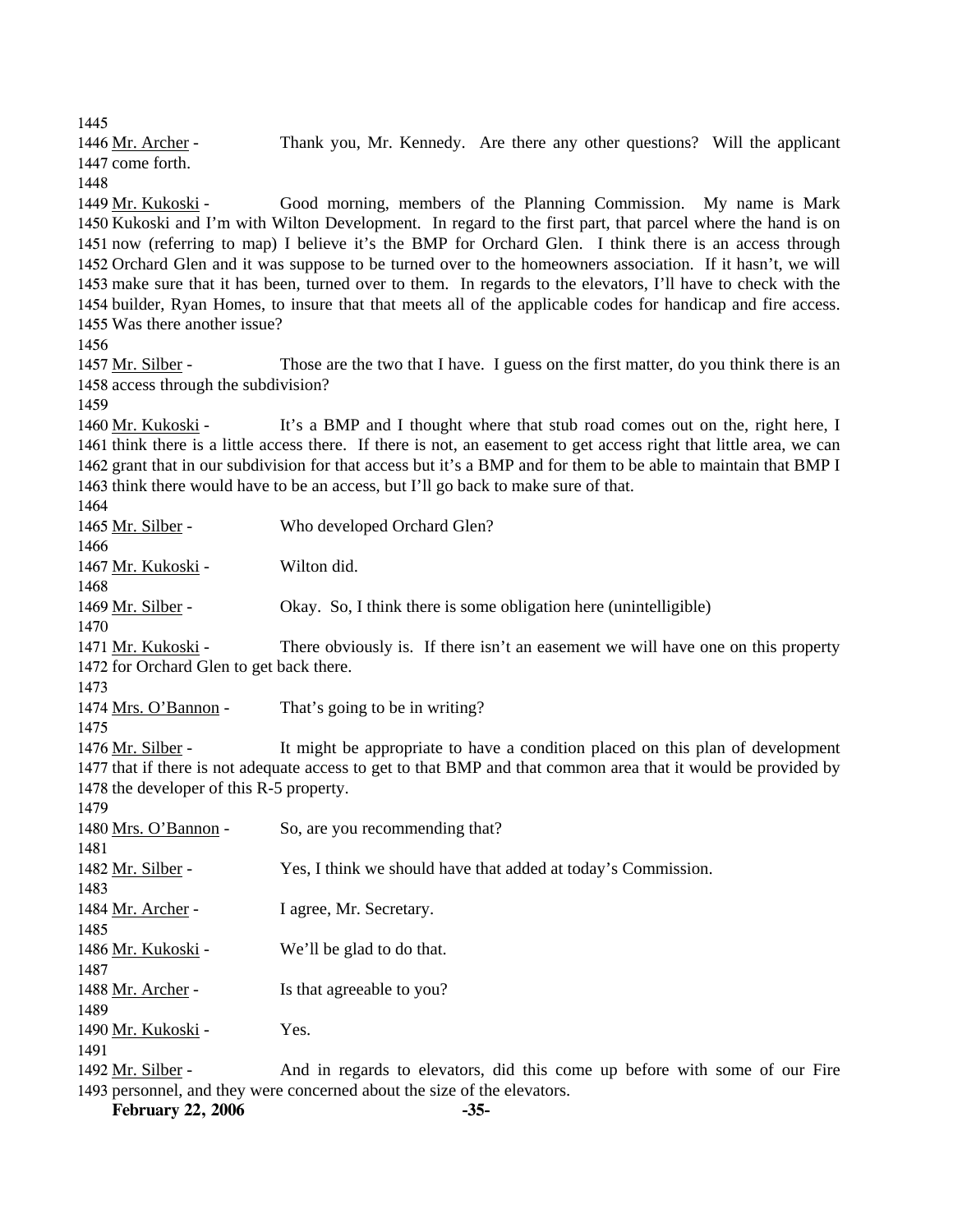1445

1446 Mr. Archer - Thank you, Mr. Kennedy. Are there any other questions? Will the applicant
1447 come forth.

1448

1449 Mr. Kukoski - Good morning, members of the Planning Commission. My name is Mark
1450 Kukoski and I'm with Wilton Development. In regard to the first part, that parcel where the hand is on
1451 now (referring to map) I believe it's the BMP for Orchard Glen. I think there is an access through
1452 Orchard Glen and it was suppose to be turned over to the homeowners association. If it hasn't, we will
1453 make sure that it has been, turned over to them. In regards to the elevators, I'll have to check with the
1454 builder, Ryan Homes, to insure that that meets all of the applicable codes for handicap and fire access.
1455 Was there another issue?

1456

1457 Mr. Silber - Those are the two that I have. I guess on the first matter, do you think there is an
1458 access through the subdivision?

1459

1460 Mr. Kukoski - It's a BMP and I thought where that stub road comes out on the, right here, I
1461 think there is a little access there. If there is not, an easement to get access right that little area, we can
1462 grant that in our subdivision for that access but it's a BMP and for them to be able to maintain that BMP I
1463 think there would have to be an access, but I'll go back to make sure of that.

1464

1465 Mr. Silber - Who developed Orchard Glen?

1466

1467 Mr. Kukoski - Wilton did.

1468

1469 Mr. Silber - Okay. So, I think there is some obligation here (unintelligible)

1470

1471 Mr. Kukoski - There obviously is. If there isn't an easement we will have one on this property
1472 for Orchard Glen to get back there.

1473

1474 Mrs. O'Bannon - That's going to be in writing?

1475

1476 Mr. Silber - It might be appropriate to have a condition placed on this plan of development
1477 that if there is not adequate access to get to that BMP and that common area that it would be provided by
1478 the developer of this R-5 property.

1479

1480 Mrs. O'Bannon - So, are you recommending that?

1481

1482 Mr. Silber - Yes, I think we should have that added at today's Commission.

1483

1484 Mr. Archer - I agree, Mr. Secretary.

1485

1486 Mr. Kukoski - We'll be glad to do that.

1487

1488 Mr. Archer - Is that agreeable to you?

1489

1490 Mr. Kukoski - Yes.

1491

1492 Mr. Silber - And in regards to elevators, did this come up before with some of our Fire
1493 personnel, and they were concerned about the size of the elevators.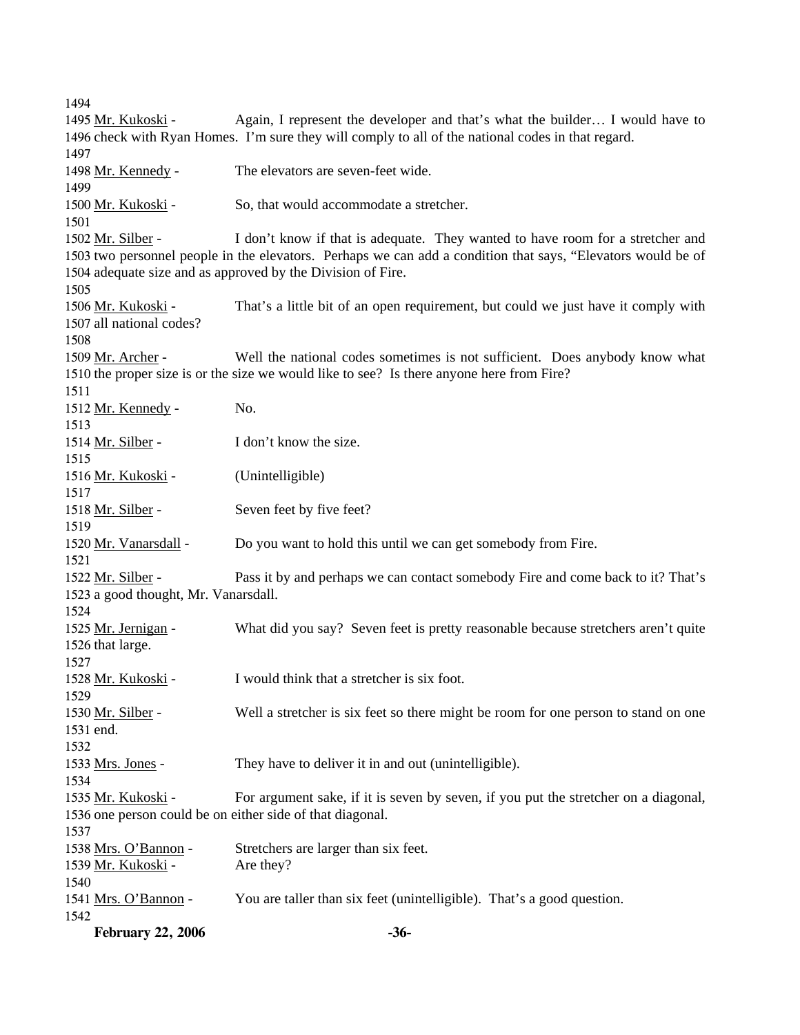1494

1495 Mr. Kukoski - Again, I represent the developer and that's what the builder… I would have to 1496 check with Ryan Homes. I'm sure they will comply to all of the national codes in that regard.

1497

1498 Mr. Kennedy - The elevators are seven-feet wide.

1499

1500 Mr. Kukoski - So, that would accommodate a stretcher.

1501

1502 Mr. Silber - I don't know if that is adequate. They wanted to have room for a stretcher and 1503 two personnel people in the elevators. Perhaps we can add a condition that says, "Elevators would be of 1504 adequate size and as approved by the Division of Fire.

1505

1506 Mr. Kukoski - That's a little bit of an open requirement, but could we just have it comply with 1507 all national codes?

1508

1509 Mr. Archer - Well the national codes sometimes is not sufficient. Does anybody know what 1510 the proper size is or the size we would like to see? Is there anyone here from Fire?

1511

1512 Mr. Kennedy - No.

1513

1514 Mr. Silber - I don't know the size.

1515

1516 Mr. Kukoski - (Unintelligible)

1517

1518 Mr. Silber - Seven feet by five feet?

1519

1520 Mr. Vanarsdall - Do you want to hold this until we can get somebody from Fire.

1521

1522 Mr. Silber - Pass it by and perhaps we can contact somebody Fire and come back to it? That's 1523 a good thought, Mr. Vanarsdall.

1524

1525 Mr. Jernigan - What did you say? Seven feet is pretty reasonable because stretchers aren't quite 1526 that large.

1527

1528 Mr. Kukoski - I would think that a stretcher is six foot.

1529

1530 Mr. Silber - Well a stretcher is six feet so there might be room for one person to stand on one 1531 end.

1532

1533 Mrs. Jones - They have to deliver it in and out (unintelligible).

1534

1535 Mr. Kukoski - For argument sake, if it is seven by seven, if you put the stretcher on a diagonal, 1536 one person could be on either side of that diagonal.

1537

1538 Mrs. O'Bannon - Stretchers are larger than six feet.

1539 Mr. Kukoski - Are they?

1540

1541 Mrs. O'Bannon - You are taller than six feet (unintelligible). That's a good question.

1542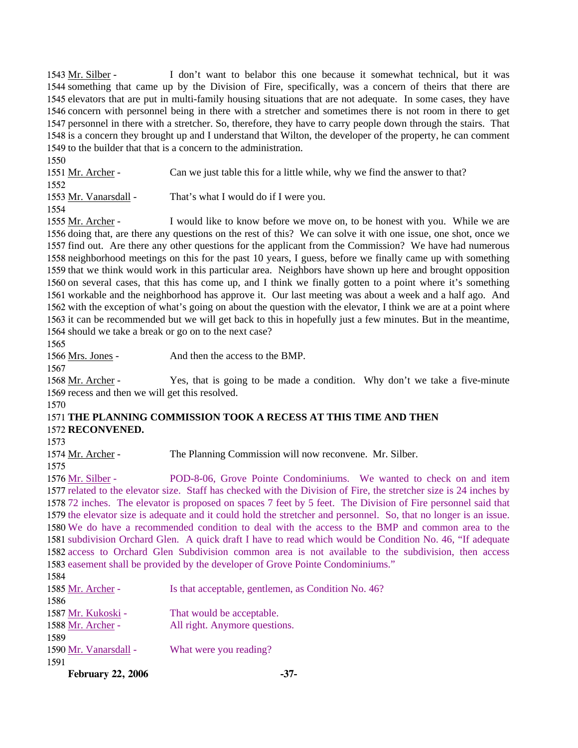1543 Mr. Silber - I don't want to belabor this one because it somewhat technical, but it was 1544 something that came up by the Division of Fire, specifically, was a concern of theirs that there are 1545 elevators that are put in multi-family housing situations that are not adequate. In some cases, they have 1546 concern with personnel being in there with a stretcher and sometimes there is not room in there to get 1547 personnel in there with a stretcher. So, therefore, they have to carry people down through the stairs. That 1548 is a concern they brought up and I understand that Wilton, the developer of the property, he can comment 1549 to the builder that that is a concern to the administration.

1550

1551 Mr. Archer - Can we just table this for a little while, why we find the answer to that?

1552

1553 Mr. Vanarsdall - That's what I would do if I were you.

1554

1555 Mr. Archer - I would like to know before we move on, to be honest with you. While we are 1556 doing that, are there any questions on the rest of this? We can solve it with one issue, one shot, once we 1557 find out. Are there any other questions for the applicant from the Commission? We have had numerous 1558 neighborhood meetings on this for the past 10 years, I guess, before we finally came up with something 1559 that we think would work in this particular area. Neighbors have shown up here and brought opposition 1560 on several cases, that this has come up, and I think we finally gotten to a point where it's something 1561 workable and the neighborhood has approve it. Our last meeting was about a week and a half ago. And 1562 with the exception of what's going on about the question with the elevator, I think we are at a point where 1563 it can be recommended but we will get back to this in hopefully just a few minutes. But in the meantime, 1564 should we take a break or go on to the next case?

1565

1566 Mrs. Jones - And then the access to the BMP.

1567

1568 Mr. Archer - Yes, that is going to be made a condition. Why don't we take a five-minute 1569 recess and then we will get this resolved.

1570

1571 **THE PLANNING COMMISSION TOOK A RECESS AT THIS TIME AND THEN**
1572 **RECONVENED.**

1573

1574 Mr. Archer - The Planning Commission will now reconvene. Mr. Silber.

1575

1576 Mr. Silber - POD-8-06, Grove Pointe Condominiums. We wanted to check on and item 1577 related to the elevator size. Staff has checked with the Division of Fire, the stretcher size is 24 inches by 1578 72 inches. The elevator is proposed on spaces 7 feet by 5 feet. The Division of Fire personnel said that 1579 the elevator size is adequate and it could hold the stretcher and personnel. So, that no longer is an issue. 1580 We do have a recommended condition to deal with the access to the BMP and common area to the 1581 subdivision Orchard Glen. A quick draft I have to read which would be Condition No. 46, "If adequate 1582 access to Orchard Glen Subdivision common area is not available to the subdivision, then access 1583 easement shall be provided by the developer of Grove Pointe Condominiums."

1584

1585 Mr. Archer - Is that acceptable, gentlemen, as Condition No. 46?

1586

1587 Mr. Kukoski - That would be acceptable.

1588 Mr. Archer - All right. Anymore questions.

1589

1590 Mr. Vanarsdall - What were you reading?

1591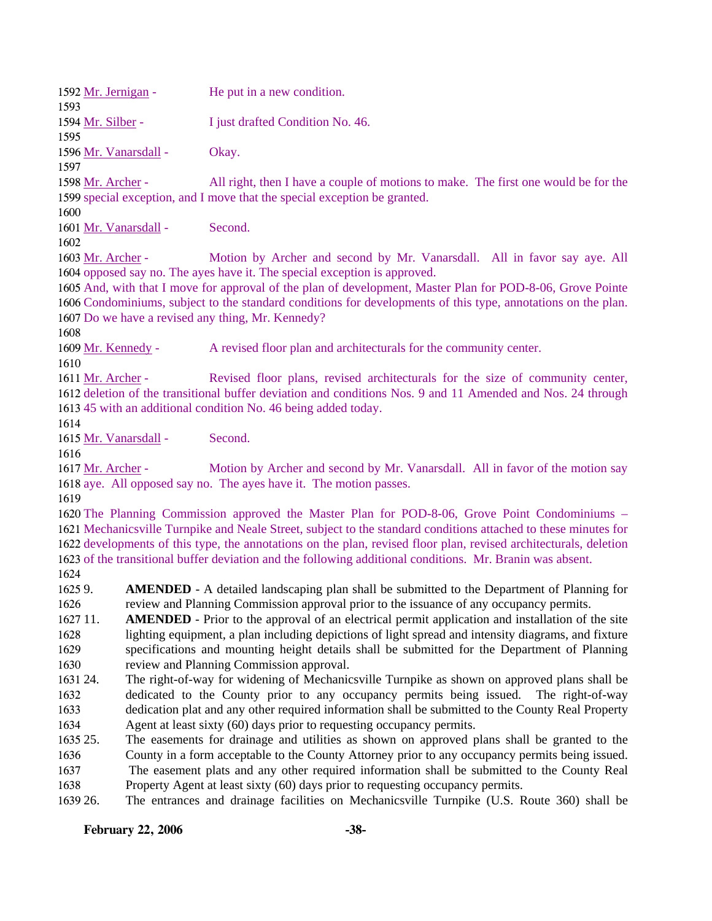1592 Mr. Jernigan - He put in a new condition.
1593
1594 Mr. Silber - I just drafted Condition No. 46.
1595
1596 Mr. Vanarsdall - Okay.
1597
1598 Mr. Archer - All right, then I have a couple of motions to make. The first one would be for the
1599 special exception, and I move that the special exception be granted.
1600
1601 Mr. Vanarsdall - Second.
1602
1603 Mr. Archer - Motion by Archer and second by Mr. Vanarsdall. All in favor say aye. All
1604 opposed say no. The ayes have it. The special exception is approved.
1605 And, with that I move for approval of the plan of development, Master Plan for POD-8-06, Grove Pointe
1606 Condominiums, subject to the standard conditions for developments of this type, annotations on the plan.
1607 Do we have a revised any thing, Mr. Kennedy?
1608
1609 Mr. Kennedy - A revised floor plan and architecturals for the community center.
1610
1611 Mr. Archer - Revised floor plans, revised architecturals for the size of community center,
1612 deletion of the transitional buffer deviation and conditions Nos. 9 and 11 Amended and Nos. 24 through
1613 45 with an additional condition No. 46 being added today.
1614
1615 Mr. Vanarsdall - Second.
1616
1617 Mr. Archer - Motion by Archer and second by Mr. Vanarsdall. All in favor of the motion say
1618 aye. All opposed say no. The ayes have it. The motion passes.
1619
1620 The Planning Commission approved the Master Plan for POD-8-06, Grove Point Condominiums –
1621 Mechanicsville Turnpike and Neale Street, subject to the standard conditions attached to these minutes for
1622 developments of this type, the annotations on the plan, revised floor plan, revised architecturals, deletion
1623 of the transitional buffer deviation and the following additional conditions. Mr. Branin was absent.
1624
1625 9. **AMENDED** - A detailed landscaping plan shall be submitted to the Department of Planning for
1626 review and Planning Commission approval prior to the issuance of any occupancy permits.
1627 11. **AMENDED** - Prior to the approval of an electrical permit application and installation of the site
1628 lighting equipment, a plan including depictions of light spread and intensity diagrams, and fixture
1629 specifications and mounting height details shall be submitted for the Department of Planning
1630 review and Planning Commission approval.
1631 24. The right-of-way for widening of Mechanicsville Turnpike as shown on approved plans shall be
1632 dedicated to the County prior to any occupancy permits being issued. The right-of-way
1633 dedication plat and any other required information shall be submitted to the County Real Property
1634 Agent at least sixty (60) days prior to requesting occupancy permits.
1635 25. The easements for drainage and utilities as shown on approved plans shall be granted to the
1636 County in a form acceptable to the County Attorney prior to any occupancy permits being issued.
1637 The easement plats and any other required information shall be submitted to the County Real
1638 Property Agent at least sixty (60) days prior to requesting occupancy permits.
1639 26. The entrances and drainage facilities on Mechanicsville Turnpike (U.S. Route 360) shall be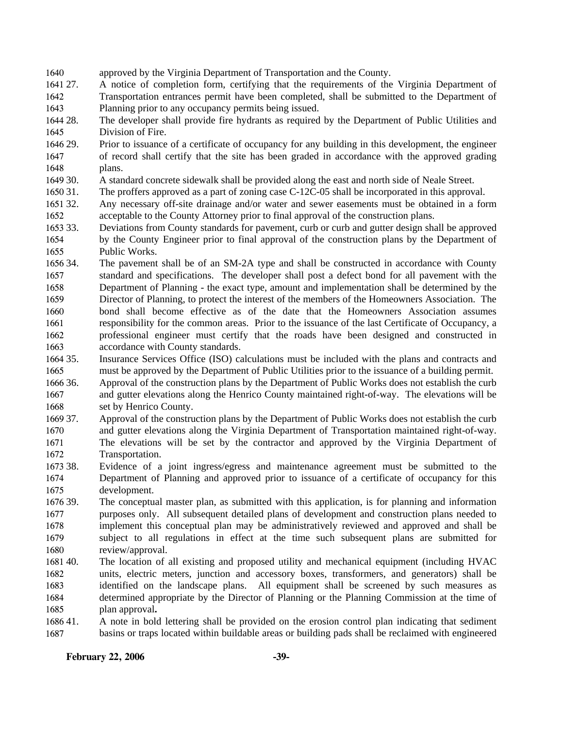approved by the Virginia Department of Transportation and the County.

27. A notice of completion form, certifying that the requirements of the Virginia Department of Transportation entrances permit have been completed, shall be submitted to the Department of Planning prior to any occupancy permits being issued.

28. The developer shall provide fire hydrants as required by the Department of Public Utilities and Division of Fire.

29. Prior to issuance of a certificate of occupancy for any building in this development, the engineer of record shall certify that the site has been graded in accordance with the approved grading plans.

30. A standard concrete sidewalk shall be provided along the east and north side of Neale Street.

31. The proffers approved as a part of zoning case C-12C-05 shall be incorporated in this approval.

32. Any necessary off-site drainage and/or water and sewer easements must be obtained in a form acceptable to the County Attorney prior to final approval of the construction plans.

33. Deviations from County standards for pavement, curb or curb and gutter design shall be approved by the County Engineer prior to final approval of the construction plans by the Department of Public Works.

34. The pavement shall be of an SM-2A type and shall be constructed in accordance with County standard and specifications. The developer shall post a defect bond for all pavement with the Department of Planning - the exact type, amount and implementation shall be determined by the Director of Planning, to protect the interest of the members of the Homeowners Association. The bond shall become effective as of the date that the Homeowners Association assumes responsibility for the common areas. Prior to the issuance of the last Certificate of Occupancy, a professional engineer must certify that the roads have been designed and constructed in accordance with County standards.

35. Insurance Services Office (ISO) calculations must be included with the plans and contracts and must be approved by the Department of Public Utilities prior to the issuance of a building permit.

36. Approval of the construction plans by the Department of Public Works does not establish the curb and gutter elevations along the Henrico County maintained right-of-way. The elevations will be set by Henrico County.

37. Approval of the construction plans by the Department of Public Works does not establish the curb and gutter elevations along the Virginia Department of Transportation maintained right-of-way. The elevations will be set by the contractor and approved by the Virginia Department of Transportation.

38. Evidence of a joint ingress/egress and maintenance agreement must be submitted to the Department of Planning and approved prior to issuance of a certificate of occupancy for this development.

39. The conceptual master plan, as submitted with this application, is for planning and information purposes only. All subsequent detailed plans of development and construction plans needed to implement this conceptual plan may be administratively reviewed and approved and shall be subject to all regulations in effect at the time such subsequent plans are submitted for review/approval.

40. The location of all existing and proposed utility and mechanical equipment (including HVAC units, electric meters, junction and accessory boxes, transformers, and generators) shall be identified on the landscape plans. All equipment shall be screened by such measures as determined appropriate by the Director of Planning or the Planning Commission at the time of plan approval**.**

41. A note in bold lettering shall be provided on the erosion control plan indicating that sediment basins or traps located within buildable areas or building pads shall be reclaimed with engineered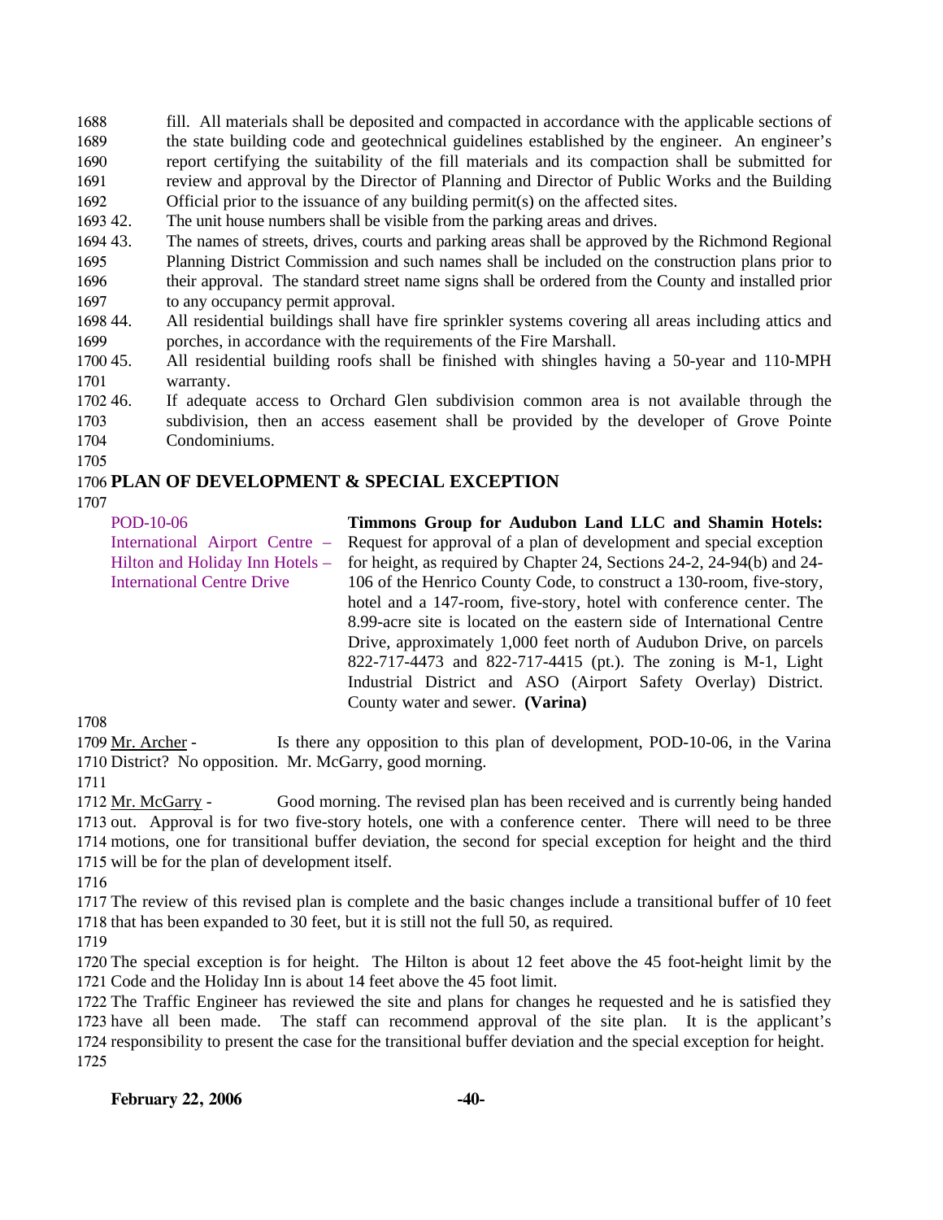fill. All materials shall be deposited and compacted in accordance with the applicable sections of the state building code and geotechnical guidelines established by the engineer. An engineer's report certifying the suitability of the fill materials and its compaction shall be submitted for review and approval by the Director of Planning and Director of Public Works and the Building Official prior to the issuance of any building permit(s) on the affected sites.

42. The unit house numbers shall be visible from the parking areas and drives.

43. The names of streets, drives, courts and parking areas shall be approved by the Richmond Regional Planning District Commission and such names shall be included on the construction plans prior to their approval. The standard street name signs shall be ordered from the County and installed prior to any occupancy permit approval.

44. All residential buildings shall have fire sprinkler systems covering all areas including attics and porches, in accordance with the requirements of the Fire Marshall.

45. All residential building roofs shall be finished with shingles having a 50-year and 110-MPH warranty.

46. If adequate access to Orchard Glen subdivision common area is not available through the subdivision, then an access easement shall be provided by the developer of Grove Pointe Condominiums.

## PLAN OF DEVELOPMENT & SPECIAL EXCEPTION

POD-10-06
International Airport Centre – Hilton and Holiday Inn Hotels – International Centre Drive

**Timmons Group for Audubon Land LLC and Shamin Hotels:** Request for approval of a plan of development and special exception for height, as required by Chapter 24, Sections 24-2, 24-94(b) and 24-106 of the Henrico County Code, to construct a 130-room, five-story, hotel and a 147-room, five-story, hotel with conference center. The 8.99-acre site is located on the eastern side of International Centre Drive, approximately 1,000 feet north of Audubon Drive, on parcels 822-717-4473 and 822-717-4415 (pt.). The zoning is M-1, Light Industrial District and ASO (Airport Safety Overlay) District. County water and sewer. **(Varina)**

Mr. Archer - Is there any opposition to this plan of development, POD-10-06, in the Varina District? No opposition. Mr. McGarry, good morning.

Mr. McGarry - Good morning. The revised plan has been received and is currently being handed out. Approval is for two five-story hotels, one with a conference center. There will need to be three motions, one for transitional buffer deviation, the second for special exception for height and the third will be for the plan of development itself.

The review of this revised plan is complete and the basic changes include a transitional buffer of 10 feet that has been expanded to 30 feet, but it is still not the full 50, as required.

The special exception is for height. The Hilton is about 12 feet above the 45 foot-height limit by the Code and the Holiday Inn is about 14 feet above the 45 foot limit.

The Traffic Engineer has reviewed the site and plans for changes he requested and he is satisfied they have all been made. The staff can recommend approval of the site plan. It is the applicant's responsibility to present the case for the transitional buffer deviation and the special exception for height.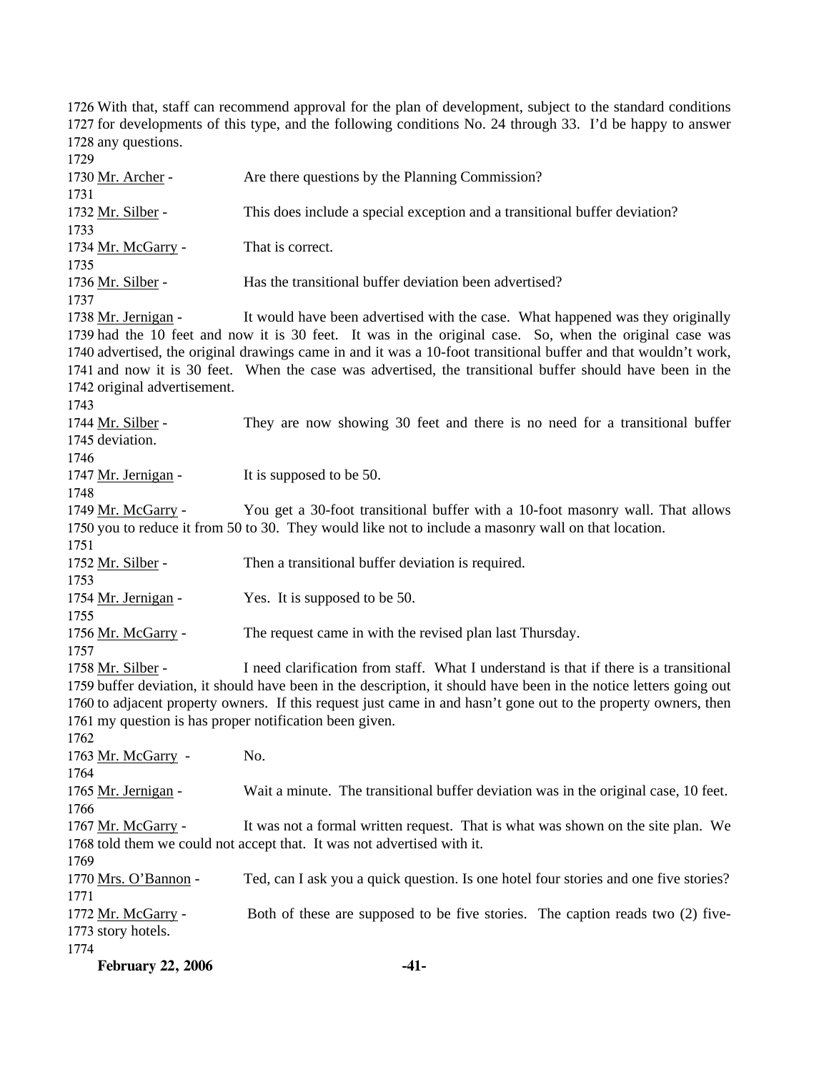1726 With that, staff can recommend approval for the plan of development, subject to the standard conditions
1727 for developments of this type, and the following conditions No. 24 through 33. I'd be happy to answer
1728 any questions.
1729
1730 Mr. Archer - Are there questions by the Planning Commission?
1731
1732 Mr. Silber - This does include a special exception and a transitional buffer deviation?
1733
1734 Mr. McGarry - That is correct.
1735
1736 Mr. Silber - Has the transitional buffer deviation been advertised?
1737
1738 Mr. Jernigan - It would have been advertised with the case. What happened was they originally
1739 had the 10 feet and now it is 30 feet. It was in the original case. So, when the original case was
1740 advertised, the original drawings came in and it was a 10-foot transitional buffer and that wouldn't work,
1741 and now it is 30 feet. When the case was advertised, the transitional buffer should have been in the
1742 original advertisement.
1743
1744 Mr. Silber - They are now showing 30 feet and there is no need for a transitional buffer
1745 deviation.
1746
1747 Mr. Jernigan - It is supposed to be 50.
1748
1749 Mr. McGarry - You get a 30-foot transitional buffer with a 10-foot masonry wall. That allows
1750 you to reduce it from 50 to 30. They would like not to include a masonry wall on that location.
1751
1752 Mr. Silber - Then a transitional buffer deviation is required.
1753
1754 Mr. Jernigan - Yes. It is supposed to be 50.
1755
1756 Mr. McGarry - The request came in with the revised plan last Thursday.
1757
1758 Mr. Silber - I need clarification from staff. What I understand is that if there is a transitional
1759 buffer deviation, it should have been in the description, it should have been in the notice letters going out
1760 to adjacent property owners. If this request just came in and hasn't gone out to the property owners, then
1761 my question is has proper notification been given.
1762
1763 Mr. McGarry - No.
1764
1765 Mr. Jernigan - Wait a minute. The transitional buffer deviation was in the original case, 10 feet.
1766
1767 Mr. McGarry - It was not a formal written request. That is what was shown on the site plan. We
1768 told them we could not accept that. It was not advertised with it.
1769
1770 Mrs. O'Bannon - Ted, can I ask you a quick question. Is one hotel four stories and one five stories?
1771
1772 Mr. McGarry - Both of these are supposed to be five stories. The caption reads two (2) five-
1773 story hotels.
1774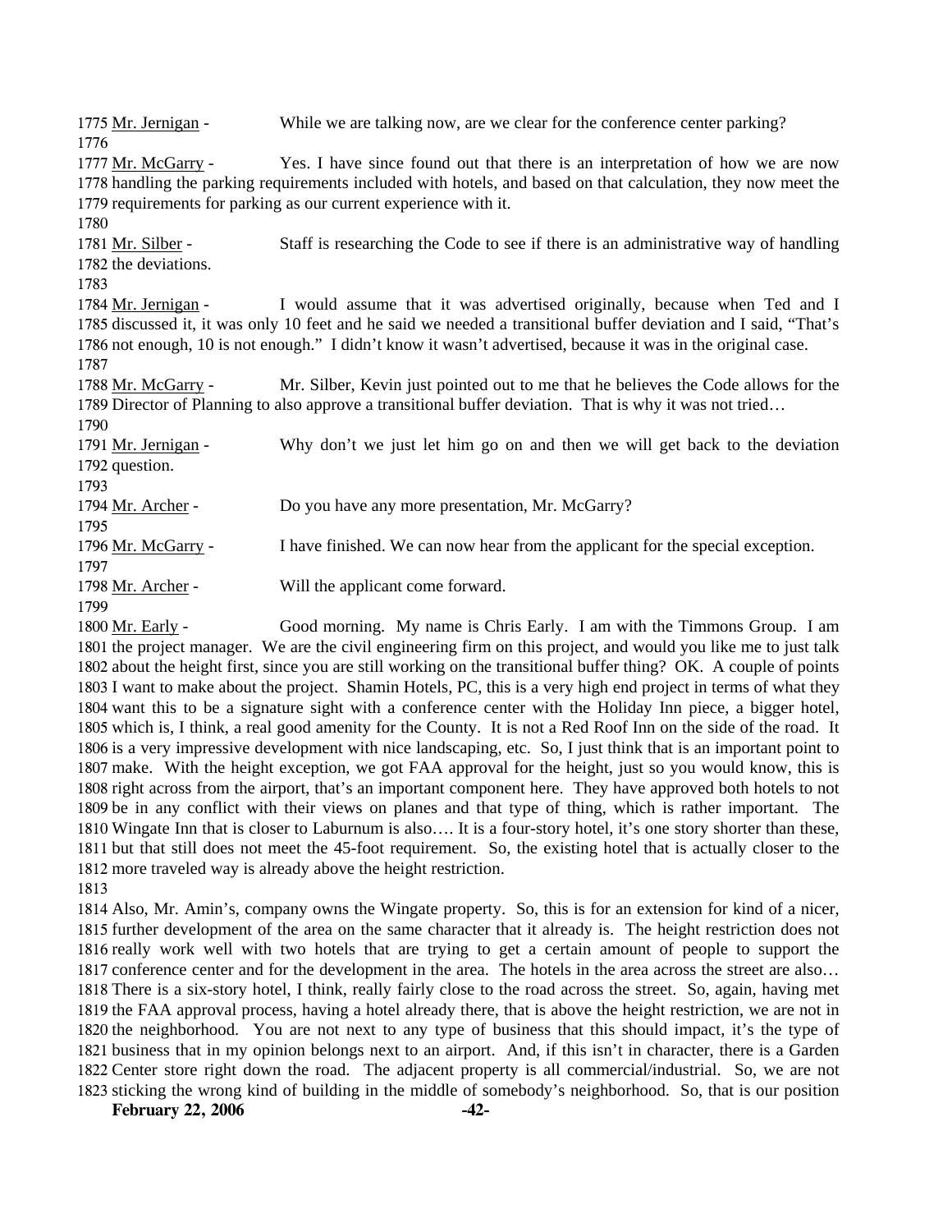1775 Mr. Jernigan - While we are talking now, are we clear for the conference center parking?

1776

1777 Mr. McGarry - Yes. I have since found out that there is an interpretation of how we are now
1778 handling the parking requirements included with hotels, and based on that calculation, they now meet the
1779 requirements for parking as our current experience with it.

1780

1781 Mr. Silber - Staff is researching the Code to see if there is an administrative way of handling
1782 the deviations.

1783

1784 Mr. Jernigan - I would assume that it was advertised originally, because when Ted and I
1785 discussed it, it was only 10 feet and he said we needed a transitional buffer deviation and I said, "That's
1786 not enough, 10 is not enough." I didn't know it wasn't advertised, because it was in the original case.

1787

1788 Mr. McGarry - Mr. Silber, Kevin just pointed out to me that he believes the Code allows for the
1789 Director of Planning to also approve a transitional buffer deviation. That is why it was not tried…

1790

1791 Mr. Jernigan - Why don't we just let him go on and then we will get back to the deviation
1792 question.

1793

1794 Mr. Archer - Do you have any more presentation, Mr. McGarry?

1795

1796 Mr. McGarry - I have finished. We can now hear from the applicant for the special exception.

1797

1798 Mr. Archer - Will the applicant come forward.

1799

1800 Mr. Early - Good morning. My name is Chris Early. I am with the Timmons Group. I am
1801 the project manager. We are the civil engineering firm on this project, and would you like me to just talk
1802 about the height first, since you are still working on the transitional buffer thing? OK. A couple of points
1803 I want to make about the project. Shamin Hotels, PC, this is a very high end project in terms of what they
1804 want this to be a signature sight with a conference center with the Holiday Inn piece, a bigger hotel,
1805 which is, I think, a real good amenity for the County. It is not a Red Roof Inn on the side of the road. It
1806 is a very impressive development with nice landscaping, etc. So, I just think that is an important point to
1807 make. With the height exception, we got FAA approval for the height, just so you would know, this is
1808 right across from the airport, that's an important component here. They have approved both hotels to not
1809 be in any conflict with their views on planes and that type of thing, which is rather important. The
1810 Wingate Inn that is closer to Laburnum is also…. It is a four-story hotel, it's one story shorter than these,
1811 but that still does not meet the 45-foot requirement. So, the existing hotel that is actually closer to the
1812 more traveled way is already above the height restriction.

1813

1814 Also, Mr. Amin's, company owns the Wingate property. So, this is for an extension for kind of a nicer,
1815 further development of the area on the same character that it already is. The height restriction does not
1816 really work well with two hotels that are trying to get a certain amount of people to support the
1817 conference center and for the development in the area. The hotels in the area across the street are also…
1818 There is a six-story hotel, I think, really fairly close to the road across the street. So, again, having met
1819 the FAA approval process, having a hotel already there, that is above the height restriction, we are not in
1820 the neighborhood. You are not next to any type of business that this should impact, it's the type of
1821 business that in my opinion belongs next to an airport. And, if this isn't in character, there is a Garden
1822 Center store right down the road. The adjacent property is all commercial/industrial. So, we are not
1823 sticking the wrong kind of building in the middle of somebody's neighborhood. So, that is our position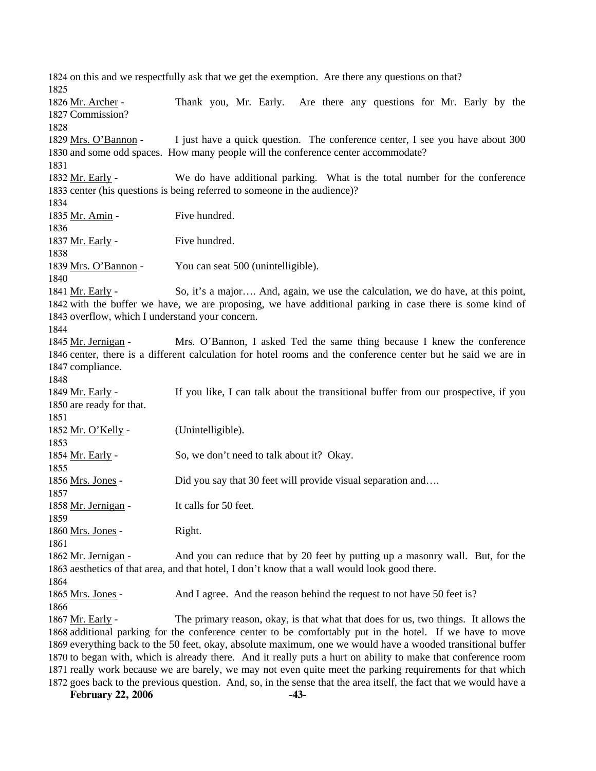1824 on this and we respectfully ask that we get the exemption. Are there any questions on that?
1825
1826 Mr. Archer - Thank you, Mr. Early. Are there any questions for Mr. Early by the
1827 Commission?
1828
1829 Mrs. O'Bannon - I just have a quick question. The conference center, I see you have about 300
1830 and some odd spaces. How many people will the conference center accommodate?
1831
1832 Mr. Early - We do have additional parking. What is the total number for the conference
1833 center (his questions is being referred to someone in the audience)?
1834
1835 Mr. Amin - Five hundred.
1836
1837 Mr. Early - Five hundred.
1838
1839 Mrs. O'Bannon - You can seat 500 (unintelligible).
1840
1841 Mr. Early - So, it's a major…. And, again, we use the calculation, we do have, at this point,
1842 with the buffer we have, we are proposing, we have additional parking in case there is some kind of
1843 overflow, which I understand your concern.
1844
1845 Mr. Jernigan - Mrs. O'Bannon, I asked Ted the same thing because I knew the conference
1846 center, there is a different calculation for hotel rooms and the conference center but he said we are in
1847 compliance.
1848
1849 Mr. Early - If you like, I can talk about the transitional buffer from our prospective, if you
1850 are ready for that.
1851
1852 Mr. O'Kelly - (Unintelligible).
1853
1854 Mr. Early - So, we don't need to talk about it? Okay.
1855
1856 Mrs. Jones - Did you say that 30 feet will provide visual separation and….
1857
1858 Mr. Jernigan - It calls for 50 feet.
1859
1860 Mrs. Jones - Right.
1861
1862 Mr. Jernigan - And you can reduce that by 20 feet by putting up a masonry wall. But, for the
1863 aesthetics of that area, and that hotel, I don't know that a wall would look good there.
1864
1865 Mrs. Jones - And I agree. And the reason behind the request to not have 50 feet is?
1866
1867 Mr. Early - The primary reason, okay, is that what that does for us, two things. It allows the
1868 additional parking for the conference center to be comfortably put in the hotel. If we have to move
1869 everything back to the 50 feet, okay, absolute maximum, one we would have a wooded transitional buffer
1870 to began with, which is already there. And it really puts a hurt on ability to make that conference room
1871 really work because we are barely, we may not even quite meet the parking requirements for that which
1872 goes back to the previous question. And, so, in the sense that the area itself, the fact that we would have a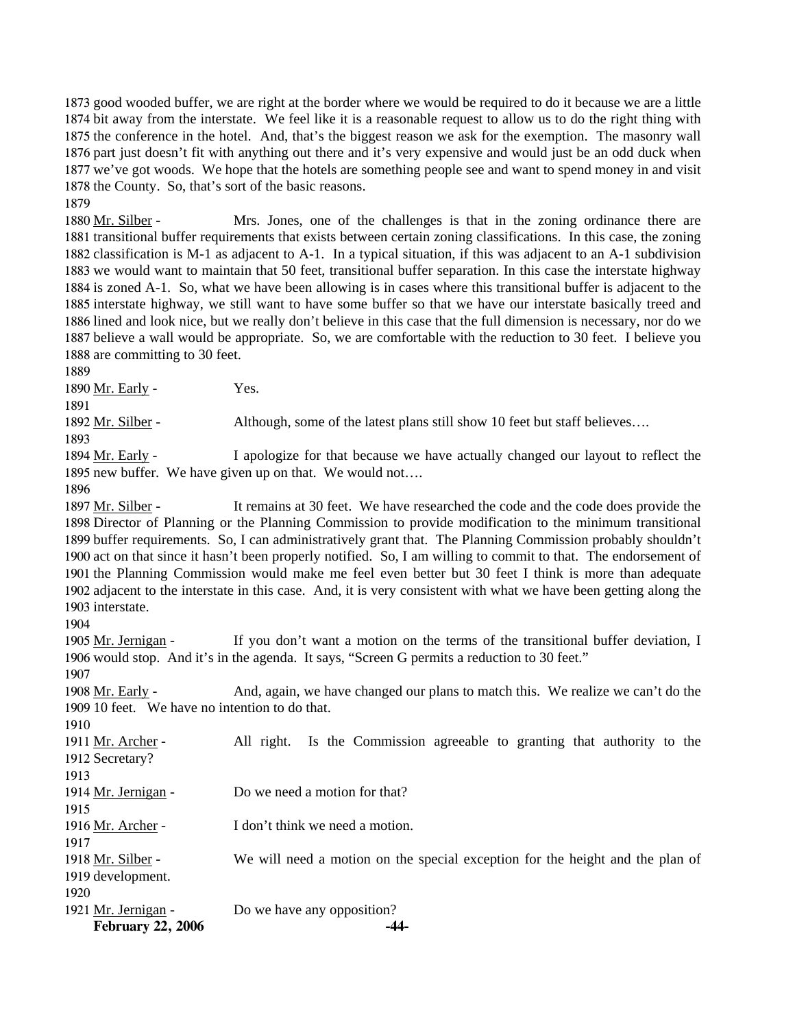good wooded buffer, we are right at the border where we would be required to do it because we are a little bit away from the interstate. We feel like it is a reasonable request to allow us to do the right thing with the conference in the hotel. And, that's the biggest reason we ask for the exemption. The masonry wall part just doesn't fit with anything out there and it's very expensive and would just be an odd duck when we've got woods. We hope that the hotels are something people see and want to spend money in and visit the County. So, that's sort of the basic reasons.

Mr. Silber - Mrs. Jones, one of the challenges is that in the zoning ordinance there are transitional buffer requirements that exists between certain zoning classifications. In this case, the zoning classification is M-1 as adjacent to A-1. In a typical situation, if this was adjacent to an A-1 subdivision we would want to maintain that 50 feet, transitional buffer separation. In this case the interstate highway is zoned A-1. So, what we have been allowing is in cases where this transitional buffer is adjacent to the interstate highway, we still want to have some buffer so that we have our interstate basically treed and lined and look nice, but we really don't believe in this case that the full dimension is necessary, nor do we believe a wall would be appropriate. So, we are comfortable with the reduction to 30 feet. I believe you are committing to 30 feet.

Mr. Early - Yes.

Mr. Silber - Although, some of the latest plans still show 10 feet but staff believes….

Mr. Early - I apologize for that because we have actually changed our layout to reflect the new buffer. We have given up on that. We would not….

Mr. Silber - It remains at 30 feet. We have researched the code and the code does provide the Director of Planning or the Planning Commission to provide modification to the minimum transitional buffer requirements. So, I can administratively grant that. The Planning Commission probably shouldn't act on that since it hasn't been properly notified. So, I am willing to commit to that. The endorsement of the Planning Commission would make me feel even better but 30 feet I think is more than adequate adjacent to the interstate in this case. And, it is very consistent with what we have been getting along the interstate.

Mr. Jernigan - If you don't want a motion on the terms of the transitional buffer deviation, I would stop. And it's in the agenda. It says, "Screen G permits a reduction to 30 feet."

Mr. Early - And, again, we have changed our plans to match this. We realize we can't do the 10 feet. We have no intention to do that.

Mr. Archer - All right. Is the Commission agreeable to granting that authority to the Secretary?

Mr. Jernigan - Do we need a motion for that?

Mr. Archer - I don't think we need a motion.

Mr. Silber - We will need a motion on the special exception for the height and the plan of development.

Mr. Jernigan - Do we have any opposition?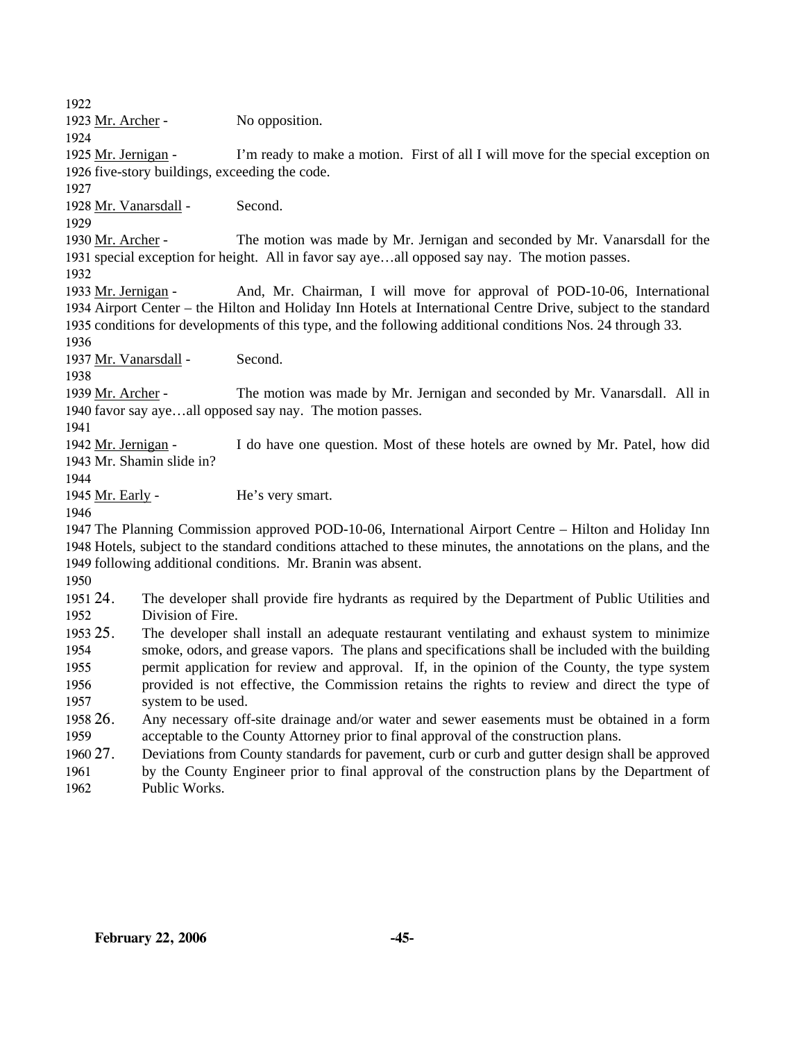Mr. Archer - No opposition.

Mr. Jernigan - I'm ready to make a motion. First of all I will move for the special exception on five-story buildings, exceeding the code.

Mr. Vanarsdall - Second.

Mr. Archer - The motion was made by Mr. Jernigan and seconded by Mr. Vanarsdall for the special exception for height. All in favor say aye…all opposed say nay. The motion passes.

Mr. Jernigan - And, Mr. Chairman, I will move for approval of POD-10-06, International Airport Center – the Hilton and Holiday Inn Hotels at International Centre Drive, subject to the standard conditions for developments of this type, and the following additional conditions Nos. 24 through 33.

Mr. Vanarsdall - Second.

Mr. Archer - The motion was made by Mr. Jernigan and seconded by Mr. Vanarsdall. All in favor say aye…all opposed say nay. The motion passes.

Mr. Jernigan - I do have one question. Most of these hotels are owned by Mr. Patel, how did Mr. Shamin slide in?

Mr. Early - He's very smart.

The Planning Commission approved POD-10-06, International Airport Centre – Hilton and Holiday Inn Hotels, subject to the standard conditions attached to these minutes, the annotations on the plans, and the following additional conditions. Mr. Branin was absent.

24. The developer shall provide fire hydrants as required by the Department of Public Utilities and Division of Fire.
25. The developer shall install an adequate restaurant ventilating and exhaust system to minimize smoke, odors, and grease vapors. The plans and specifications shall be included with the building permit application for review and approval. If, in the opinion of the County, the type system provided is not effective, the Commission retains the rights to review and direct the type of system to be used.
26. Any necessary off-site drainage and/or water and sewer easements must be obtained in a form acceptable to the County Attorney prior to final approval of the construction plans.
27. Deviations from County standards for pavement, curb or curb and gutter design shall be approved by the County Engineer prior to final approval of the construction plans by the Department of Public Works.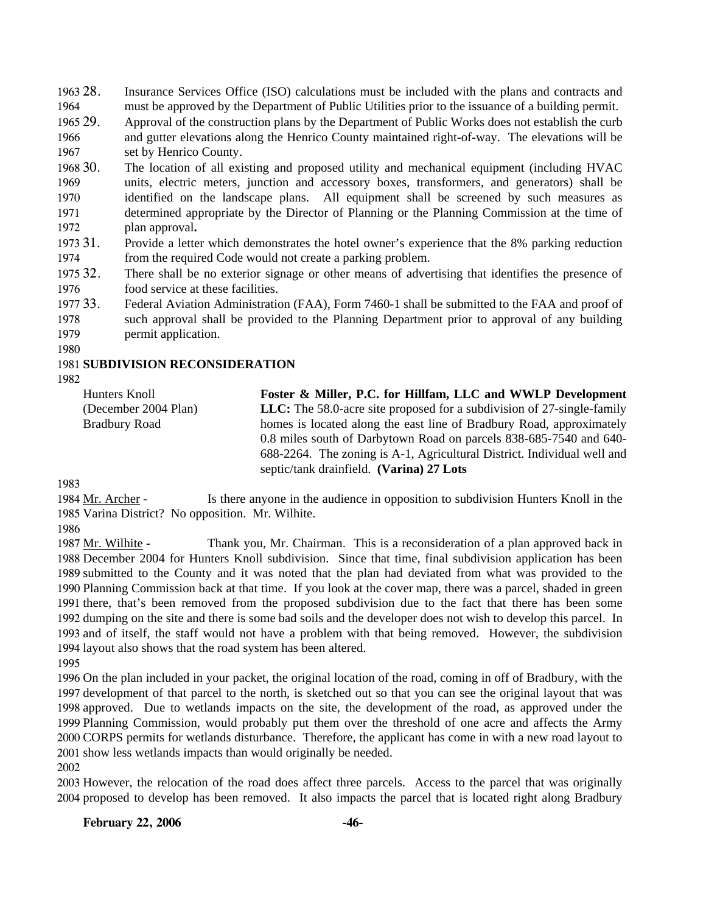28. Insurance Services Office (ISO) calculations must be included with the plans and contracts and must be approved by the Department of Public Utilities prior to the issuance of a building permit.
29. Approval of the construction plans by the Department of Public Works does not establish the curb and gutter elevations along the Henrico County maintained right-of-way. The elevations will be set by Henrico County.
30. The location of all existing and proposed utility and mechanical equipment (including HVAC units, electric meters, junction and accessory boxes, transformers, and generators) shall be identified on the landscape plans. All equipment shall be screened by such measures as determined appropriate by the Director of Planning or the Planning Commission at the time of plan approval**.**
31. Provide a letter which demonstrates the hotel owner's experience that the 8% parking reduction from the required Code would not create a parking problem.
32. There shall be no exterior signage or other means of advertising that identifies the presence of food service at these facilities.
33. Federal Aviation Administration (FAA), Form 7460-1 shall be submitted to the FAA and proof of such approval shall be provided to the Planning Department prior to approval of any building permit application.

**SUBDIVISION RECONSIDERATION**

| | |
|---|---|
| Hunters Knoll<br>(December 2004 Plan)<br>Bradbury Road | **Foster & Miller, P.C. for Hillfam, LLC and WWLP Development LLC:** The 58.0-acre site proposed for a subdivision of 27-single-family homes is located along the east line of Bradbury Road, approximately 0.8 miles south of Darbytown Road on parcels 838-685-7540 and 640-688-2264. The zoning is A-1, Agricultural District. Individual well and septic/tank drainfield. **(Varina) 27 Lots** |

Mr. Archer - Is there anyone in the audience in opposition to subdivision Hunters Knoll in the Varina District? No opposition. Mr. Wilhite.

Mr. Wilhite - Thank you, Mr. Chairman. This is a reconsideration of a plan approved back in December 2004 for Hunters Knoll subdivision. Since that time, final subdivision application has been submitted to the County and it was noted that the plan had deviated from what was provided to the Planning Commission back at that time. If you look at the cover map, there was a parcel, shaded in green there, that's been removed from the proposed subdivision due to the fact that there has been some dumping on the site and there is some bad soils and the developer does not wish to develop this parcel. In and of itself, the staff would not have a problem with that being removed. However, the subdivision layout also shows that the road system has been altered.

On the plan included in your packet, the original location of the road, coming in off of Bradbury, with the development of that parcel to the north, is sketched out so that you can see the original layout that was approved. Due to wetlands impacts on the site, the development of the road, as approved under the Planning Commission, would probably put them over the threshold of one acre and affects the Army CORPS permits for wetlands disturbance. Therefore, the applicant has come in with a new road layout to show less wetlands impacts than would originally be needed.

However, the relocation of the road does affect three parcels. Access to the parcel that was originally proposed to develop has been removed. It also impacts the parcel that is located right along Bradbury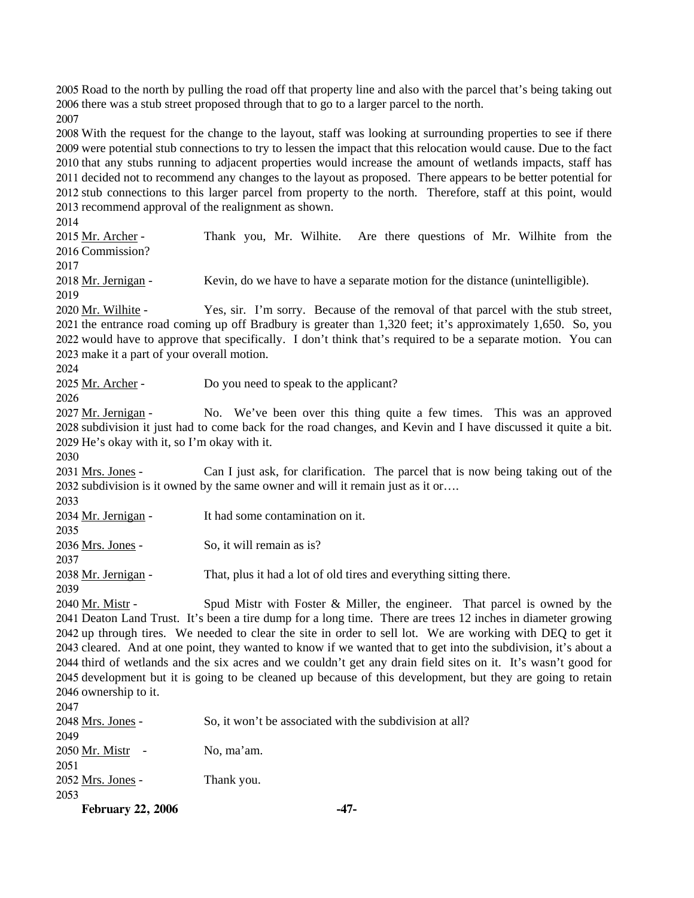2005 Road to the north by pulling the road off that property line and also with the parcel that's being taking out
2006 there was a stub street proposed through that to go to a larger parcel to the north.
2007
2008 With the request for the change to the layout, staff was looking at surrounding properties to see if there
2009 were potential stub connections to try to lessen the impact that this relocation would cause. Due to the fact
2010 that any stubs running to adjacent properties would increase the amount of wetlands impacts, staff has
2011 decided not to recommend any changes to the layout as proposed. There appears to be better potential for
2012 stub connections to this larger parcel from property to the north. Therefore, staff at this point, would
2013 recommend approval of the realignment as shown.
2014
2015 Mr. Archer - Thank you, Mr. Wilhite. Are there questions of Mr. Wilhite from the
2016 Commission?
2017
2018 Mr. Jernigan - Kevin, do we have to have a separate motion for the distance (unintelligible).
2019
2020 Mr. Wilhite - Yes, sir. I'm sorry. Because of the removal of that parcel with the stub street,
2021 the entrance road coming up off Bradbury is greater than 1,320 feet; it's approximately 1,650. So, you
2022 would have to approve that specifically. I don't think that's required to be a separate motion. You can
2023 make it a part of your overall motion.
2024
2025 Mr. Archer - Do you need to speak to the applicant?
2026
2027 Mr. Jernigan - No. We've been over this thing quite a few times. This was an approved
2028 subdivision it just had to come back for the road changes, and Kevin and I have discussed it quite a bit.
2029 He's okay with it, so I'm okay with it.
2030
2031 Mrs. Jones - Can I just ask, for clarification. The parcel that is now being taking out of the
2032 subdivision is it owned by the same owner and will it remain just as it or….
2033
2034 Mr. Jernigan - It had some contamination on it.
2035
2036 Mrs. Jones - So, it will remain as is?
2037
2038 Mr. Jernigan - That, plus it had a lot of old tires and everything sitting there.
2039
2040 Mr. Mistr - Spud Mistr with Foster & Miller, the engineer. That parcel is owned by the
2041 Deaton Land Trust. It's been a tire dump for a long time. There are trees 12 inches in diameter growing
2042 up through tires. We needed to clear the site in order to sell lot. We are working with DEQ to get it
2043 cleared. And at one point, they wanted to know if we wanted that to get into the subdivision, it's about a
2044 third of wetlands and the six acres and we couldn't get any drain field sites on it. It's wasn't good for
2045 development but it is going to be cleaned up because of this development, but they are going to retain
2046 ownership to it.
2047
2048 Mrs. Jones - So, it won't be associated with the subdivision at all?
2049
2050 Mr. Mistr - No, ma'am.
2051
2052 Mrs. Jones - Thank you.
2053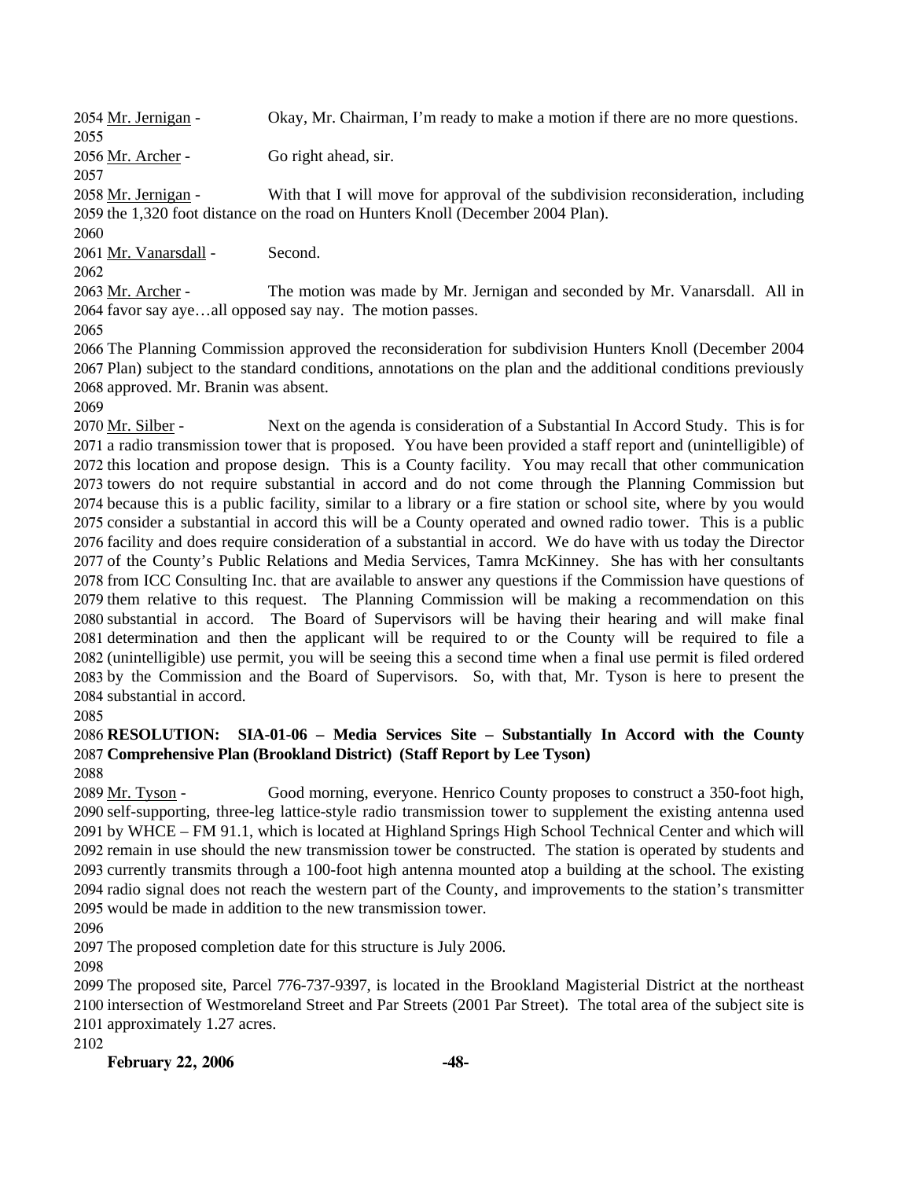Mr. Jernigan - Okay, Mr. Chairman, I'm ready to make a motion if there are no more questions.

Mr. Archer - Go right ahead, sir.

Mr. Jernigan - With that I will move for approval of the subdivision reconsideration, including the 1,320 foot distance on the road on Hunters Knoll (December 2004 Plan).

Mr. Vanarsdall - Second.

Mr. Archer - The motion was made by Mr. Jernigan and seconded by Mr. Vanarsdall. All in favor say aye…all opposed say nay. The motion passes.

The Planning Commission approved the reconsideration for subdivision Hunters Knoll (December 2004 Plan) subject to the standard conditions, annotations on the plan and the additional conditions previously approved. Mr. Branin was absent.

Mr. Silber - Next on the agenda is consideration of a Substantial In Accord Study. This is for a radio transmission tower that is proposed. You have been provided a staff report and (unintelligible) of this location and propose design. This is a County facility. You may recall that other communication towers do not require substantial in accord and do not come through the Planning Commission but because this is a public facility, similar to a library or a fire station or school site, where by you would consider a substantial in accord this will be a County operated and owned radio tower. This is a public facility and does require consideration of a substantial in accord. We do have with us today the Director of the County's Public Relations and Media Services, Tamra McKinney. She has with her consultants from ICC Consulting Inc. that are available to answer any questions if the Commission have questions of them relative to this request. The Planning Commission will be making a recommendation on this substantial in accord. The Board of Supervisors will be having their hearing and will make final determination and then the applicant will be required to or the County will be required to file a (unintelligible) use permit, you will be seeing this a second time when a final use permit is filed ordered by the Commission and the Board of Supervisors. So, with that, Mr. Tyson is here to present the substantial in accord.

**RESOLUTION: SIA-01-06 – Media Services Site – Substantially In Accord with the County Comprehensive Plan (Brookland District) (Staff Report by Lee Tyson)**

Mr. Tyson - Good morning, everyone. Henrico County proposes to construct a 350-foot high, self-supporting, three-leg lattice-style radio transmission tower to supplement the existing antenna used by WHCE – FM 91.1, which is located at Highland Springs High School Technical Center and which will remain in use should the new transmission tower be constructed. The station is operated by students and currently transmits through a 100-foot high antenna mounted atop a building at the school. The existing radio signal does not reach the western part of the County, and improvements to the station's transmitter would be made in addition to the new transmission tower.

The proposed completion date for this structure is July 2006.

The proposed site, Parcel 776-737-9397, is located in the Brookland Magisterial District at the northeast intersection of Westmoreland Street and Par Streets (2001 Par Street). The total area of the subject site is approximately 1.27 acres.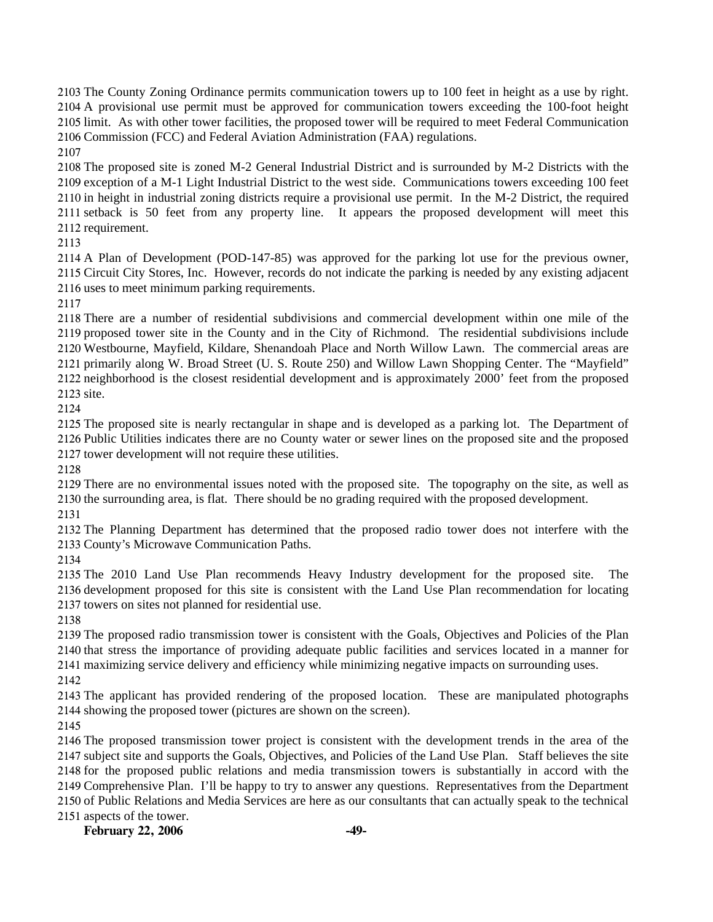2103 The County Zoning Ordinance permits communication towers up to 100 feet in height as a use by right.
2104 A provisional use permit must be approved for communication towers exceeding the 100-foot height
2105 limit. As with other tower facilities, the proposed tower will be required to meet Federal Communication
2106 Commission (FCC) and Federal Aviation Administration (FAA) regulations.
2107
2108 The proposed site is zoned M-2 General Industrial District and is surrounded by M-2 Districts with the
2109 exception of a M-1 Light Industrial District to the west side. Communications towers exceeding 100 feet
2110 in height in industrial zoning districts require a provisional use permit. In the M-2 District, the required
2111 setback is 50 feet from any property line. It appears the proposed development will meet this
2112 requirement.
2113
2114 A Plan of Development (POD-147-85) was approved for the parking lot use for the previous owner,
2115 Circuit City Stores, Inc. However, records do not indicate the parking is needed by any existing adjacent
2116 uses to meet minimum parking requirements.
2117
2118 There are a number of residential subdivisions and commercial development within one mile of the
2119 proposed tower site in the County and in the City of Richmond. The residential subdivisions include
2120 Westbourne, Mayfield, Kildare, Shenandoah Place and North Willow Lawn. The commercial areas are
2121 primarily along W. Broad Street (U. S. Route 250) and Willow Lawn Shopping Center. The "Mayfield"
2122 neighborhood is the closest residential development and is approximately 2000' feet from the proposed
2123 site.
2124
2125 The proposed site is nearly rectangular in shape and is developed as a parking lot. The Department of
2126 Public Utilities indicates there are no County water or sewer lines on the proposed site and the proposed
2127 tower development will not require these utilities.
2128
2129 There are no environmental issues noted with the proposed site. The topography on the site, as well as
2130 the surrounding area, is flat. There should be no grading required with the proposed development.
2131
2132 The Planning Department has determined that the proposed radio tower does not interfere with the
2133 County's Microwave Communication Paths.
2134
2135 The 2010 Land Use Plan recommends Heavy Industry development for the proposed site. The
2136 development proposed for this site is consistent with the Land Use Plan recommendation for locating
2137 towers on sites not planned for residential use.
2138
2139 The proposed radio transmission tower is consistent with the Goals, Objectives and Policies of the Plan
2140 that stress the importance of providing adequate public facilities and services located in a manner for
2141 maximizing service delivery and efficiency while minimizing negative impacts on surrounding uses.
2142
2143 The applicant has provided rendering of the proposed location. These are manipulated photographs
2144 showing the proposed tower (pictures are shown on the screen).
2145
2146 The proposed transmission tower project is consistent with the development trends in the area of the
2147 subject site and supports the Goals, Objectives, and Policies of the Land Use Plan. Staff believes the site
2148 for the proposed public relations and media transmission towers is substantially in accord with the
2149 Comprehensive Plan. I'll be happy to try to answer any questions. Representatives from the Department
2150 of Public Relations and Media Services are here as our consultants that can actually speak to the technical
2151 aspects of the tower.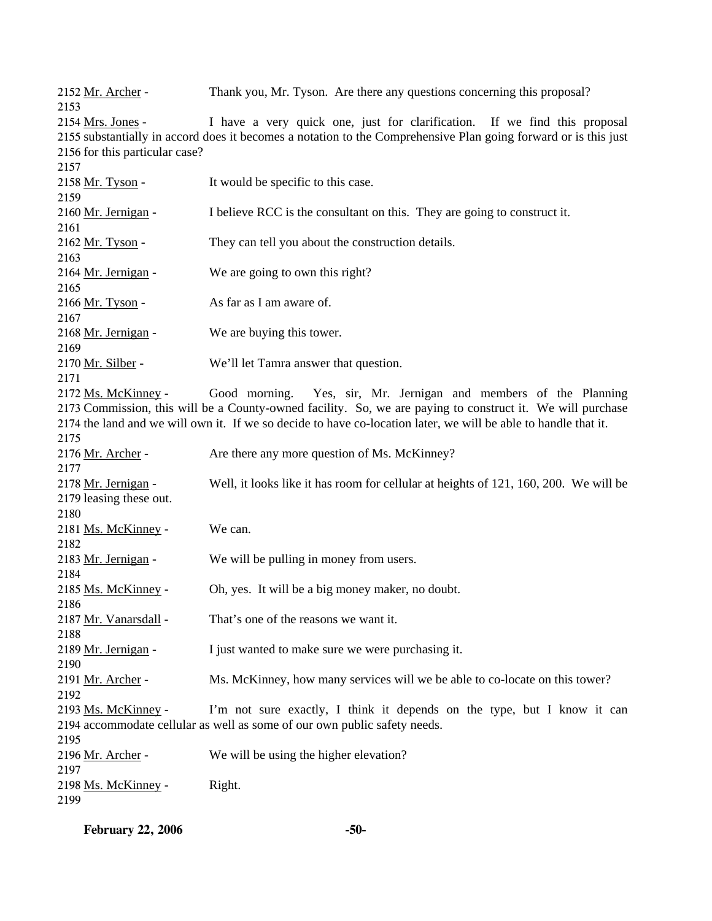2152 Mr. Archer - Thank you, Mr. Tyson. Are there any questions concerning this proposal?
2153
2154 Mrs. Jones - I have a very quick one, just for clarification. If we find this proposal
2155 substantially in accord does it becomes a notation to the Comprehensive Plan going forward or is this just
2156 for this particular case?
2157
2158 Mr. Tyson - It would be specific to this case.
2159
2160 Mr. Jernigan - I believe RCC is the consultant on this. They are going to construct it.
2161
2162 Mr. Tyson - They can tell you about the construction details.
2163
2164 Mr. Jernigan - We are going to own this right?
2165
2166 Mr. Tyson - As far as I am aware of.
2167
2168 Mr. Jernigan - We are buying this tower.
2169
2170 Mr. Silber - We'll let Tamra answer that question.
2171
2172 Ms. McKinney - Good morning. Yes, sir, Mr. Jernigan and members of the Planning
2173 Commission, this will be a County-owned facility. So, we are paying to construct it. We will purchase
2174 the land and we will own it. If we so decide to have co-location later, we will be able to handle that it.
2175
2176 Mr. Archer - Are there any more question of Ms. McKinney?
2177
2178 Mr. Jernigan - Well, it looks like it has room for cellular at heights of 121, 160, 200. We will be
2179 leasing these out.
2180
2181 Ms. McKinney - We can.
2182
2183 Mr. Jernigan - We will be pulling in money from users.
2184
2185 Ms. McKinney - Oh, yes. It will be a big money maker, no doubt.
2186
2187 Mr. Vanarsdall - That's one of the reasons we want it.
2188
2189 Mr. Jernigan - I just wanted to make sure we were purchasing it.
2190
2191 Mr. Archer - Ms. McKinney, how many services will we be able to co-locate on this tower?
2192
2193 Ms. McKinney - I'm not sure exactly, I think it depends on the type, but I know it can
2194 accommodate cellular as well as some of our own public safety needs.
2195
2196 Mr. Archer - We will be using the higher elevation?
2197
2198 Ms. McKinney - Right.
2199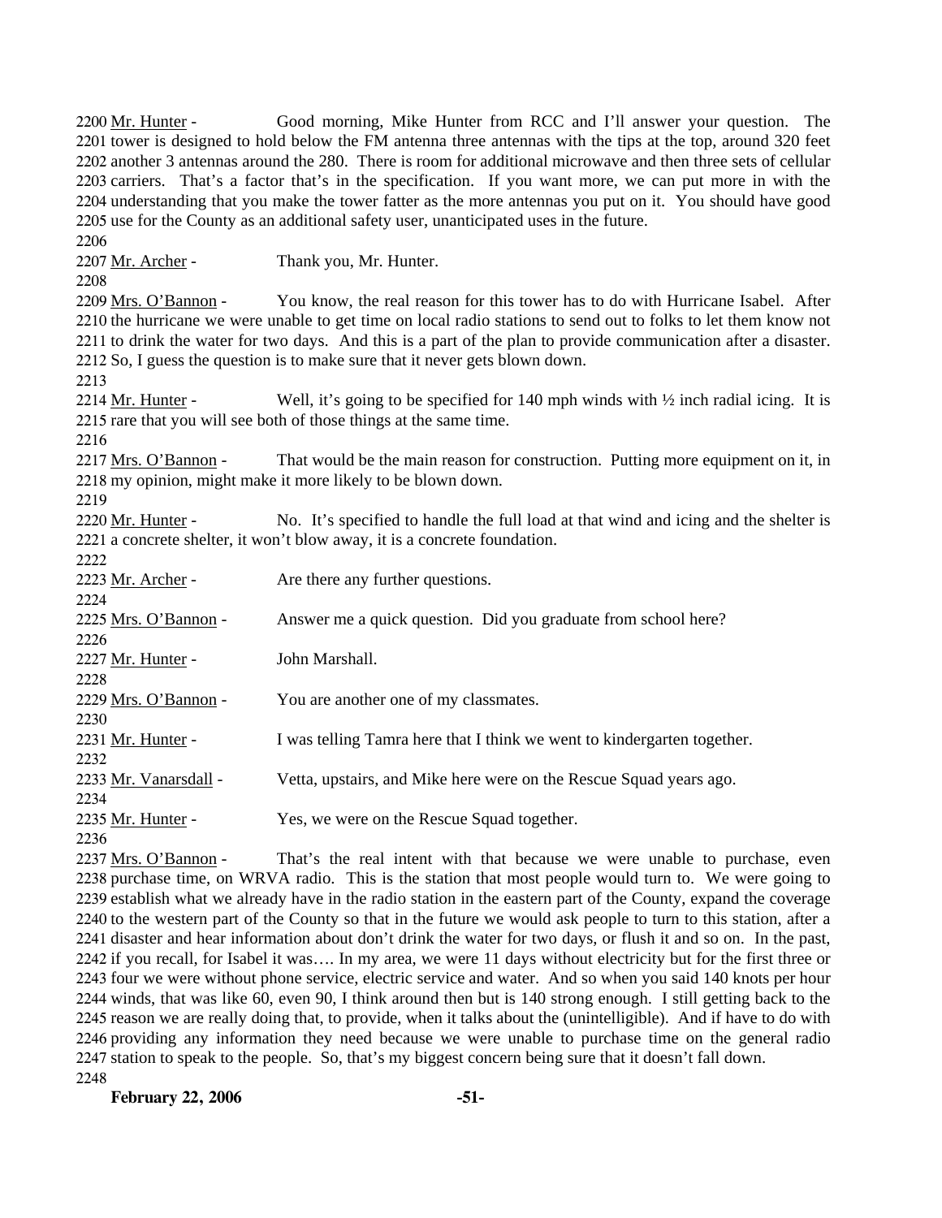2200 Mr. Hunter - Good morning, Mike Hunter from RCC and I'll answer your question. The tower is designed to hold below the FM antenna three antennas with the tips at the top, around 320 feet another 3 antennas around the 280. There is room for additional microwave and then three sets of cellular carriers. That's a factor that's in the specification. If you want more, we can put more in with the understanding that you make the tower fatter as the more antennas you put on it. You should have good use for the County as an additional safety user, unanticipated uses in the future.

2206

2207 Mr. Archer - Thank you, Mr. Hunter.

2208

2209 Mrs. O'Bannon - You know, the real reason for this tower has to do with Hurricane Isabel. After the hurricane we were unable to get time on local radio stations to send out to folks to let them know not to drink the water for two days. And this is a part of the plan to provide communication after a disaster. So, I guess the question is to make sure that it never gets blown down.

2213

2214 Mr. Hunter - Well, it's going to be specified for 140 mph winds with ½ inch radial icing. It is rare that you will see both of those things at the same time.

2216

2217 Mrs. O'Bannon - That would be the main reason for construction. Putting more equipment on it, in my opinion, might make it more likely to be blown down.

2219

2220 Mr. Hunter - No. It's specified to handle the full load at that wind and icing and the shelter is a concrete shelter, it won't blow away, it is a concrete foundation.

2222

2223 Mr. Archer - Are there any further questions.

2224

2225 Mrs. O'Bannon - Answer me a quick question. Did you graduate from school here?

2226

2227 Mr. Hunter - John Marshall.

2228

2229 Mrs. O'Bannon - You are another one of my classmates.

2230

2231 Mr. Hunter - I was telling Tamra here that I think we went to kindergarten together.

2232

2233 Mr. Vanarsdall - Vetta, upstairs, and Mike here were on the Rescue Squad years ago.

2234

2235 Mr. Hunter - Yes, we were on the Rescue Squad together.

2236

2237 Mrs. O'Bannon - That's the real intent with that because we were unable to purchase, even purchase time, on WRVA radio. This is the station that most people would turn to. We were going to establish what we already have in the radio station in the eastern part of the County, expand the coverage to the western part of the County so that in the future we would ask people to turn to this station, after a disaster and hear information about don't drink the water for two days, or flush it and so on. In the past, if you recall, for Isabel it was…. In my area, we were 11 days without electricity but for the first three or four we were without phone service, electric service and water. And so when you said 140 knots per hour winds, that was like 60, even 90, I think around then but is 140 strong enough. I still getting back to the reason we are really doing that, to provide, when it talks about the (unintelligible). And if have to do with providing any information they need because we were unable to purchase time on the general radio station to speak to the people. So, that's my biggest concern being sure that it doesn't fall down.

2248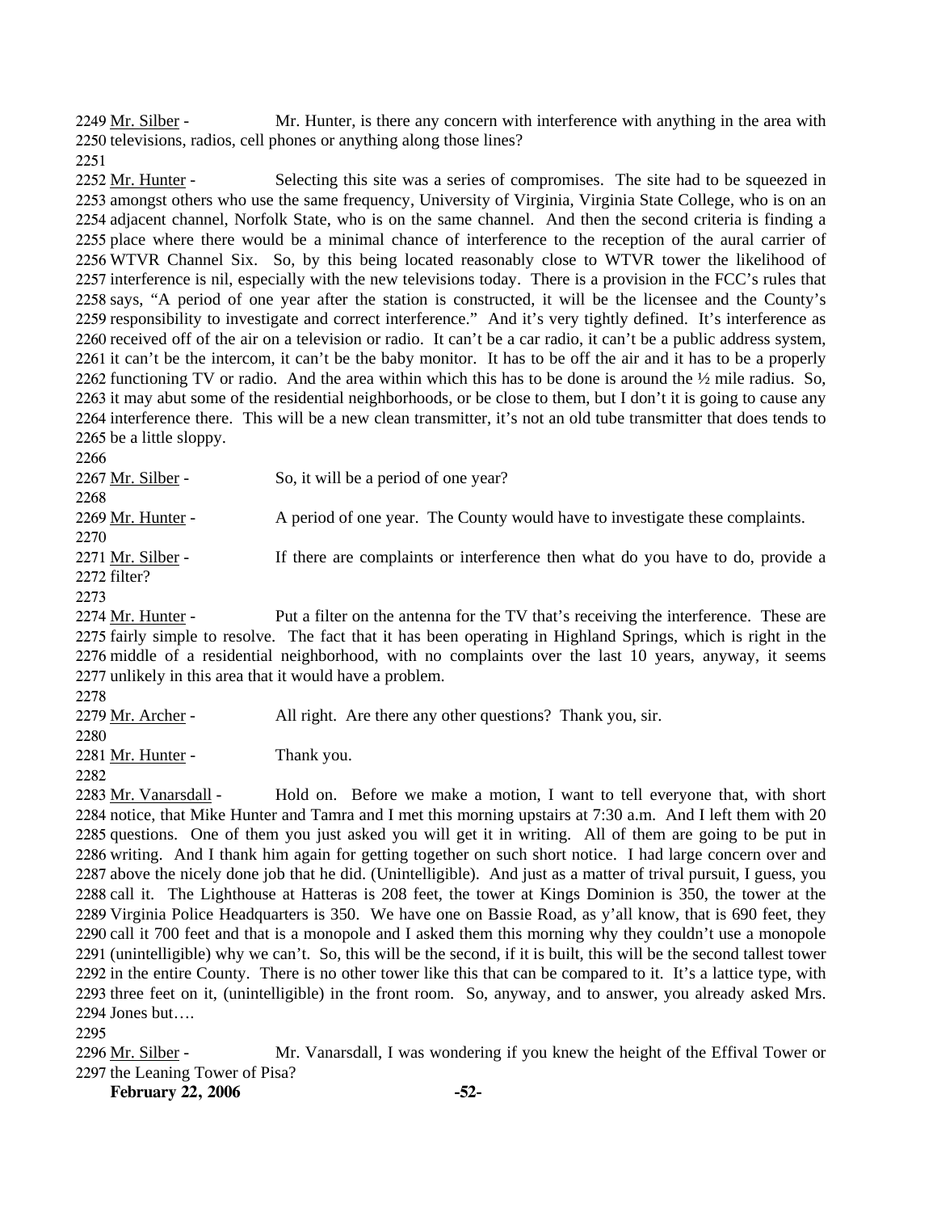2249 Mr. Silber - Mr. Hunter, is there any concern with interference with anything in the area with 2250 televisions, radios, cell phones or anything along those lines?

2251

2252 Mr. Hunter - Selecting this site was a series of compromises. The site had to be squeezed in 2253 amongst others who use the same frequency, University of Virginia, Virginia State College, who is on an 2254 adjacent channel, Norfolk State, who is on the same channel. And then the second criteria is finding a 2255 place where there would be a minimal chance of interference to the reception of the aural carrier of 2256 WTVR Channel Six. So, by this being located reasonably close to WTVR tower the likelihood of 2257 interference is nil, especially with the new televisions today. There is a provision in the FCC's rules that 2258 says, "A period of one year after the station is constructed, it will be the licensee and the County's 2259 responsibility to investigate and correct interference." And it's very tightly defined. It's interference as 2260 received off of the air on a television or radio. It can't be a car radio, it can't be a public address system, 2261 it can't be the intercom, it can't be the baby monitor. It has to be off the air and it has to be a properly 2262 functioning TV or radio. And the area within which this has to be done is around the ½ mile radius. So, 2263 it may abut some of the residential neighborhoods, or be close to them, but I don't it is going to cause any 2264 interference there. This will be a new clean transmitter, it's not an old tube transmitter that does tends to 2265 be a little sloppy.

2266

2267 Mr. Silber - So, it will be a period of one year?

2268

2269 Mr. Hunter - A period of one year. The County would have to investigate these complaints.

2270

2271 Mr. Silber - If there are complaints or interference then what do you have to do, provide a 2272 filter?

2273

2274 Mr. Hunter - Put a filter on the antenna for the TV that's receiving the interference. These are 2275 fairly simple to resolve. The fact that it has been operating in Highland Springs, which is right in the 2276 middle of a residential neighborhood, with no complaints over the last 10 years, anyway, it seems 2277 unlikely in this area that it would have a problem.

2278

2279 Mr. Archer - All right. Are there any other questions? Thank you, sir.

2280

2281 Mr. Hunter - Thank you.

2282

2283 Mr. Vanarsdall - Hold on. Before we make a motion, I want to tell everyone that, with short 2284 notice, that Mike Hunter and Tamra and I met this morning upstairs at 7:30 a.m. And I left them with 20 2285 questions. One of them you just asked you will get it in writing. All of them are going to be put in 2286 writing. And I thank him again for getting together on such short notice. I had large concern over and 2287 above the nicely done job that he did. (Unintelligible). And just as a matter of trival pursuit, I guess, you 2288 call it. The Lighthouse at Hatteras is 208 feet, the tower at Kings Dominion is 350, the tower at the 2289 Virginia Police Headquarters is 350. We have one on Bassie Road, as y'all know, that is 690 feet, they 2290 call it 700 feet and that is a monopole and I asked them this morning why they couldn't use a monopole 2291 (unintelligible) why we can't. So, this will be the second, if it is built, this will be the second tallest tower 2292 in the entire County. There is no other tower like this that can be compared to it. It's a lattice type, with 2293 three feet on it, (unintelligible) in the front room. So, anyway, and to answer, you already asked Mrs. 2294 Jones but….

2295

2296 Mr. Silber - Mr. Vanarsdall, I was wondering if you knew the height of the Effival Tower or 2297 the Leaning Tower of Pisa?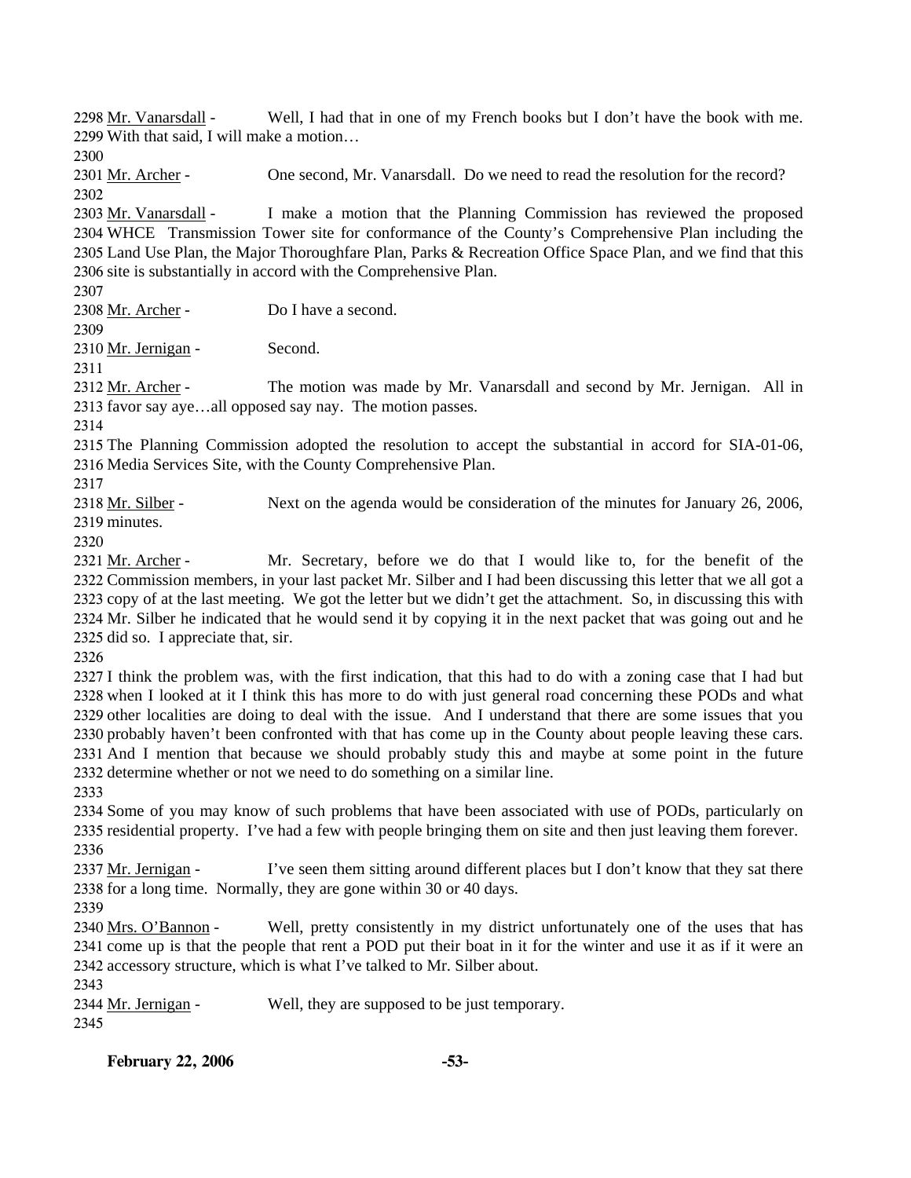2298 Mr. Vanarsdall - Well, I had that in one of my French books but I don't have the book with me. 2299 With that said, I will make a motion…

2300

2301 Mr. Archer - One second, Mr. Vanarsdall. Do we need to read the resolution for the record?

2302

2303 Mr. Vanarsdall - I make a motion that the Planning Commission has reviewed the proposed 2304 WHCE Transmission Tower site for conformance of the County's Comprehensive Plan including the 2305 Land Use Plan, the Major Thoroughfare Plan, Parks & Recreation Office Space Plan, and we find that this 2306 site is substantially in accord with the Comprehensive Plan.

2307

2308 Mr. Archer - Do I have a second.

2309

2310 Mr. Jernigan - Second.

2311

2312 Mr. Archer - The motion was made by Mr. Vanarsdall and second by Mr. Jernigan. All in 2313 favor say aye…all opposed say nay. The motion passes.

2314

2315 The Planning Commission adopted the resolution to accept the substantial in accord for SIA-01-06, 2316 Media Services Site, with the County Comprehensive Plan.

2317

2318 Mr. Silber - Next on the agenda would be consideration of the minutes for January 26, 2006, 2319 minutes.

2320

2321 Mr. Archer - Mr. Secretary, before we do that I would like to, for the benefit of the 2322 Commission members, in your last packet Mr. Silber and I had been discussing this letter that we all got a 2323 copy of at the last meeting. We got the letter but we didn't get the attachment. So, in discussing this with 2324 Mr. Silber he indicated that he would send it by copying it in the next packet that was going out and he 2325 did so. I appreciate that, sir.

2326

2327 I think the problem was, with the first indication, that this had to do with a zoning case that I had but 2328 when I looked at it I think this has more to do with just general road concerning these PODs and what 2329 other localities are doing to deal with the issue. And I understand that there are some issues that you 2330 probably haven't been confronted with that has come up in the County about people leaving these cars. 2331 And I mention that because we should probably study this and maybe at some point in the future 2332 determine whether or not we need to do something on a similar line.

2333

2334 Some of you may know of such problems that have been associated with use of PODs, particularly on 2335 residential property. I've had a few with people bringing them on site and then just leaving them forever.

2336

2337 Mr. Jernigan - I've seen them sitting around different places but I don't know that they sat there 2338 for a long time. Normally, they are gone within 30 or 40 days.

2339

2340 Mrs. O'Bannon - Well, pretty consistently in my district unfortunately one of the uses that has 2341 come up is that the people that rent a POD put their boat in it for the winter and use it as if it were an 2342 accessory structure, which is what I've talked to Mr. Silber about.

2343

2344 Mr. Jernigan - Well, they are supposed to be just temporary.

2345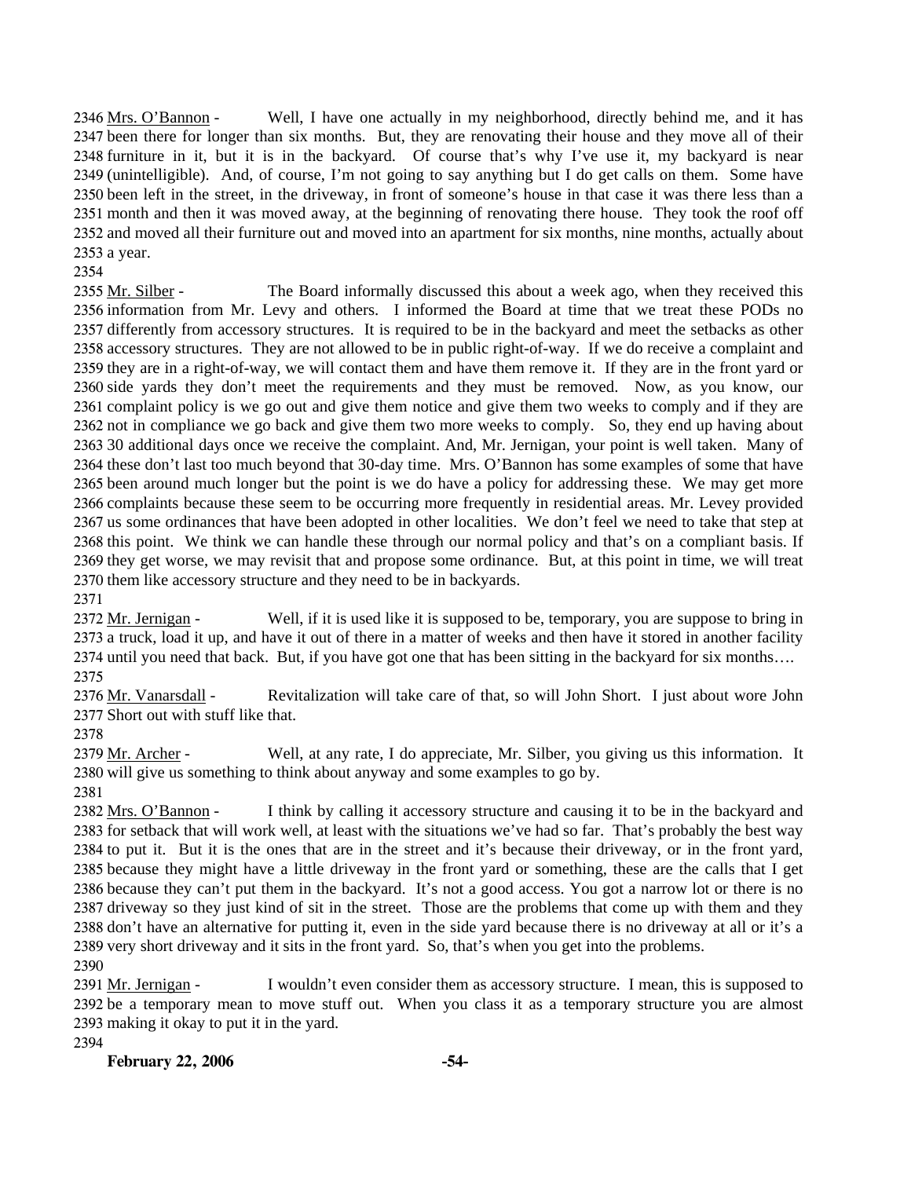2346 Mrs. O'Bannon - Well, I have one actually in my neighborhood, directly behind me, and it has 2347 been there for longer than six months. But, they are renovating their house and they move all of their 2348 furniture in it, but it is in the backyard. Of course that's why I've use it, my backyard is near 2349 (unintelligible). And, of course, I'm not going to say anything but I do get calls on them. Some have 2350 been left in the street, in the driveway, in front of someone's house in that case it was there less than a 2351 month and then it was moved away, at the beginning of renovating there house. They took the roof off 2352 and moved all their furniture out and moved into an apartment for six months, nine months, actually about 2353 a year.

2354

2355 Mr. Silber - The Board informally discussed this about a week ago, when they received this 2356 information from Mr. Levy and others. I informed the Board at time that we treat these PODs no 2357 differently from accessory structures. It is required to be in the backyard and meet the setbacks as other 2358 accessory structures. They are not allowed to be in public right-of-way. If we do receive a complaint and 2359 they are in a right-of-way, we will contact them and have them remove it. If they are in the front yard or 2360 side yards they don't meet the requirements and they must be removed. Now, as you know, our 2361 complaint policy is we go out and give them notice and give them two weeks to comply and if they are 2362 not in compliance we go back and give them two more weeks to comply. So, they end up having about 2363 30 additional days once we receive the complaint. And, Mr. Jernigan, your point is well taken. Many of 2364 these don't last too much beyond that 30-day time. Mrs. O'Bannon has some examples of some that have 2365 been around much longer but the point is we do have a policy for addressing these. We may get more 2366 complaints because these seem to be occurring more frequently in residential areas. Mr. Levey provided 2367 us some ordinances that have been adopted in other localities. We don't feel we need to take that step at 2368 this point. We think we can handle these through our normal policy and that's on a compliant basis. If 2369 they get worse, we may revisit that and propose some ordinance. But, at this point in time, we will treat 2370 them like accessory structure and they need to be in backyards.

2371

2372 Mr. Jernigan - Well, if it is used like it is supposed to be, temporary, you are suppose to bring in 2373 a truck, load it up, and have it out of there in a matter of weeks and then have it stored in another facility 2374 until you need that back. But, if you have got one that has been sitting in the backyard for six months….

2375

2376 Mr. Vanarsdall - Revitalization will take care of that, so will John Short. I just about wore John 2377 Short out with stuff like that.

2378

2379 Mr. Archer - Well, at any rate, I do appreciate, Mr. Silber, you giving us this information. It 2380 will give us something to think about anyway and some examples to go by.

2381

2382 Mrs. O'Bannon - I think by calling it accessory structure and causing it to be in the backyard and 2383 for setback that will work well, at least with the situations we've had so far. That's probably the best way 2384 to put it. But it is the ones that are in the street and it's because their driveway, or in the front yard, 2385 because they might have a little driveway in the front yard or something, these are the calls that I get 2386 because they can't put them in the backyard. It's not a good access. You got a narrow lot or there is no 2387 driveway so they just kind of sit in the street. Those are the problems that come up with them and they 2388 don't have an alternative for putting it, even in the side yard because there is no driveway at all or it's a 2389 very short driveway and it sits in the front yard. So, that's when you get into the problems.

2390

2391 Mr. Jernigan - I wouldn't even consider them as accessory structure. I mean, this is supposed to 2392 be a temporary mean to move stuff out. When you class it as a temporary structure you are almost 2393 making it okay to put it in the yard.

2394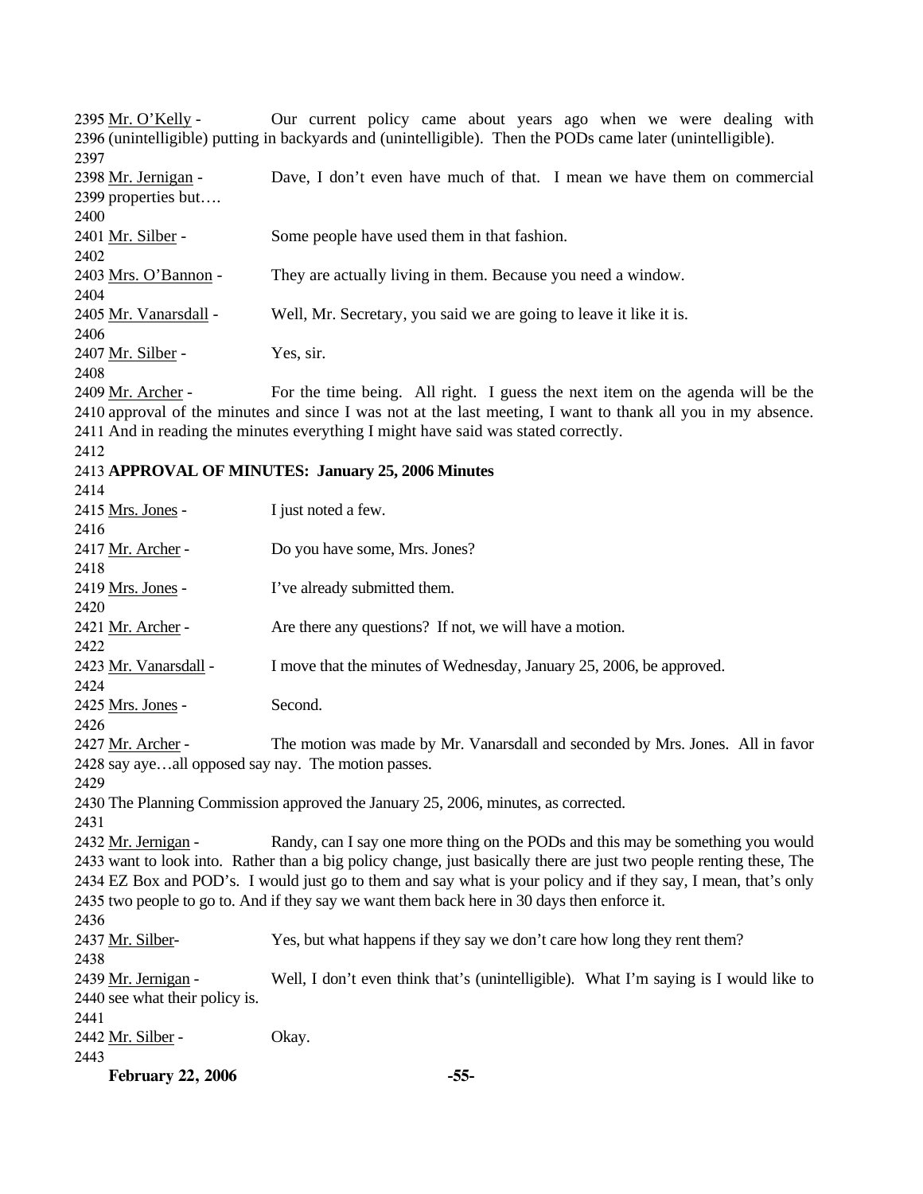Mr. O'Kelly - Our current policy came about years ago when we were dealing with (unintelligible) putting in backyards and (unintelligible). Then the PODs came later (unintelligible).

Mr. Jernigan - Dave, I don't even have much of that. I mean we have them on commercial properties but….

Mr. Silber - Some people have used them in that fashion.

Mrs. O'Bannon - They are actually living in them. Because you need a window.

Mr. Vanarsdall - Well, Mr. Secretary, you said we are going to leave it like it is.

Mr. Silber - Yes, sir.

Mr. Archer - For the time being. All right. I guess the next item on the agenda will be the approval of the minutes and since I was not at the last meeting, I want to thank all you in my absence. And in reading the minutes everything I might have said was stated correctly.

**APPROVAL OF MINUTES: January 25, 2006 Minutes**

Mrs. Jones - I just noted a few.

Mr. Archer - Do you have some, Mrs. Jones?

Mrs. Jones - I've already submitted them.

Mr. Archer - Are there any questions? If not, we will have a motion.

Mr. Vanarsdall - I move that the minutes of Wednesday, January 25, 2006, be approved.

Mrs. Jones - Second.

Mr. Archer - The motion was made by Mr. Vanarsdall and seconded by Mrs. Jones. All in favor say aye…all opposed say nay. The motion passes.

The Planning Commission approved the January 25, 2006, minutes, as corrected.

Mr. Jernigan - Randy, can I say one more thing on the PODs and this may be something you would want to look into. Rather than a big policy change, just basically there are just two people renting these, The EZ Box and POD's. I would just go to them and say what is your policy and if they say, I mean, that's only two people to go to. And if they say we want them back here in 30 days then enforce it.

Mr. Silber- Yes, but what happens if they say we don't care how long they rent them?

Mr. Jernigan - Well, I don't even think that's (unintelligible). What I'm saying is I would like to see what their policy is.

Mr. Silber - Okay.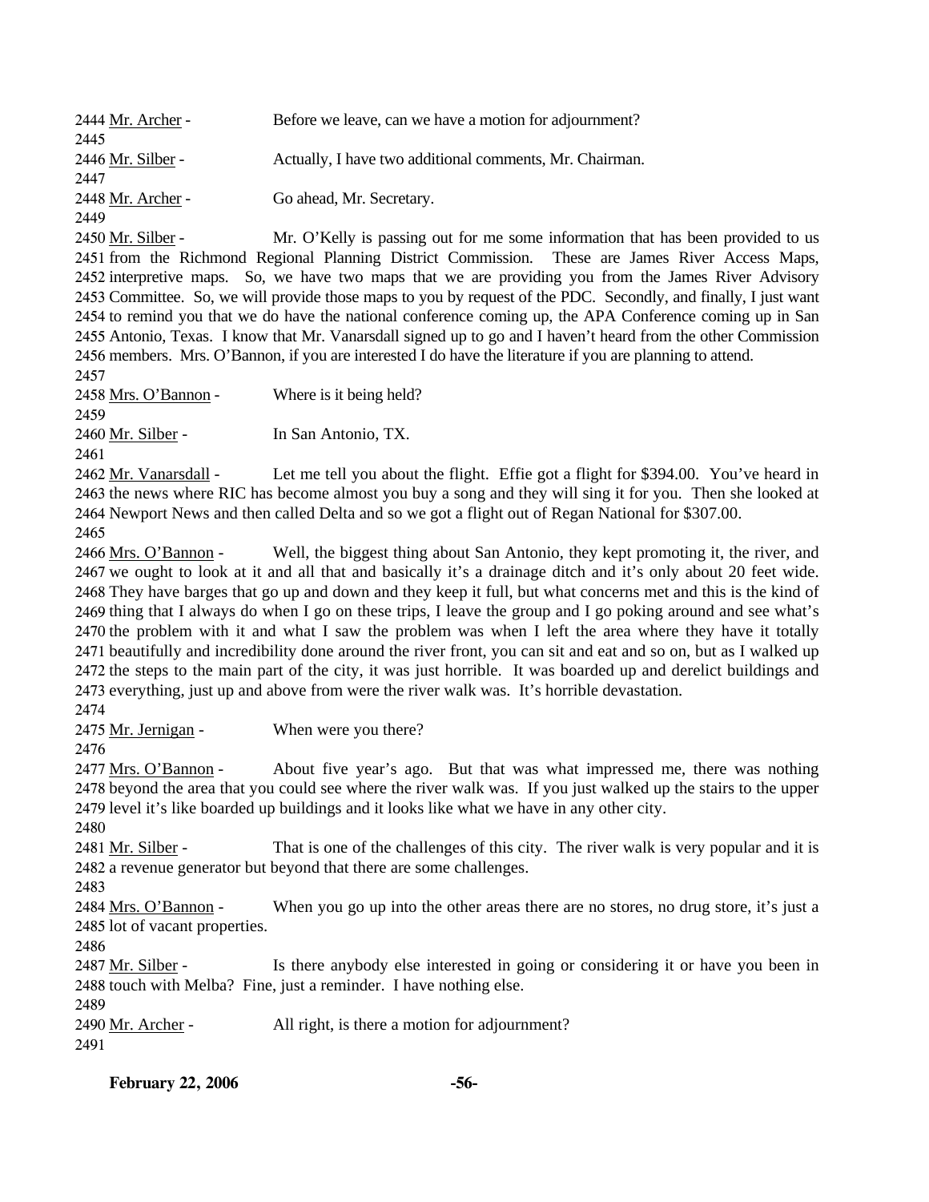2444 Mr. Archer - Before we leave, can we have a motion for adjournment?
2445
2446 Mr. Silber - Actually, I have two additional comments, Mr. Chairman.
2447
2448 Mr. Archer - Go ahead, Mr. Secretary.
2449
2450 Mr. Silber - Mr. O'Kelly is passing out for me some information that has been provided to us
2451 from the Richmond Regional Planning District Commission. These are James River Access Maps,
2452 interpretive maps. So, we have two maps that we are providing you from the James River Advisory
2453 Committee. So, we will provide those maps to you by request of the PDC. Secondly, and finally, I just want
2454 to remind you that we do have the national conference coming up, the APA Conference coming up in San
2455 Antonio, Texas. I know that Mr. Vanarsdall signed up to go and I haven't heard from the other Commission
2456 members. Mrs. O'Bannon, if you are interested I do have the literature if you are planning to attend.
2457
2458 Mrs. O'Bannon - Where is it being held?
2459
2460 Mr. Silber - In San Antonio, TX.
2461
2462 Mr. Vanarsdall - Let me tell you about the flight. Effie got a flight for $394.00. You've heard in
2463 the news where RIC has become almost you buy a song and they will sing it for you. Then she looked at
2464 Newport News and then called Delta and so we got a flight out of Regan National for $307.00.
2465
2466 Mrs. O'Bannon - Well, the biggest thing about San Antonio, they kept promoting it, the river, and
2467 we ought to look at it and all that and basically it's a drainage ditch and it's only about 20 feet wide.
2468 They have barges that go up and down and they keep it full, but what concerns met and this is the kind of
2469 thing that I always do when I go on these trips, I leave the group and I go poking around and see what's
2470 the problem with it and what I saw the problem was when I left the area where they have it totally
2471 beautifully and incredibility done around the river front, you can sit and eat and so on, but as I walked up
2472 the steps to the main part of the city, it was just horrible. It was boarded up and derelict buildings and
2473 everything, just up and above from were the river walk was. It's horrible devastation.
2474
2475 Mr. Jernigan - When were you there?
2476
2477 Mrs. O'Bannon - About five year's ago. But that was what impressed me, there was nothing
2478 beyond the area that you could see where the river walk was. If you just walked up the stairs to the upper
2479 level it's like boarded up buildings and it looks like what we have in any other city.
2480
2481 Mr. Silber - That is one of the challenges of this city. The river walk is very popular and it is
2482 a revenue generator but beyond that there are some challenges.
2483
2484 Mrs. O'Bannon - When you go up into the other areas there are no stores, no drug store, it's just a
2485 lot of vacant properties.
2486
2487 Mr. Silber - Is there anybody else interested in going or considering it or have you been in
2488 touch with Melba? Fine, just a reminder. I have nothing else.
2489
2490 Mr. Archer - All right, is there a motion for adjournment?
2491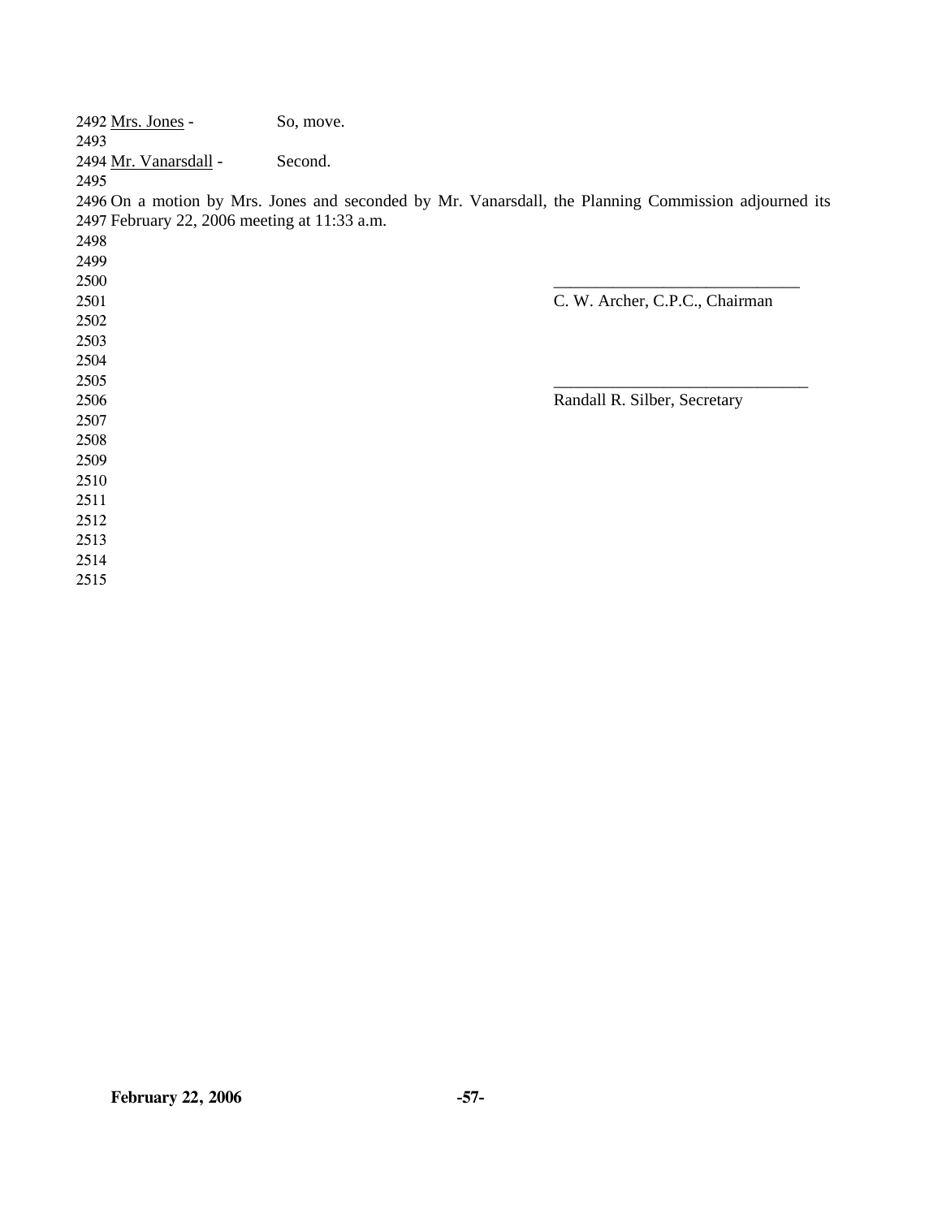2492 Mrs. Jones - So, move.

2493

2494 Mr. Vanarsdall - Second.

2495

2496 On a motion by Mrs. Jones and seconded by Mr. Vanarsdall, the Planning Commission adjourned its 2497 February 22, 2006 meeting at 11:33 a.m.

2498

2499

2500 ______________________________

2501 C. W. Archer, C.P.C., Chairman

2502

2503

2504

2505 ______________________________

2506 Randall R. Silber, Secretary

2507

2508

2509

2510

2511

2512

2513

2514

2515